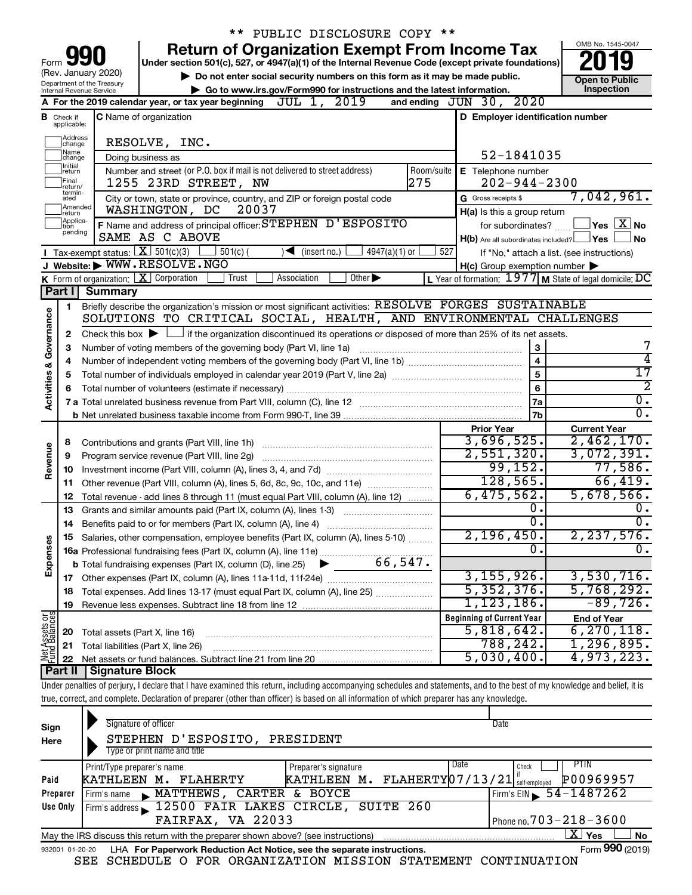** PUBLIC DISCLOSURE COPY **

# Form 990 — Return of Organization Exempt From Income Tax

Under section 501(c), 527, or 4947(a)(1) of the Internal Revenue Code (except private foundations)

(Rev. January 2020) Department of the Treasury Internal Revenue Service

▶ Do not enter social security numbers on this form as it may be made public.

▶ Go to www.irs.gov/Form990 for instructions and the latest information.

OMB No. 1545-0047 — **2019** — Open to Public Inspection

**A** For the 2019 calendar year, or tax year beginning JUL 1, 2019 and ending JUN 30, 2020

**B** Check if applicable: Address change, Name change, Initial return, Final return/terminated, Amended return, Application pending

**C** Name of organization: RESOLVE, INC.

Doing business as

Number and street (or P.O. box if mail is not delivered to street address): 1255 23RD STREET, NW — Room/suite: 275

City or town, state or province, country, and ZIP or foreign postal code: WASHINGTON, DC 20037

**D** Employer identification number: 52-1841035

**E** Telephone number: 202-944-2300

**G** Gross receipts $ 7,042,961.

**F** Name and address of principal officer: STEPHEN D'ESPOSITO SAME AS C ABOVE

**H(a)** Is this a group return for subordinates? ☐ Yes ☒ No

**H(b)** Are all subordinates included? ☐ Yes ☐ No — If "No," attach a list. (see instructions)

**H(c)** Group exemption number ▶

**I** Tax-exempt status: ☒ 501(c)(3) ☐ 501(c) ( ) ◀ (insert no.) ☐ 4947(a)(1) or ☐ 527

**J** Website: ▶ WWW.RESOLVE.NGO

**K** Form of organization: ☒ Corporation ☐ Trust ☐ Association ☐ Other ▶

**L** Year of formation: 1977 **M** State of legal domicile: DC

## Part I Summary

**Activities & Governance**

1. Briefly describe the organization's mission or most significant activities: RESOLVE FORGES SUSTAINABLE SOLUTIONS TO CRITICAL SOCIAL, HEALTH, AND ENVIRONMENTAL CHALLENGES
2. Check this box ▶ ☐ if the organization discontinued its operations or disposed of more than 25% of its net assets.

| Line | Description | | Value |
|---|---|---|---|
| 3 | Number of voting members of the governing body (Part VI, line 1a) | 3 | 7 |
| 4 | Number of independent voting members of the governing body (Part VI, line 1b) | 4 | 4 |
| 5 | Total number of individuals employed in calendar year 2019 (Part V, line 2a) | 5 | 17 |
| 6 | Total number of volunteers (estimate if necessary) | 6 | 2 |
| 7a | Total unrelated business revenue from Part VIII, column (C), line 12 | 7a | 0. |
| 7b | Net unrelated business taxable income from Form 990-T, line 39 | 7b | 0. |

| Section | Line | Description | Prior Year | Current Year |
|---|---|---|---|---|
| Revenue | 8 | Contributions and grants (Part VIII, line 1h) | 3,696,525. | 2,462,170. |
| | 9 | Program service revenue (Part VIII, line 2g) | 2,551,320. | 3,072,391. |
| | 10 | Investment income (Part VIII, column (A), lines 3, 4, and 7d) | 99,152. | 77,586. |
| | 11 | Other revenue (Part VIII, column (A), lines 5, 6d, 8c, 9c, 10c, and 11e) | 128,565. | 66,419. |
| | 12 | Total revenue - add lines 8 through 11 (must equal Part VIII, column (A), line 12) | 6,475,562. | 5,678,566. |
| Expenses | 13 | Grants and similar amounts paid (Part IX, column (A), lines 1-3) | 0. | 0. |
| | 14 | Benefits paid to or for members (Part IX, column (A), line 4) | 0. | 0. |
| | 15 | Salaries, other compensation, employee benefits (Part IX, column (A), lines 5-10) | 2,196,450. | 2,237,576. |
| | 16a | Professional fundraising fees (Part IX, column (A), line 11e) | 0. | 0. |
| | b | Total fundraising expenses (Part IX, column (D), line 25) ▶ 66,547. | | |
| | 17 | Other expenses (Part IX, column (A), lines 11a-11d, 11f-24e) | 3,155,926. | 3,530,716. |
| | 18 | Total expenses. Add lines 13-17 (must equal Part IX, column (A), line 25) | 5,352,376. | 5,768,292. |
| | 19 | Revenue less expenses. Subtract line 18 from line 12 | 1,123,186. | -89,726. |
| | | | **Beginning of Current Year** | **End of Year** |
| Net Assets or Fund Balances | 20 | Total assets (Part X, line 16) | 5,818,642. | 6,270,118. |
| | 21 | Total liabilities (Part X, line 26) | 788,242. | 1,296,895. |
| | 22 | Net assets or fund balances. Subtract line 21 from line 20 | 5,030,400. | 4,973,223. |

## Part II Signature Block

Under penalties of perjury, I declare that I have examined this return, including accompanying schedules and statements, and to the best of my knowledge and belief, it is true, correct, and complete. Declaration of preparer (other than officer) is based on all information of which preparer has any knowledge.

**Sign Here**

Signature of officer — Date

STEPHEN D'ESPOSITO, PRESIDENT

Type or print name and title

**Paid Preparer Use Only**

| Print/Type preparer's name | Preparer's signature | Date | Check if self-employed | PTIN |
|---|---|---|---|---|
| KATHLEEN M. FLAHERTY | KATHLEEN M. FLAHERTY | 07/13/21 | | P00969957 |

Firm's name ▶ MATTHEWS, CARTER & BOYCE — Firm's EIN ▶ 54-1487262

Firm's address ▶ 12500 FAIR LAKES CIRCLE, SUITE 260 FAIRFAX, VA 22033 — Phone no. 703-218-3600

May the IRS discuss this return with the preparer shown above? (see instructions) ☒ Yes ☐ No

932001 01-20-20 LHA For Paperwork Reduction Act Notice, see the separate instructions. Form **990** (2019)

SEE SCHEDULE O FOR ORGANIZATION MISSION STATEMENT CONTINUATION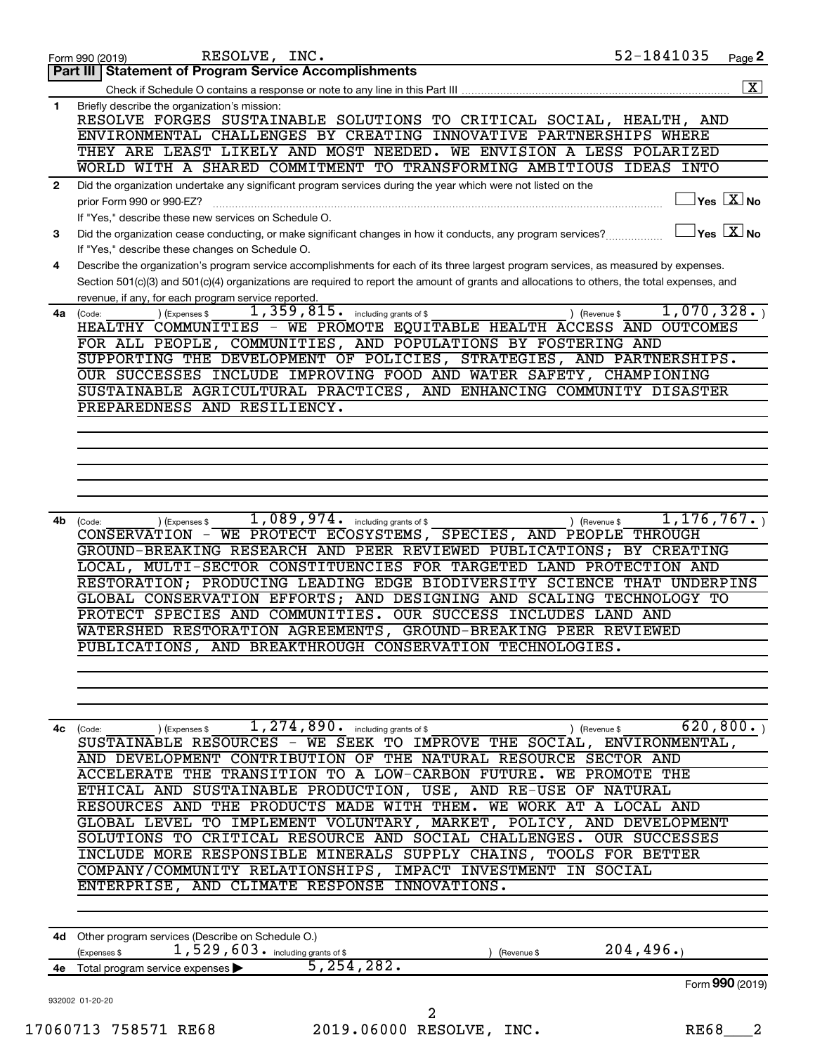Form 990 (2019) RESOLVE, INC. 52-1841035 Page **2**

## Part III | Statement of Program Service Accomplishments

Check if Schedule O contains a response or note to any line in this Part III .......... [X]

**1** Briefly describe the organization's mission:

RESOLVE FORGES SUSTAINABLE SOLUTIONS TO CRITICAL SOCIAL, HEALTH, AND ENVIRONMENTAL CHALLENGES BY CREATING INNOVATIVE PARTNERSHIPS WHERE THEY ARE LEAST LIKELY AND MOST NEEDED. WE ENVISION A LESS POLARIZED WORLD WITH A SHARED COMMITMENT TO TRANSFORMING AMBITIOUS IDEAS INTO

**2** Did the organization undertake any significant program services during the year which were not listed on the prior Form 990 or 990-EZ? .......... [ ] Yes [X] No

If "Yes," describe these new services on Schedule O.

**3** Did the organization cease conducting, or make significant changes in how it conducts, any program services? .......... [ ] Yes [X] No

If "Yes," describe these changes on Schedule O.

**4** Describe the organization's program service accomplishments for each of its three largest program services, as measured by expenses. Section 501(c)(3) and 501(c)(4) organizations are required to report the amount of grants and allocations to others, the total expenses, and revenue, if any, for each program service reported.

**4a** (Code: ) (Expenses $ 1,359,815. including grants of $ ) (Revenue $ 1,070,328. )

HEALTHY COMMUNITIES - WE PROMOTE EQUITABLE HEALTH ACCESS AND OUTCOMES FOR ALL PEOPLE, COMMUNITIES, AND POPULATIONS BY FOSTERING AND SUPPORTING THE DEVELOPMENT OF POLICIES, STRATEGIES, AND PARTNERSHIPS. OUR SUCCESSES INCLUDE IMPROVING FOOD AND WATER SAFETY, CHAMPIONING SUSTAINABLE AGRICULTURAL PRACTICES, AND ENHANCING COMMUNITY DISASTER PREPAREDNESS AND RESILIENCY.

**4b** (Code: ) (Expenses $ 1,089,974. including grants of $ ) (Revenue $ 1,176,767. )

CONSERVATION - WE PROTECT ECOSYSTEMS, SPECIES, AND PEOPLE THROUGH GROUND-BREAKING RESEARCH AND PEER REVIEWED PUBLICATIONS; BY CREATING LOCAL, MULTI-SECTOR CONSTITUENCIES FOR TARGETED LAND PROTECTION AND RESTORATION; PRODUCING LEADING EDGE BIODIVERSITY SCIENCE THAT UNDERPINS GLOBAL CONSERVATION EFFORTS; AND DESIGNING AND SCALING TECHNOLOGY TO PROTECT SPECIES AND COMMUNITIES. OUR SUCCESS INCLUDES LAND AND WATERSHED RESTORATION AGREEMENTS, GROUND-BREAKING PEER REVIEWED PUBLICATIONS, AND BREAKTHROUGH CONSERVATION TECHNOLOGIES.

**4c** (Code: ) (Expenses $ 1,274,890. including grants of $ ) (Revenue $ 620,800. )

SUSTAINABLE RESOURCES - WE SEEK TO IMPROVE THE SOCIAL, ENVIRONMENTAL, AND DEVELOPMENT CONTRIBUTION OF THE NATURAL RESOURCE SECTOR AND ACCELERATE THE TRANSITION TO A LOW-CARBON FUTURE. WE PROMOTE THE ETHICAL AND SUSTAINABLE PRODUCTION, USE, AND RE-USE OF NATURAL RESOURCES AND THE PRODUCTS MADE WITH THEM. WE WORK AT A LOCAL AND GLOBAL LEVEL TO IMPLEMENT VOLUNTARY, MARKET, POLICY, AND DEVELOPMENT SOLUTIONS TO CRITICAL RESOURCE AND SOCIAL CHALLENGES. OUR SUCCESSES INCLUDE MORE RESPONSIBLE MINERALS SUPPLY CHAINS, TOOLS FOR BETTER COMPANY/COMMUNITY RELATIONSHIPS, IMPACT INVESTMENT IN SOCIAL ENTERPRISE, AND CLIMATE RESPONSE INNOVATIONS.

**4d** Other program services (Describe on Schedule O.)

(Expenses $ 1,529,603. including grants of $ ) (Revenue $ 204,496.)

**4e** Total program service expenses ▶ 5,254,282.

Form **990** (2019)

932002 01-20-20

17060713 758571 RE68 2019.06000 RESOLVE, INC. RE68___2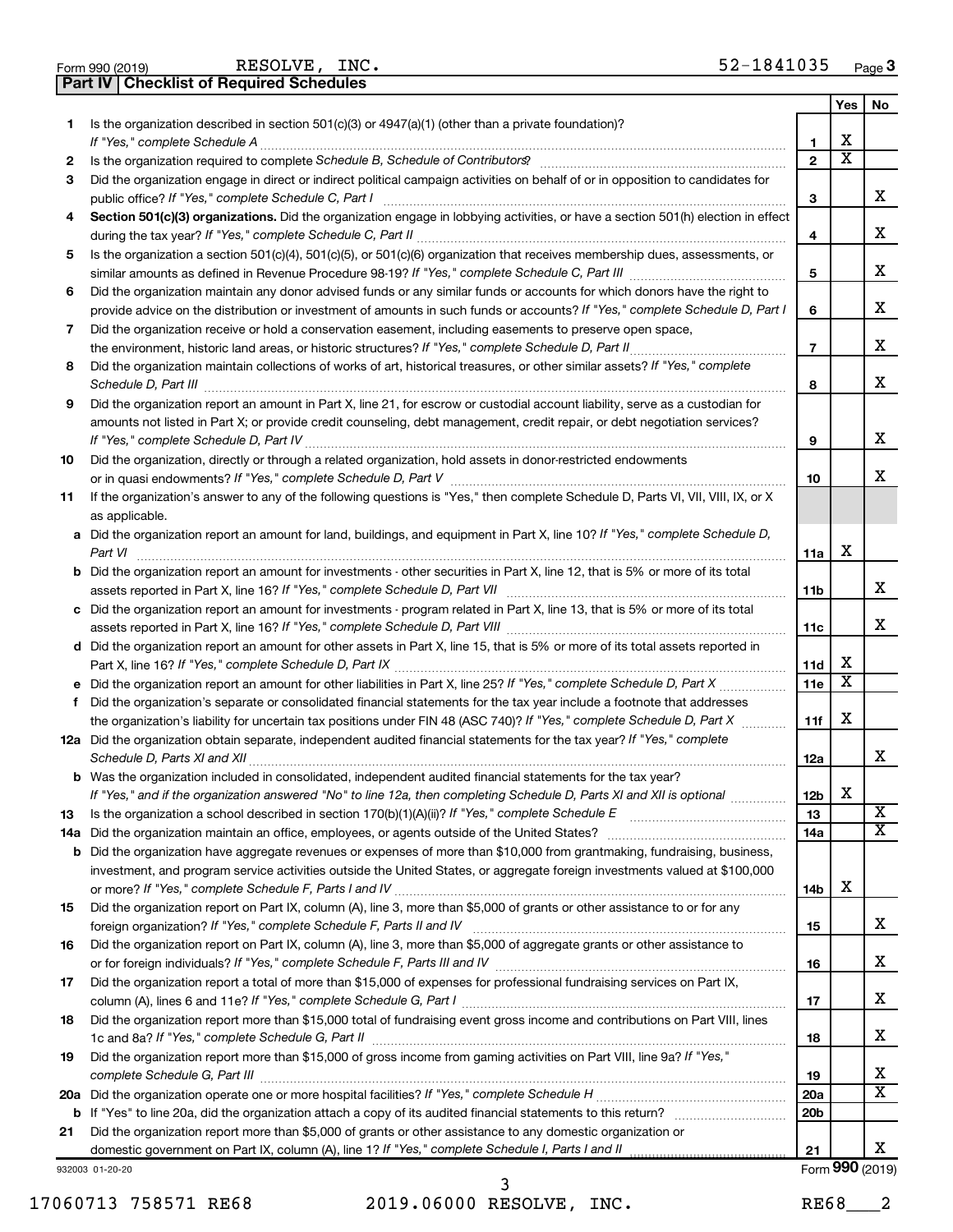Form 990 (2019) RESOLVE, INC. 52-1841035 Page 3

## Part IV | Checklist of Required Schedules

| | | | Yes | No |
|---|---|---|---|---|
| 1 | Is the organization described in section 501(c)(3) or 4947(a)(1) (other than a private foundation)? *If "Yes," complete Schedule A* | 1 | X | |
| 2 | Is the organization required to complete *Schedule B, Schedule of Contributors*? | 2 | X | |
| 3 | Did the organization engage in direct or indirect political campaign activities on behalf of or in opposition to candidates for public office? *If "Yes," complete Schedule C, Part I* | 3 | | X |
| 4 | **Section 501(c)(3) organizations.** Did the organization engage in lobbying activities, or have a section 501(h) election in effect during the tax year? *If "Yes," complete Schedule C, Part II* | 4 | | X |
| 5 | Is the organization a section 501(c)(4), 501(c)(5), or 501(c)(6) organization that receives membership dues, assessments, or similar amounts as defined in Revenue Procedure 98-19? *If "Yes," complete Schedule C, Part III* | 5 | | X |
| 6 | Did the organization maintain any donor advised funds or any similar funds or accounts for which donors have the right to provide advice on the distribution or investment of amounts in such funds or accounts? *If "Yes," complete Schedule D, Part I* | 6 | | X |
| 7 | Did the organization receive or hold a conservation easement, including easements to preserve open space, the environment, historic land areas, or historic structures? *If "Yes," complete Schedule D, Part II* | 7 | | X |
| 8 | Did the organization maintain collections of works of art, historical treasures, or other similar assets? *If "Yes," complete Schedule D, Part III* | 8 | | X |
| 9 | Did the organization report an amount in Part X, line 21, for escrow or custodial account liability, serve as a custodian for amounts not listed in Part X; or provide credit counseling, debt management, credit repair, or debt negotiation services? *If "Yes," complete Schedule D, Part IV* | 9 | | X |
| 10 | Did the organization, directly or through a related organization, hold assets in donor-restricted endowments or in quasi endowments? *If "Yes," complete Schedule D, Part V* | 10 | | X |
| 11 | If the organization's answer to any of the following questions is "Yes," then complete Schedule D, Parts VI, VII, VIII, IX, or X as applicable. | | | |
| a | Did the organization report an amount for land, buildings, and equipment in Part X, line 10? *If "Yes," complete Schedule D, Part VI* | 11a | X | |
| b | Did the organization report an amount for investments - other securities in Part X, line 12, that is 5% or more of its total assets reported in Part X, line 16? *If "Yes," complete Schedule D, Part VII* | 11b | | X |
| c | Did the organization report an amount for investments - program related in Part X, line 13, that is 5% or more of its total assets reported in Part X, line 16? *If "Yes," complete Schedule D, Part VIII* | 11c | | X |
| d | Did the organization report an amount for other assets in Part X, line 15, that is 5% or more of its total assets reported in Part X, line 16? *If "Yes," complete Schedule D, Part IX* | 11d | X | |
| e | Did the organization report an amount for other liabilities in Part X, line 25? *If "Yes," complete Schedule D, Part X* | 11e | X | |
| f | Did the organization's separate or consolidated financial statements for the tax year include a footnote that addresses the organization's liability for uncertain tax positions under FIN 48 (ASC 740)? *If "Yes," complete Schedule D, Part X* | 11f | X | |
| 12a | Did the organization obtain separate, independent audited financial statements for the tax year? *If "Yes," complete Schedule D, Parts XI and XII* | 12a | | X |
| b | Was the organization included in consolidated, independent audited financial statements for the tax year? *If "Yes," and if the organization answered "No" to line 12a, then completing Schedule D, Parts XI and XII is optional* | 12b | X | |
| 13 | Is the organization a school described in section 170(b)(1)(A)(ii)? *If "Yes," complete Schedule E* | 13 | | X |
| 14a | Did the organization maintain an office, employees, or agents outside of the United States? | 14a | | X |
| b | Did the organization have aggregate revenues or expenses of more than $10,000 from grantmaking, fundraising, business, investment, and program service activities outside the United States, or aggregate foreign investments valued at $100,000 or more? *If "Yes," complete Schedule F, Parts I and IV* | 14b | X | |
| 15 | Did the organization report on Part IX, column (A), line 3, more than $5,000 of grants or other assistance to or for any foreign organization? *If "Yes," complete Schedule F, Parts II and IV* | 15 | | X |
| 16 | Did the organization report on Part IX, column (A), line 3, more than $5,000 of aggregate grants or other assistance to or for foreign individuals? *If "Yes," complete Schedule F, Parts III and IV* | 16 | | X |
| 17 | Did the organization report a total of more than $15,000 of expenses for professional fundraising services on Part IX, column (A), lines 6 and 11e? *If "Yes," complete Schedule G, Part I* | 17 | | X |
| 18 | Did the organization report more than $15,000 total of fundraising event gross income and contributions on Part VIII, lines 1c and 8a? *If "Yes," complete Schedule G, Part II* | 18 | | X |
| 19 | Did the organization report more than $15,000 of gross income from gaming activities on Part VIII, line 9a? *If "Yes," complete Schedule G, Part III* | 19 | | X |
| 20a | Did the organization operate one or more hospital facilities? *If "Yes," complete Schedule H* | 20a | | X |
| b | If "Yes" to line 20a, did the organization attach a copy of its audited financial statements to this return? | 20b | | |
| 21 | Did the organization report more than $5,000 of grants or other assistance to any domestic organization or domestic government on Part IX, column (A), line 1? *If "Yes," complete Schedule I, Parts I and II* | 21 | | X |

932003 01-20-20 Form **990** (2019)

17060713 758571 RE68 2019.06000 RESOLVE, INC. RE68___2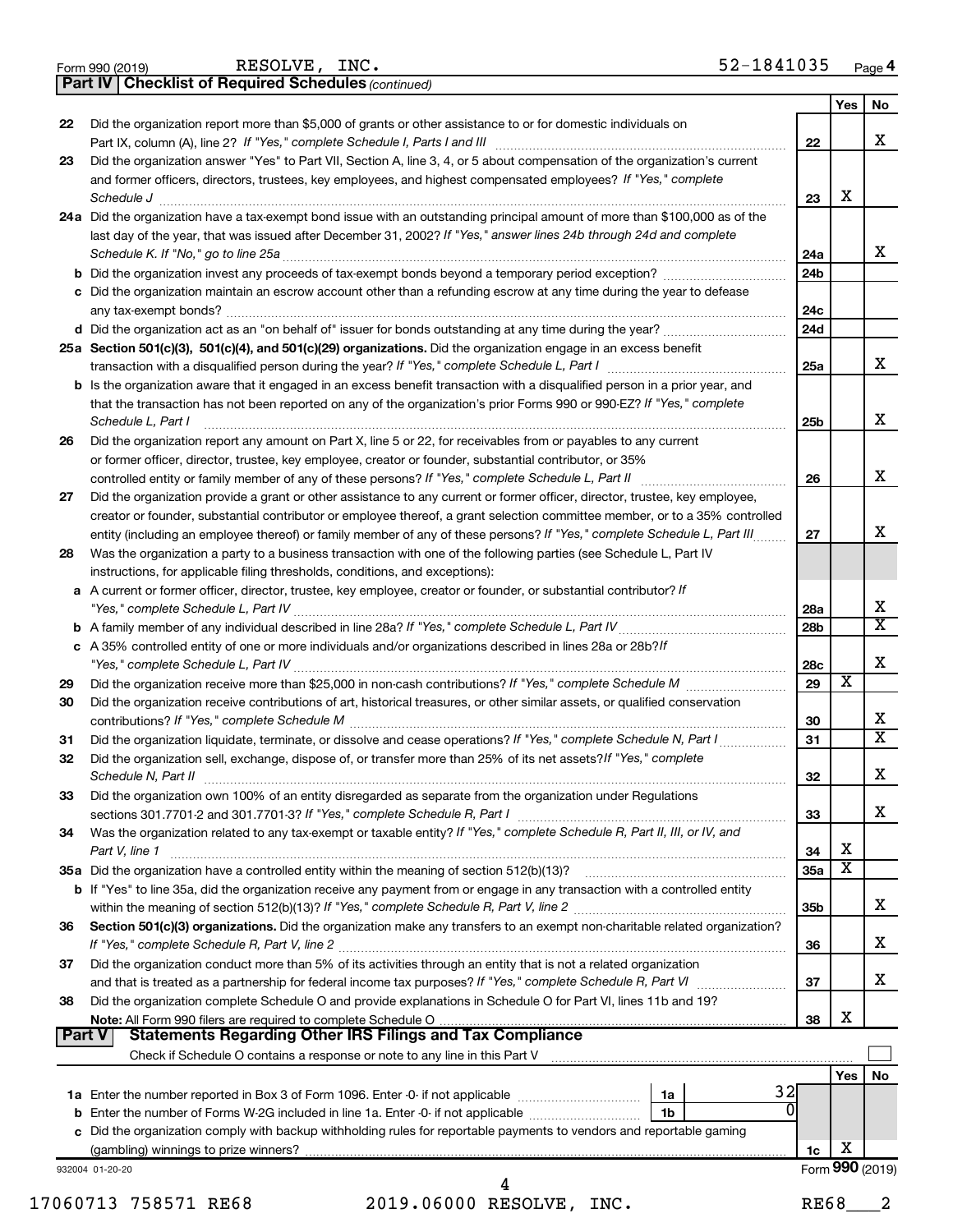Form 990 (2019) RESOLVE, INC. 52-1841035 Page 4

## Part IV | Checklist of Required Schedules *(continued)*

| | | | Yes | No |
|---|---|---|---|---|
| 22 | Did the organization report more than $5,000 of grants or other assistance to or for domestic individuals on Part IX, column (A), line 2? *If "Yes," complete Schedule I, Parts I and III* | 22 | | X |
| 23 | Did the organization answer "Yes" to Part VII, Section A, line 3, 4, or 5 about compensation of the organization's current and former officers, directors, trustees, key employees, and highest compensated employees? *If "Yes," complete Schedule J* | 23 | X | |
| 24a | Did the organization have a tax-exempt bond issue with an outstanding principal amount of more than $100,000 as of the last day of the year, that was issued after December 31, 2002? *If "Yes," answer lines 24b through 24d and complete Schedule K. If "No," go to line 25a* | 24a | | X |
| b | Did the organization invest any proceeds of tax-exempt bonds beyond a temporary period exception? | 24b | | |
| c | Did the organization maintain an escrow account other than a refunding escrow at any time during the year to defease any tax-exempt bonds? | 24c | | |
| d | Did the organization act as an "on behalf of" issuer for bonds outstanding at any time during the year? | 24d | | |
| 25a | **Section 501(c)(3), 501(c)(4), and 501(c)(29) organizations.** Did the organization engage in an excess benefit transaction with a disqualified person during the year? *If "Yes," complete Schedule L, Part I* | 25a | | X |
| b | Is the organization aware that it engaged in an excess benefit transaction with a disqualified person in a prior year, and that the transaction has not been reported on any of the organization's prior Forms 990 or 990-EZ? *If "Yes," complete Schedule L, Part I* | 25b | | X |
| 26 | Did the organization report any amount on Part X, line 5 or 22, for receivables from or payables to any current or former officer, director, trustee, key employee, creator or founder, substantial contributor, or 35% controlled entity or family member of any of these persons? *If "Yes," complete Schedule L, Part II* | 26 | | X |
| 27 | Did the organization provide a grant or other assistance to any current or former officer, director, trustee, key employee, creator or founder, substantial contributor or employee thereof, a grant selection committee member, or to a 35% controlled entity (including an employee thereof) or family member of any of these persons? *If "Yes," complete Schedule L, Part III* | 27 | | X |
| 28 | Was the organization a party to a business transaction with one of the following parties (see Schedule L, Part IV instructions, for applicable filing thresholds, conditions, and exceptions): | | | |
| a | A current or former officer, director, trustee, key employee, creator or founder, or substantial contributor? *If "Yes," complete Schedule L, Part IV* | 28a | | X |
| b | A family member of any individual described in line 28a? *If "Yes," complete Schedule L, Part IV* | 28b | | X |
| c | A 35% controlled entity of one or more individuals and/or organizations described in lines 28a or 28b? *If "Yes," complete Schedule L, Part IV* | 28c | | X |
| 29 | Did the organization receive more than $25,000 in non-cash contributions? *If "Yes," complete Schedule M* | 29 | X | |
| 30 | Did the organization receive contributions of art, historical treasures, or other similar assets, or qualified conservation contributions? *If "Yes," complete Schedule M* | 30 | | X |
| 31 | Did the organization liquidate, terminate, or dissolve and cease operations? *If "Yes," complete Schedule N, Part I* | 31 | | X |
| 32 | Did the organization sell, exchange, dispose of, or transfer more than 25% of its net assets? *If "Yes," complete Schedule N, Part II* | 32 | | X |
| 33 | Did the organization own 100% of an entity disregarded as separate from the organization under Regulations sections 301.7701-2 and 301.7701-3? *If "Yes," complete Schedule R, Part I* | 33 | | X |
| 34 | Was the organization related to any tax-exempt or taxable entity? *If "Yes," complete Schedule R, Part II, III, or IV, and Part V, line 1* | 34 | X | |
| 35a | Did the organization have a controlled entity within the meaning of section 512(b)(13)? | 35a | X | |
| b | If "Yes" to line 35a, did the organization receive any payment from or engage in any transaction with a controlled entity within the meaning of section 512(b)(13)? *If "Yes," complete Schedule R, Part V, line 2* | 35b | | X |
| 36 | **Section 501(c)(3) organizations.** Did the organization make any transfers to an exempt non-charitable related organization? *If "Yes," complete Schedule R, Part V, line 2* | 36 | | X |
| 37 | Did the organization conduct more than 5% of its activities through an entity that is not a related organization and that is treated as a partnership for federal income tax purposes? *If "Yes," complete Schedule R, Part VI* | 37 | | X |
| 38 | Did the organization complete Schedule O and provide explanations in Schedule O for Part VI, lines 11b and 19? **Note:** All Form 990 filers are required to complete Schedule O | 38 | X | |

## Part V | Statements Regarding Other IRS Filings and Tax Compliance

Check if Schedule O contains a response or note to any line in this Part V ☐

| | | | | | Yes | No |
|---|---|---|---|---|---|---|
| 1a | Enter the number reported in Box 3 of Form 1096. Enter -0- if not applicable | 1a | 32 | | | |
| b | Enter the number of Forms W-2G included in line 1a. Enter -0- if not applicable | 1b | 0 | | | |
| c | Did the organization comply with backup withholding rules for reportable payments to vendors and reportable gaming (gambling) winnings to prize winners? | | | 1c | X | |

932004 01-20-20 Form **990** (2019)

17060713 758571 RE68 2019.06000 RESOLVE, INC. RE68___2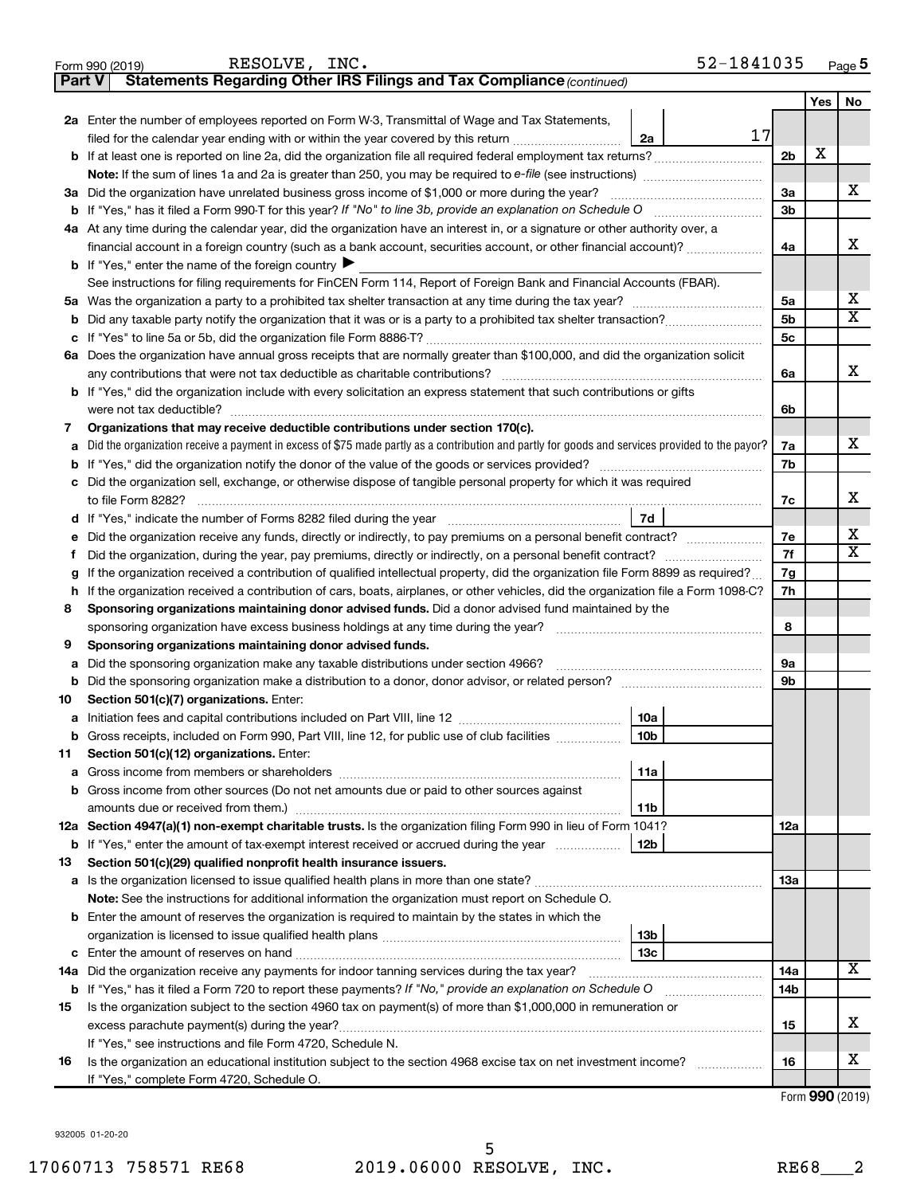Form 990 (2019) RESOLVE, INC. 52-1841035 Page 5

**Part V Statements Regarding Other IRS Filings and Tax Compliance** *(continued)*

| | | | | Yes | No |
|---|---|---|---|---|---|
| **2a** | Enter the number of employees reported on Form W-3, Transmittal of Wage and Tax Statements, filed for the calendar year ending with or within the year covered by this return | 2a | 17 | | |
| **b** | If at least one is reported on line 2a, did the organization file all required federal employment tax returns? | | 2b | X | |
| | **Note:** If the sum of lines 1a and 2a is greater than 250, you may be required to *e-file* (see instructions) | | | | |
| **3a** | Did the organization have unrelated business gross income of $1,000 or more during the year? | | 3a | | X |
| **b** | If "Yes," has it filed a Form 990-T for this year? *If "No" to line 3b, provide an explanation on Schedule O* | | 3b | | |
| **4a** | At any time during the calendar year, did the organization have an interest in, or a signature or other authority over, a financial account in a foreign country (such as a bank account, securities account, or other financial account)? | | 4a | | X |
| **b** | If "Yes," enter the name of the foreign country ▶ | | | | |
| | See instructions for filing requirements for FinCEN Form 114, Report of Foreign Bank and Financial Accounts (FBAR). | | | | |
| **5a** | Was the organization a party to a prohibited tax shelter transaction at any time during the tax year? | | 5a | | X |
| **b** | Did any taxable party notify the organization that it was or is a party to a prohibited tax shelter transaction? | | 5b | | X |
| **c** | If "Yes" to line 5a or 5b, did the organization file Form 8886-T? | | 5c | | |
| **6a** | Does the organization have annual gross receipts that are normally greater than $100,000, and did the organization solicit any contributions that were not tax deductible as charitable contributions? | | 6a | | X |
| **b** | If "Yes," did the organization include with every solicitation an express statement that such contributions or gifts were not tax deductible? | | 6b | | |
| **7** | **Organizations that may receive deductible contributions under section 170(c).** | | | | |
| **a** | Did the organization receive a payment in excess of $75 made partly as a contribution and partly for goods and services provided to the payor? | | 7a | | X |
| **b** | If "Yes," did the organization notify the donor of the value of the goods or services provided? | | 7b | | |
| **c** | Did the organization sell, exchange, or otherwise dispose of tangible personal property for which it was required to file Form 8282? | | 7c | | X |
| **d** | If "Yes," indicate the number of Forms 8282 filed during the year | 7d | | | |
| **e** | Did the organization receive any funds, directly or indirectly, to pay premiums on a personal benefit contract? | | 7e | | X |
| **f** | Did the organization, during the year, pay premiums, directly or indirectly, on a personal benefit contract? | | 7f | | X |
| **g** | If the organization received a contribution of qualified intellectual property, did the organization file Form 8899 as required? | | 7g | | |
| **h** | If the organization received a contribution of cars, boats, airplanes, or other vehicles, did the organization file a Form 1098-C? | | 7h | | |
| **8** | **Sponsoring organizations maintaining donor advised funds.** Did a donor advised fund maintained by the sponsoring organization have excess business holdings at any time during the year? | | 8 | | |
| **9** | **Sponsoring organizations maintaining donor advised funds.** | | | | |
| **a** | Did the sponsoring organization make any taxable distributions under section 4966? | | 9a | | |
| **b** | Did the sponsoring organization make a distribution to a donor, donor advisor, or related person? | | 9b | | |
| **10** | **Section 501(c)(7) organizations.** Enter: | | | | |
| **a** | Initiation fees and capital contributions included on Part VIII, line 12 | 10a | | | |
| **b** | Gross receipts, included on Form 990, Part VIII, line 12, for public use of club facilities | 10b | | | |
| **11** | **Section 501(c)(12) organizations.** Enter: | | | | |
| **a** | Gross income from members or shareholders | 11a | | | |
| **b** | Gross income from other sources (Do not net amounts due or paid to other sources against amounts due or received from them.) | 11b | | | |
| **12a** | **Section 4947(a)(1) non-exempt charitable trusts.** Is the organization filing Form 990 in lieu of Form 1041? | | 12a | | |
| **b** | If "Yes," enter the amount of tax-exempt interest received or accrued during the year | 12b | | | |
| **13** | **Section 501(c)(29) qualified nonprofit health insurance issuers.** | | | | |
| **a** | Is the organization licensed to issue qualified health plans in more than one state? | | 13a | | |
| | **Note:** See the instructions for additional information the organization must report on Schedule O. | | | | |
| **b** | Enter the amount of reserves the organization is required to maintain by the states in which the organization is licensed to issue qualified health plans | 13b | | | |
| **c** | Enter the amount of reserves on hand | 13c | | | |
| **14a** | Did the organization receive any payments for indoor tanning services during the tax year? | | 14a | | X |
| **b** | If "Yes," has it filed a Form 720 to report these payments? *If "No," provide an explanation on Schedule O* | | 14b | | |
| **15** | Is the organization subject to the section 4960 tax on payment(s) of more than $1,000,000 in remuneration or excess parachute payment(s) during the year? | | 15 | | X |
| | If "Yes," see instructions and file Form 4720, Schedule N. | | | | |
| **16** | Is the organization an educational institution subject to the section 4968 excise tax on net investment income? | | 16 | | X |
| | If "Yes," complete Form 4720, Schedule O. | | | | |

Form **990** (2019)

932005 01-20-20

17060713 758571 RE68 2019.06000 RESOLVE, INC. RE68___2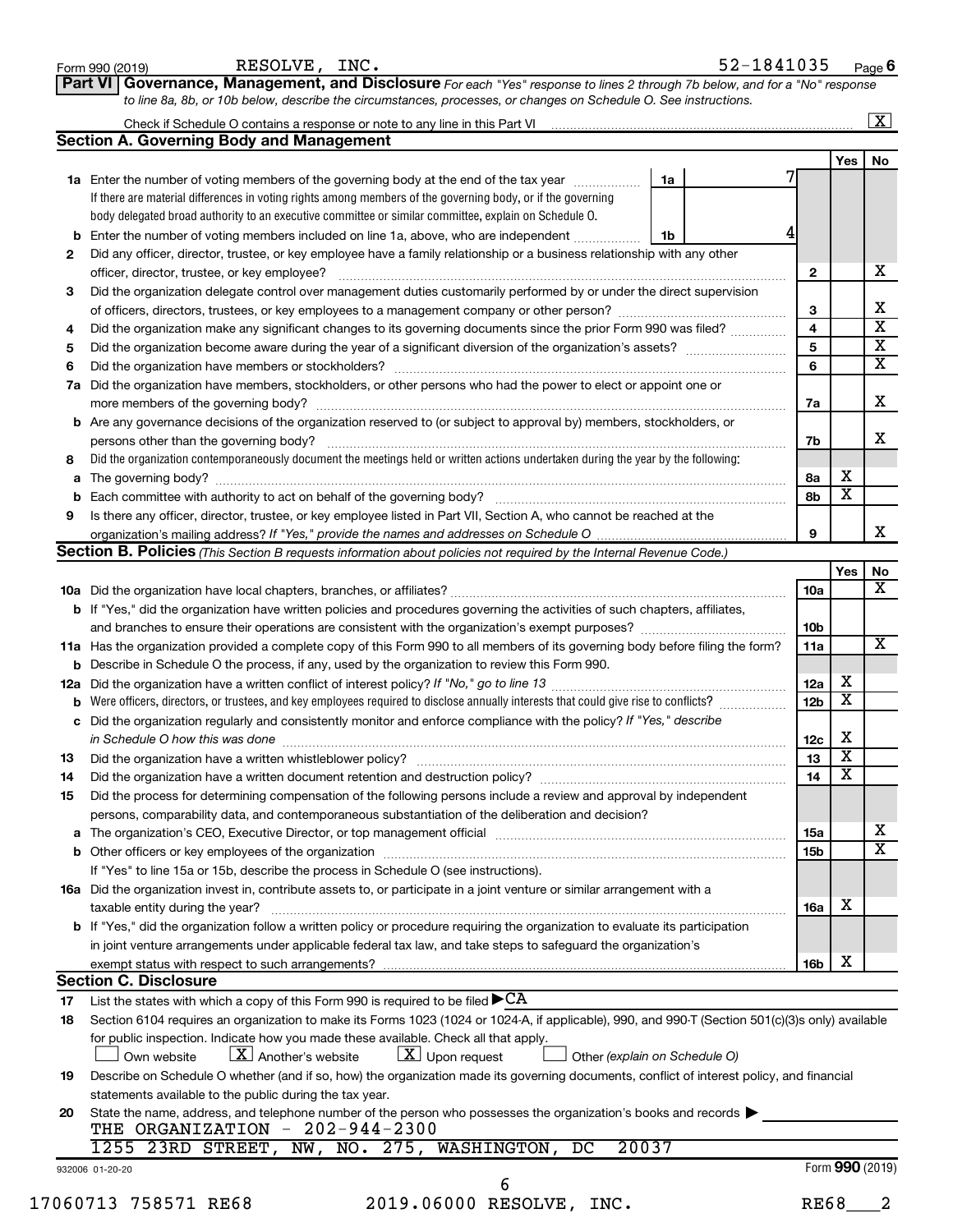Form 990 (2019) RESOLVE, INC. 52-1841035 Page **6**

**Part VI | Governance, Management, and Disclosure** *For each "Yes" response to lines 2 through 7b below, and for a "No" response to line 8a, 8b, or 10b below, describe the circumstances, processes, or changes on Schedule O. See instructions.*

Check if Schedule O contains a response or note to any line in this Part VI .......... [X]

## Section A. Governing Body and Management

| | | | | Yes | No |
|---|---|---|---|---|---|
| **1a** | Enter the number of voting members of the governing body at the end of the tax year ... **1a** 7 <br> If there are material differences in voting rights among members of the governing body, or if the governing body delegated broad authority to an executive committee or similar committee, explain on Schedule O. | | | | |
| **b** | Enter the number of voting members included on line 1a, above, who are independent ... **1b** 4 | | | | |
| **2** | Did any officer, director, trustee, or key employee have a family relationship or a business relationship with any other officer, director, trustee, or key employee? | | **2** | | X |
| **3** | Did the organization delegate control over management duties customarily performed by or under the direct supervision of officers, directors, trustees, or key employees to a management company or other person? | | **3** | | X |
| **4** | Did the organization make any significant changes to its governing documents since the prior Form 990 was filed? | | **4** | | X |
| **5** | Did the organization become aware during the year of a significant diversion of the organization's assets? | | **5** | | X |
| **6** | Did the organization have members or stockholders? | | **6** | | X |
| **7a** | Did the organization have members, stockholders, or other persons who had the power to elect or appoint one or more members of the governing body? | | **7a** | | X |
| **b** | Are any governance decisions of the organization reserved to (or subject to approval by) members, stockholders, or persons other than the governing body? | | **7b** | | X |
| **8** | Did the organization contemporaneously document the meetings held or written actions undertaken during the year by the following: | | | | |
| **a** | The governing body? | | **8a** | X | |
| **b** | Each committee with authority to act on behalf of the governing body? | | **8b** | X | |
| **9** | Is there any officer, director, trustee, or key employee listed in Part VII, Section A, who cannot be reached at the organization's mailing address? *If "Yes," provide the names and addresses on Schedule O* | | **9** | | X |

## Section B. Policies *(This Section B requests information about policies not required by the Internal Revenue Code.)*

| | | | Yes | No |
|---|---|---|---|---|
| **10a** | Did the organization have local chapters, branches, or affiliates? | **10a** | | X |
| **b** | If "Yes," did the organization have written policies and procedures governing the activities of such chapters, affiliates, and branches to ensure their operations are consistent with the organization's exempt purposes? | **10b** | | |
| **11a** | Has the organization provided a complete copy of this Form 990 to all members of its governing body before filing the form? | **11a** | | X |
| **b** | Describe in Schedule O the process, if any, used by the organization to review this Form 990. | | | |
| **12a** | Did the organization have a written conflict of interest policy? *If "No," go to line 13* | **12a** | X | |
| **b** | Were officers, directors, or trustees, and key employees required to disclose annually interests that could give rise to conflicts? | **12b** | X | |
| **c** | Did the organization regularly and consistently monitor and enforce compliance with the policy? *If "Yes," describe in Schedule O how this was done* | **12c** | X | |
| **13** | Did the organization have a written whistleblower policy? | **13** | X | |
| **14** | Did the organization have a written document retention and destruction policy? | **14** | X | |
| **15** | Did the process for determining compensation of the following persons include a review and approval by independent persons, comparability data, and contemporaneous substantiation of the deliberation and decision? | | | |
| **a** | The organization's CEO, Executive Director, or top management official | **15a** | | X |
| **b** | Other officers or key employees of the organization <br> If "Yes" to line 15a or 15b, describe the process in Schedule O (see instructions). | **15b** | | X |
| **16a** | Did the organization invest in, contribute assets to, or participate in a joint venture or similar arrangement with a taxable entity during the year? | **16a** | X | |
| **b** | If "Yes," did the organization follow a written policy or procedure requiring the organization to evaluate its participation in joint venture arrangements under applicable federal tax law, and take steps to safeguard the organization's exempt status with respect to such arrangements? | **16b** | X | |

## Section C. Disclosure

**17** List the states with which a copy of this Form 990 is required to be filed ▶ CA

**18** Section 6104 requires an organization to make its Forms 1023 (1024 or 1024-A, if applicable), 990, and 990-T (Section 501(c)(3)s only) available for public inspection. Indicate how you made these available. Check all that apply.

[ ] Own website [X] Another's website [X] Upon request [ ] Other *(explain on Schedule O)*

**19** Describe on Schedule O whether (and if so, how) the organization made its governing documents, conflict of interest policy, and financial statements available to the public during the tax year.

**20** State the name, address, and telephone number of the person who possesses the organization's books and records ▶

THE ORGANIZATION - 202-944-2300
1255 23RD STREET, NW, NO. 275, WASHINGTON, DC 20037

932006 01-20-20 Form **990** (2019)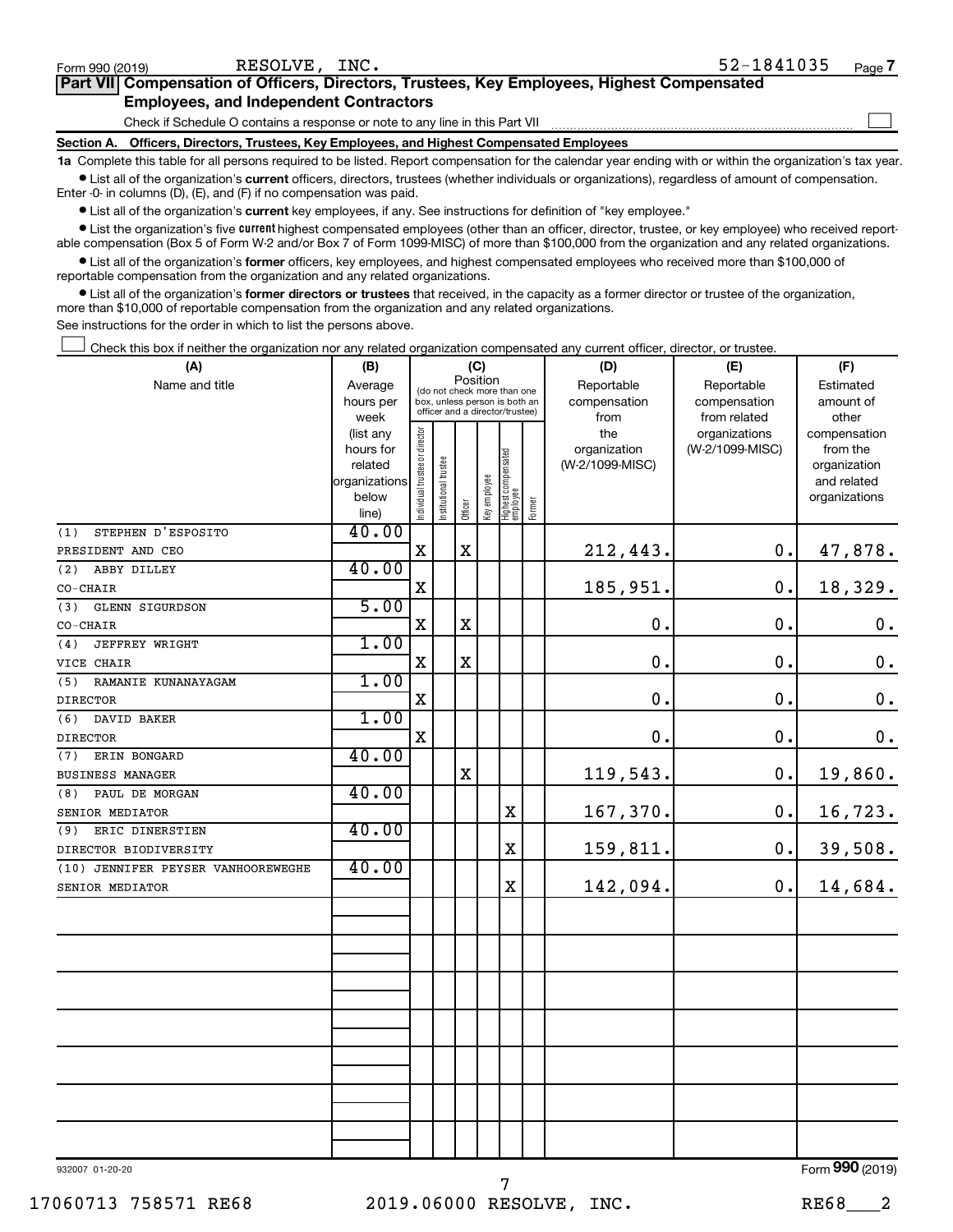Form 990 (2019) RESOLVE, INC. 52-1841035 Page 7

**Part VII Compensation of Officers, Directors, Trustees, Key Employees, Highest Compensated Employees, and Independent Contractors**

Check if Schedule O contains a response or note to any line in this Part VII

**Section A. Officers, Directors, Trustees, Key Employees, and Highest Compensated Employees**

**1a** Complete this table for all persons required to be listed. Report compensation for the calendar year ending with or within the organization's tax year.

- List all of the organization's **current** officers, directors, trustees (whether individuals or organizations), regardless of amount of compensation. Enter -0- in columns (D), (E), and (F) if no compensation was paid.
- List all of the organization's **current** key employees, if any. See instructions for definition of "key employee."
- List the organization's five **current** highest compensated employees (other than an officer, director, trustee, or key employee) who received reportable compensation (Box 5 of Form W-2 and/or Box 7 of Form 1099-MISC) of more than $100,000 from the organization and any related organizations.
- List all of the organization's **former** officers, key employees, and highest compensated employees who received more than $100,000 of reportable compensation from the organization and any related organizations.
- List all of the organization's **former directors or trustees** that received, in the capacity as a former director or trustee of the organization, more than $10,000 of reportable compensation from the organization and any related organizations.

See instructions for the order in which to list the persons above.

Check this box if neither the organization nor any related organization compensated any current officer, director, or trustee.

| (A) Name and title | (B) Average hours per week (list any hours for related organizations below line) | (C) Position: Individual trustee or director | Institutional trustee | Officer | Key employee | Highest compensated employee | Former | (D) Reportable compensation from the organization (W-2/1099-MISC) | (E) Reportable compensation from related organizations (W-2/1099-MISC) | (F) Estimated amount of other compensation from the organization and related organizations |
|---|---|---|---|---|---|---|---|---|---|---|
| (1) STEPHEN D'ESPOSITO<br>PRESIDENT AND CEO | 40.00 | X | | X | | | | 212,443. | 0. | 47,878. |
| (2) ABBY DILLEY<br>CO-CHAIR | 40.00 | X | | | | | | 185,951. | 0. | 18,329. |
| (3) GLENN SIGURDSON<br>CO-CHAIR | 5.00 | X | | X | | | | 0. | 0. | 0. |
| (4) JEFFREY WRIGHT<br>VICE CHAIR | 1.00 | X | | X | | | | 0. | 0. | 0. |
| (5) RAMANIE KUNANAYAGAM<br>DIRECTOR | 1.00 | X | | | | | | 0. | 0. | 0. |
| (6) DAVID BAKER<br>DIRECTOR | 1.00 | X | | | | | | 0. | 0. | 0. |
| (7) ERIN BONGARD<br>BUSINESS MANAGER | 40.00 | | | X | | | | 119,543. | 0. | 19,860. |
| (8) PAUL DE MORGAN<br>SENIOR MEDIATOR | 40.00 | | | | | X | | 167,370. | 0. | 16,723. |
| (9) ERIC DINERSTIEN<br>DIRECTOR BIODIVERSITY | 40.00 | | | | | X | | 159,811. | 0. | 39,508. |
| (10) JENNIFER PEYSER VANHOOREWEGHE<br>SENIOR MEDIATOR | 40.00 | | | | | X | | 142,094. | 0. | 14,684. |

932007 01-20-20 Form 990 (2019)

17060713 758571 RE68 2019.06000 RESOLVE, INC. RE68___2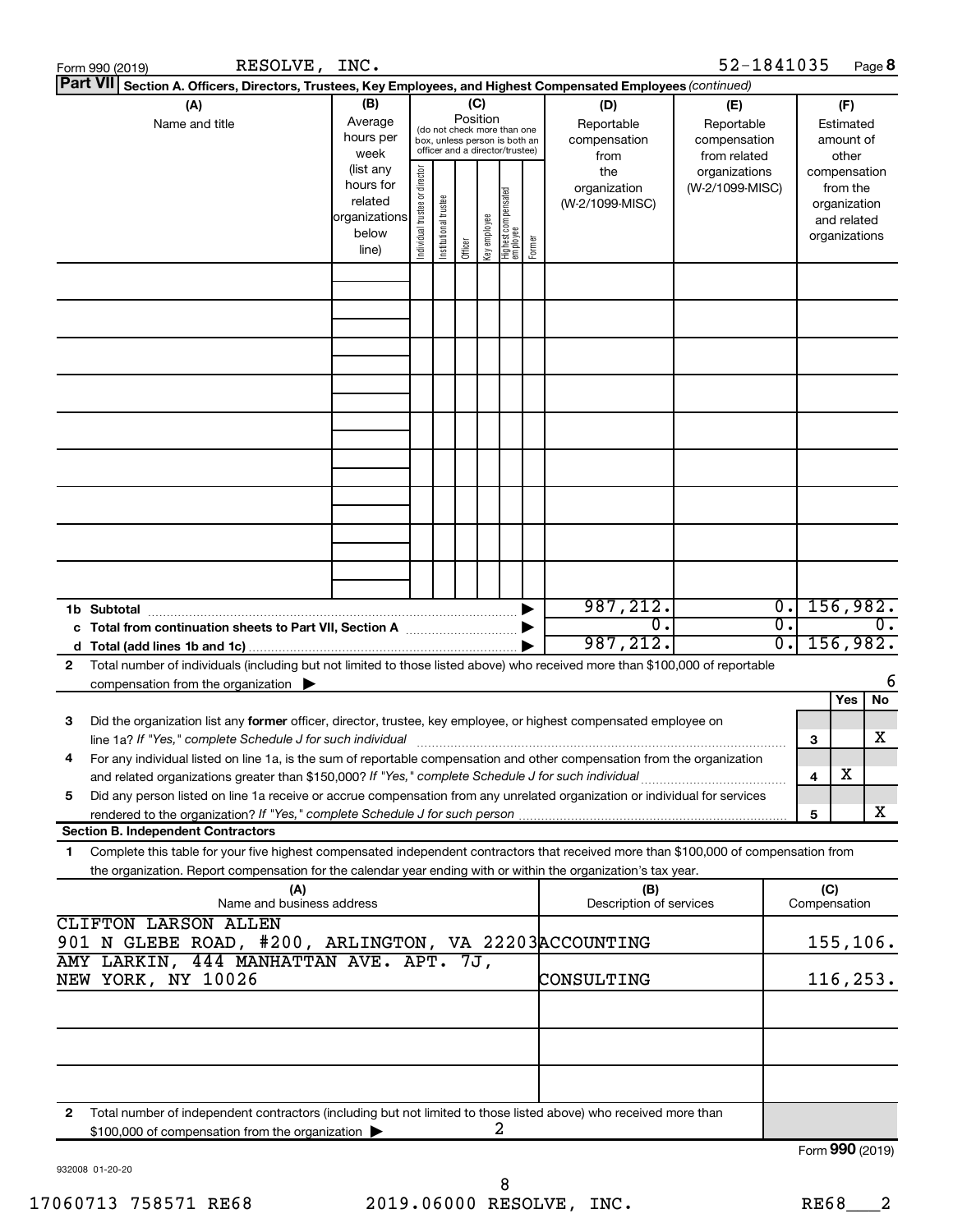Form 990 (2019) RESOLVE, INC. 52-1841035 Page 8

**Part VII Section A. Officers, Directors, Trustees, Key Employees, and Highest Compensated Employees** *(continued)*

| (A) Name and title | (B) Average hours per week (list any hours for related organizations below line) | (C) Position (do not check more than one box, unless person is both an officer and a director/trustee): Individual trustee or director | Institutional trustee | Officer | Key employee | Highest compensated employee | Former | (D) Reportable compensation from the organization (W-2/1099-MISC) | (E) Reportable compensation from related organizations (W-2/1099-MISC) | (F) Estimated amount of other compensation from the organization and related organizations |
|---|---|---|---|---|---|---|---|---|---|---|
| | | | | | | | | | | |
| | | | | | | | | | | |
| | | | | | | | | | | |
| | | | | | | | | | | |
| | | | | | | | | | | |
| | | | | | | | | | | |
| | | | | | | | | | | |
| | | | | | | | | | | |
| | | | | | | | | | | |
| **1b Subtotal** | | | | | | | | 987,212. | 0. | 156,982. |
| **c Total from continuation sheets to Part VII, Section A** | | | | | | | | 0. | 0. | 0. |
| **d Total (add lines 1b and 1c)** | | | | | | | | 987,212. | 0. | 156,982. |

**2** Total number of individuals (including but not limited to those listed above) who received more than $100,000 of reportable compensation from the organization ▶ 6

| | | | Yes | No |
|---|---|---|---|---|
| **3** | Did the organization list any **former** officer, director, trustee, key employee, or highest compensated employee on line 1a? *If "Yes," complete Schedule J for such individual* | 3 | | X |
| **4** | For any individual listed on line 1a, is the sum of reportable compensation and other compensation from the organization and related organizations greater than $150,000? *If "Yes," complete Schedule J for such individual* | 4 | X | |
| **5** | Did any person listed on line 1a receive or accrue compensation from any unrelated organization or individual for services rendered to the organization? *If "Yes," complete Schedule J for such person* | 5 | | X |

**Section B. Independent Contractors**

**1** Complete this table for your five highest compensated independent contractors that received more than $100,000 of compensation from the organization. Report compensation for the calendar year ending with or within the organization's tax year.

| (A) Name and business address | (B) Description of services | (C) Compensation |
|---|---|---|
| CLIFTON LARSON ALLEN<br>901 N GLEBE ROAD, #200, ARLINGTON, VA 22203 | ACCOUNTING | 155,106. |
| AMY LARKIN, 444 MANHATTAN AVE. APT. 7J,<br>NEW YORK, NY 10026 | CONSULTING | 116,253. |
| | | |
| | | |
| | | |

**2** Total number of independent contractors (including but not limited to those listed above) who received more than $100,000 of compensation from the organization ▶ 2

Form **990** (2019)

932008 01-20-20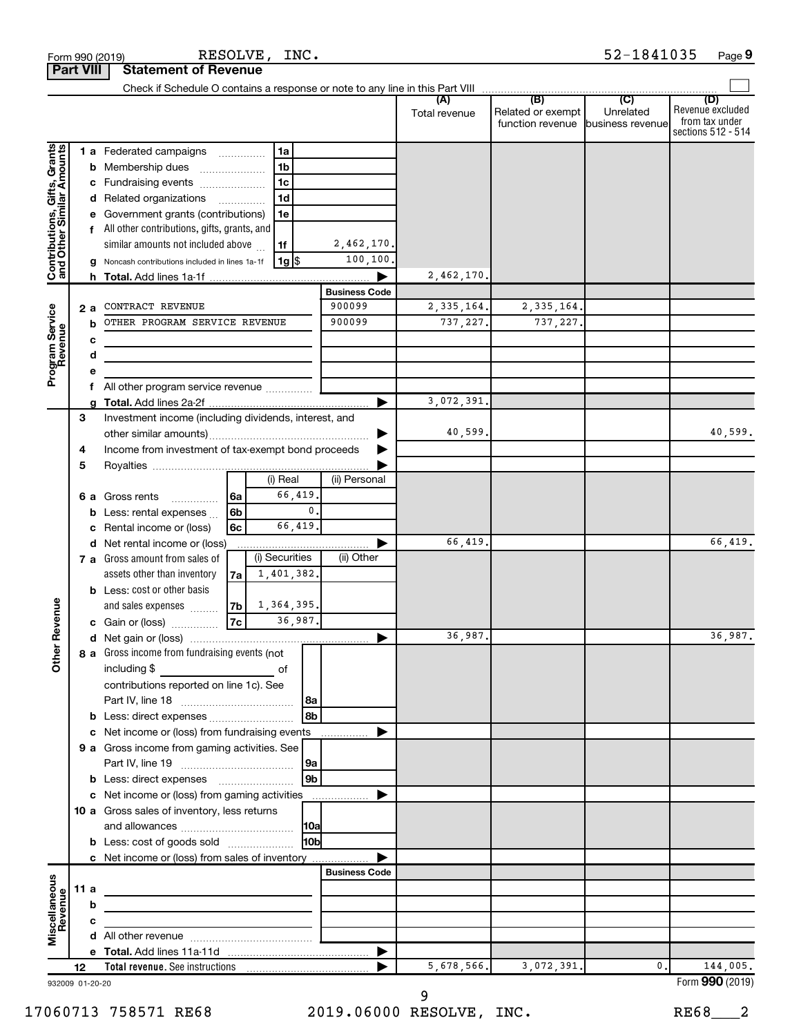Form 990 (2019) RESOLVE, INC. 52-1841035 Page 9

**Part VIII Statement of Revenue**

Check if Schedule O contains a response or note to any line in this Part VIII

| | | | | (A) Total revenue | (B) Related or exempt function revenue | (C) Unrelated business revenue | (D) Revenue excluded from tax under sections 512 - 514 |
|---|---|---|---|---|---|---|---|
| **Contributions, Gifts, Grants and Other Similar Amounts** | 1a Federated campaigns | 1a | | | | | |
| | b Membership dues | 1b | | | | | |
| | c Fundraising events | 1c | | | | | |
| | d Related organizations | 1d | | | | | |
| | e Government grants (contributions) | 1e | | | | | |
| | f All other contributions, gifts, grants, and similar amounts not included above | 1f | 2,462,170. | | | | |
| | g Noncash contributions included in lines 1a-1f | 1g $ | 100,100. | | | | |
| | h **Total.** Add lines 1a-1f | | | 2,462,170. | | | |
| **Program Service Revenue** | | | **Business Code** | | | | |
| | 2a CONTRACT REVENUE | | 900099 | 2,335,164. | 2,335,164. | | |
| | b OTHER PROGRAM SERVICE REVENUE | | 900099 | 737,227. | 737,227. | | |
| | c | | | | | | |
| | d | | | | | | |
| | e | | | | | | |
| | f All other program service revenue | | | | | | |
| | g **Total.** Add lines 2a-2f | | | 3,072,391. | | | |
| **Other Revenue** | 3 Investment income (including dividends, interest, and other similar amounts) | | | 40,599. | | | 40,599. |
| | 4 Income from investment of tax-exempt bond proceeds | | | | | | |
| | 5 Royalties | | | | | | |
| | | (i) Real | (ii) Personal | | | | |
| | 6a Gross rents 6a | 66,419. | | | | | |
| | b Less: rental expenses 6b | 0. | | | | | |
| | c Rental income or (loss) 6c | 66,419. | | | | | |
| | d Net rental income or (loss) | | | 66,419. | | | 66,419. |
| | | (i) Securities | (ii) Other | | | | |
| | 7a Gross amount from sales of assets other than inventory 7a | 1,401,382. | | | | | |
| | b Less: cost or other basis and sales expenses 7b | 1,364,395. | | | | | |
| | c Gain or (loss) 7c | 36,987. | | | | | |
| | d Net gain or (loss) | | | 36,987. | | | 36,987. |
| | 8a Gross income from fundraising events (not including $ ______ of contributions reported on line 1c). See Part IV, line 18 | 8a | | | | | |
| | b Less: direct expenses | 8b | | | | | |
| | c Net income or (loss) from fundraising events | | | | | | |
| | 9a Gross income from gaming activities. See Part IV, line 19 | 9a | | | | | |
| | b Less: direct expenses | 9b | | | | | |
| | c Net income or (loss) from gaming activities | | | | | | |
| | 10a Gross sales of inventory, less returns and allowances | 10a | | | | | |
| | b Less: cost of goods sold | 10b | | | | | |
| | c Net income or (loss) from sales of inventory | | | | | | |
| **Miscellaneous Revenue** | | | **Business Code** | | | | |
| | 11a | | | | | | |
| | b | | | | | | |
| | c | | | | | | |
| | d All other revenue | | | | | | |
| | e **Total.** Add lines 11a-11d | | | | | | |
| | 12 **Total revenue.** See instructions | | | 5,678,566. | 3,072,391. | 0. | 144,005. |

932009 01-20-20 Form **990** (2019)

17060713 758571 RE68 2019.06000 RESOLVE, INC. RE68___2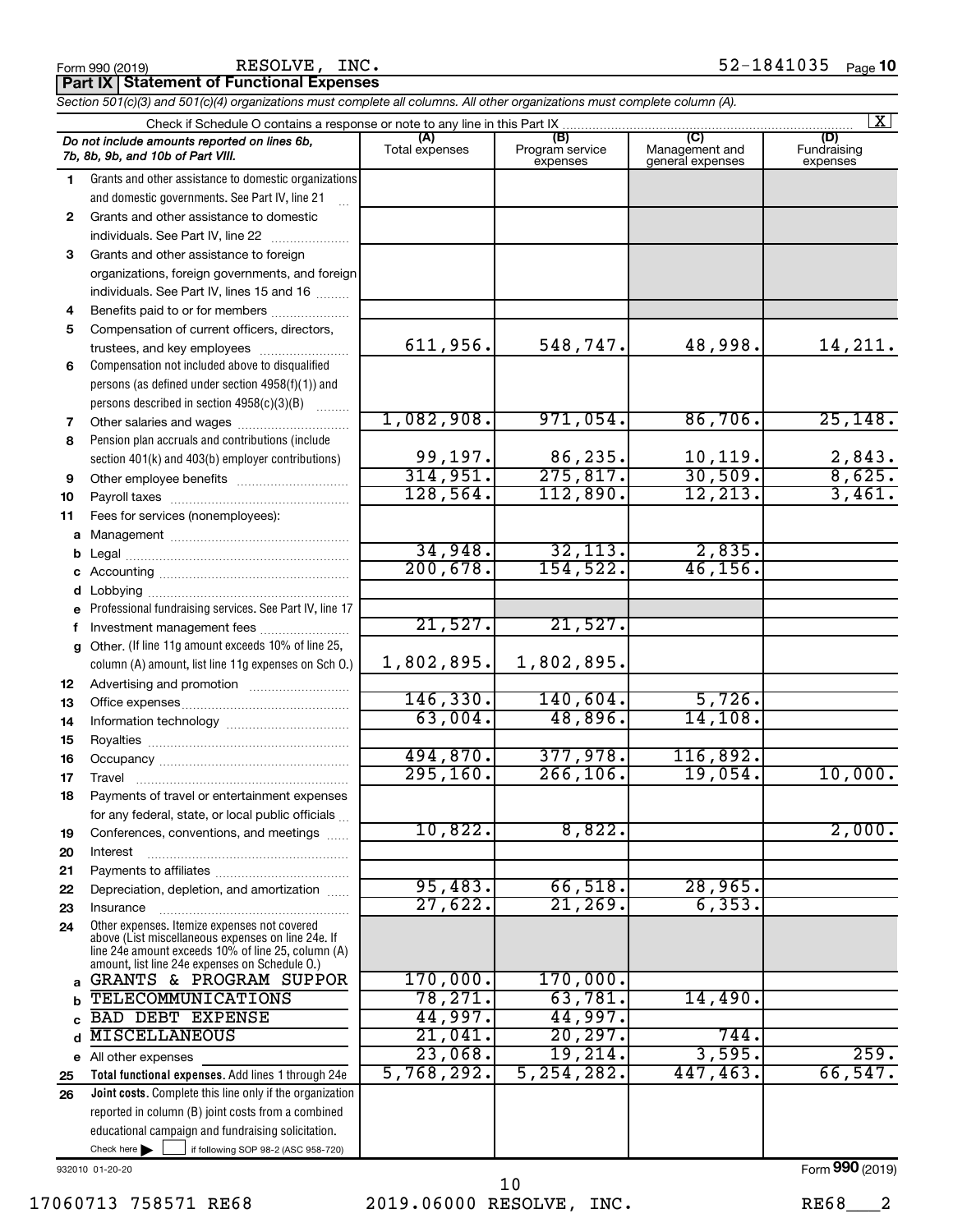Form 990 (2019) RESOLVE, INC. 52-1841035 Page 10

**Part IX Statement of Functional Expenses**

*Section 501(c)(3) and 501(c)(4) organizations must complete all columns. All other organizations must complete column (A).*

Check if Schedule O contains a response or note to any line in this Part IX [X]

| | *Do not include amounts reported on lines 6b, 7b, 8b, 9b, and 10b of Part VIII.* | (A) Total expenses | (B) Program service expenses | (C) Management and general expenses | (D) Fundraising expenses |
|---|---|---|---|---|---|
| 1 | Grants and other assistance to domestic organizations and domestic governments. See Part IV, line 21 | | | | |
| 2 | Grants and other assistance to domestic individuals. See Part IV, line 22 | | | | |
| 3 | Grants and other assistance to foreign organizations, foreign governments, and foreign individuals. See Part IV, lines 15 and 16 | | | | |
| 4 | Benefits paid to or for members | | | | |
| 5 | Compensation of current officers, directors, trustees, and key employees | 611,956. | 548,747. | 48,998. | 14,211. |
| 6 | Compensation not included above to disqualified persons (as defined under section 4958(f)(1)) and persons described in section 4958(c)(3)(B) | | | | |
| 7 | Other salaries and wages | 1,082,908. | 971,054. | 86,706. | 25,148. |
| 8 | Pension plan accruals and contributions (include section 401(k) and 403(b) employer contributions) | 99,197. | 86,235. | 10,119. | 2,843. |
| 9 | Other employee benefits | 314,951. | 275,817. | 30,509. | 8,625. |
| 10 | Payroll taxes | 128,564. | 112,890. | 12,213. | 3,461. |
| 11 | Fees for services (nonemployees): | | | | |
| a | Management | | | | |
| b | Legal | 34,948. | 32,113. | 2,835. | |
| c | Accounting | 200,678. | 154,522. | 46,156. | |
| d | Lobbying | | | | |
| e | Professional fundraising services. See Part IV, line 17 | | | | |
| f | Investment management fees | 21,527. | 21,527. | | |
| g | Other. (If line 11g amount exceeds 10% of line 25, column (A) amount, list line 11g expenses on Sch O.) | 1,802,895. | 1,802,895. | | |
| 12 | Advertising and promotion | | | | |
| 13 | Office expenses | 146,330. | 140,604. | 5,726. | |
| 14 | Information technology | 63,004. | 48,896. | 14,108. | |
| 15 | Royalties | | | | |
| 16 | Occupancy | 494,870. | 377,978. | 116,892. | |
| 17 | Travel | 295,160. | 266,106. | 19,054. | 10,000. |
| 18 | Payments of travel or entertainment expenses for any federal, state, or local public officials | | | | |
| 19 | Conferences, conventions, and meetings | 10,822. | 8,822. | | 2,000. |
| 20 | Interest | | | | |
| 21 | Payments to affiliates | | | | |
| 22 | Depreciation, depletion, and amortization | 95,483. | 66,518. | 28,965. | |
| 23 | Insurance | 27,622. | 21,269. | 6,353. | |
| 24 | Other expenses. Itemize expenses not covered above (List miscellaneous expenses on line 24e. If line 24e amount exceeds 10% of line 25, column (A) amount, list line 24e expenses on Schedule O.) | | | | |
| a | GRANTS & PROGRAM SUPPOR | 170,000. | 170,000. | | |
| b | TELECOMMUNICATIONS | 78,271. | 63,781. | 14,490. | |
| c | BAD DEBT EXPENSE | 44,997. | 44,997. | | |
| d | MISCELLANEOUS | 21,041. | 20,297. | 744. | |
| e | All other expenses | 23,068. | 19,214. | 3,595. | 259. |
| 25 | **Total functional expenses.** Add lines 1 through 24e | 5,768,292. | 5,254,282. | 447,463. | 66,547. |
| 26 | **Joint costs.** Complete this line only if the organization reported in column (B) joint costs from a combined educational campaign and fundraising solicitation. Check here [ ] if following SOP 98-2 (ASC 958-720) | | | | |

932010 01-20-20 Form **990** (2019)

17060713 758571 RE68 2019.06000 RESOLVE, INC. RE68___2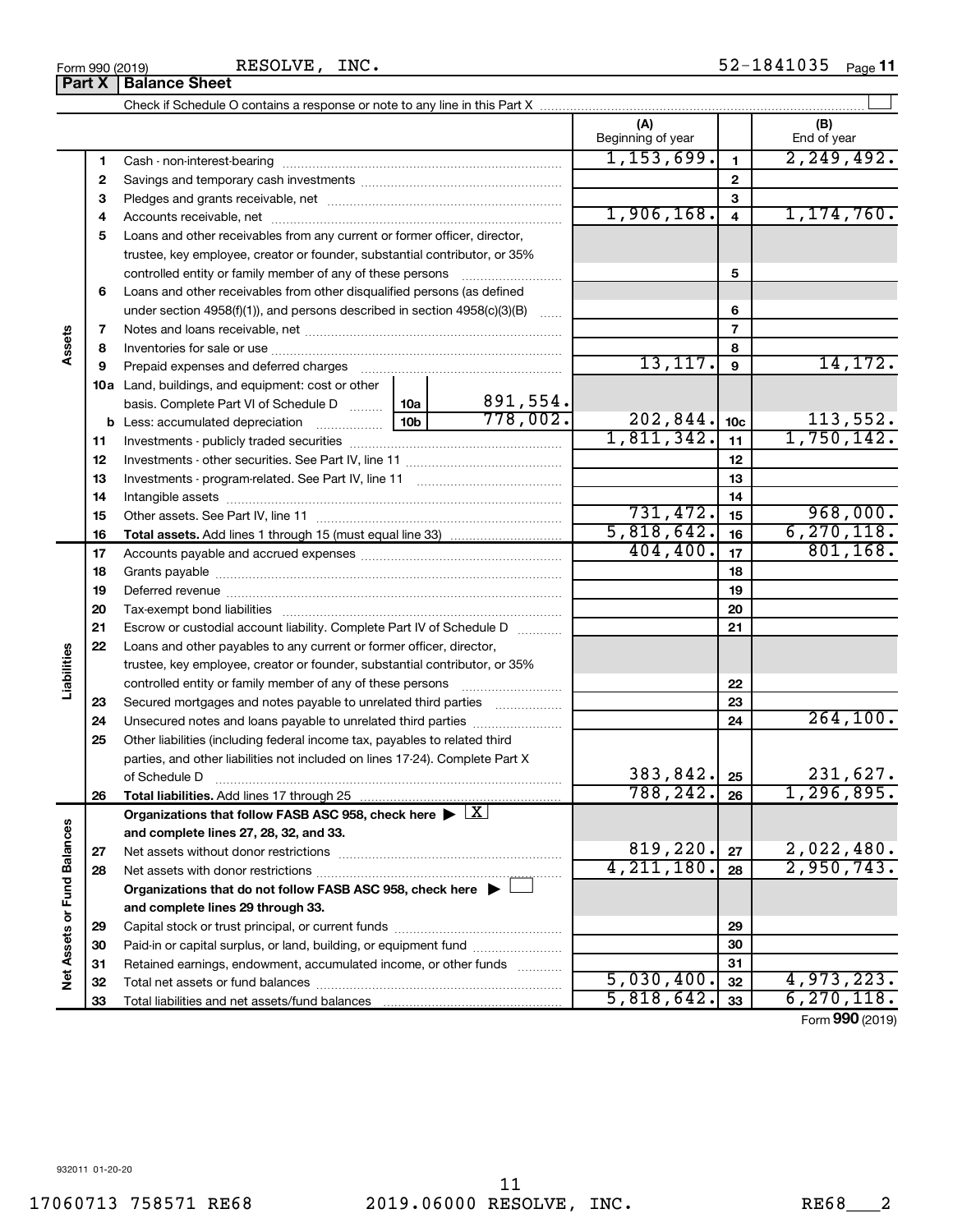Form 990 (2019) RESOLVE, INC. 52-1841035

## Part X Balance Sheet

Check if Schedule O contains a response or note to any line in this Part X

| | | | (A) Beginning of year | | (B) End of year |
|---|---|---|---|---|---|
| Assets | 1 | Cash - non-interest-bearing | 1,153,699. | 1 | 2,249,492. |
| | 2 | Savings and temporary cash investments | | 2 | |
| | 3 | Pledges and grants receivable, net | | 3 | |
| | 4 | Accounts receivable, net | 1,906,168. | 4 | 1,174,760. |
| | 5 | Loans and other receivables from any current or former officer, director, trustee, key employee, creator or founder, substantial contributor, or 35% controlled entity or family member of any of these persons | | 5 | |
| | 6 | Loans and other receivables from other disqualified persons (as defined under section 4958(f)(1)), and persons described in section 4958(c)(3)(B) | | 6 | |
| | 7 | Notes and loans receivable, net | | 7 | |
| | 8 | Inventories for sale or use | | 8 | |
| | 9 | Prepaid expenses and deferred charges | 13,117. | 9 | 14,172. |
| | 10a | Land, buildings, and equipment: cost or other basis. Complete Part VI of Schedule D — 10a: 891,554. | | | |
| | b | Less: accumulated depreciation — 10b: 778,002. | 202,844. | 10c | 113,552. |
| | 11 | Investments - publicly traded securities | 1,811,342. | 11 | 1,750,142. |
| | 12 | Investments - other securities. See Part IV, line 11 | | 12 | |
| | 13 | Investments - program-related. See Part IV, line 11 | | 13 | |
| | 14 | Intangible assets | | 14 | |
| | 15 | Other assets. See Part IV, line 11 | 731,472. | 15 | 968,000. |
| | 16 | **Total assets.** Add lines 1 through 15 (must equal line 33) | 5,818,642. | 16 | 6,270,118. |
| Liabilities | 17 | Accounts payable and accrued expenses | 404,400. | 17 | 801,168. |
| | 18 | Grants payable | | 18 | |
| | 19 | Deferred revenue | | 19 | |
| | 20 | Tax-exempt bond liabilities | | 20 | |
| | 21 | Escrow or custodial account liability. Complete Part IV of Schedule D | | 21 | |
| | 22 | Loans and other payables to any current or former officer, director, trustee, key employee, creator or founder, substantial contributor, or 35% controlled entity or family member of any of these persons | | 22 | |
| | 23 | Secured mortgages and notes payable to unrelated third parties | | 23 | |
| | 24 | Unsecured notes and loans payable to unrelated third parties | | 24 | 264,100. |
| | 25 | Other liabilities (including federal income tax, payables to related third parties, and other liabilities not included on lines 17-24). Complete Part X of Schedule D | 383,842. | 25 | 231,627. |
| | 26 | **Total liabilities.** Add lines 17 through 25 | 788,242. | 26 | 1,296,895. |
| Net Assets or Fund Balances | | **Organizations that follow FASB ASC 958, check here** ▶ [X] **and complete lines 27, 28, 32, and 33.** | | | |
| | 27 | Net assets without donor restrictions | 819,220. | 27 | 2,022,480. |
| | 28 | Net assets with donor restrictions | 4,211,180. | 28 | 2,950,743. |
| | | **Organizations that do not follow FASB ASC 958, check here** ▶ [ ] **and complete lines 29 through 33.** | | | |
| | 29 | Capital stock or trust principal, or current funds | | 29 | |
| | 30 | Paid-in or capital surplus, or land, building, or equipment fund | | 30 | |
| | 31 | Retained earnings, endowment, accumulated income, or other funds | | 31 | |
| | 32 | Total net assets or fund balances | 5,030,400. | 32 | 4,973,223. |
| | 33 | Total liabilities and net assets/fund balances | 5,818,642. | 33 | 6,270,118. |

Form **990** (2019)

932011 01-20-20

17060713 758571 RE68 2019.06000 RESOLVE, INC. RE68___2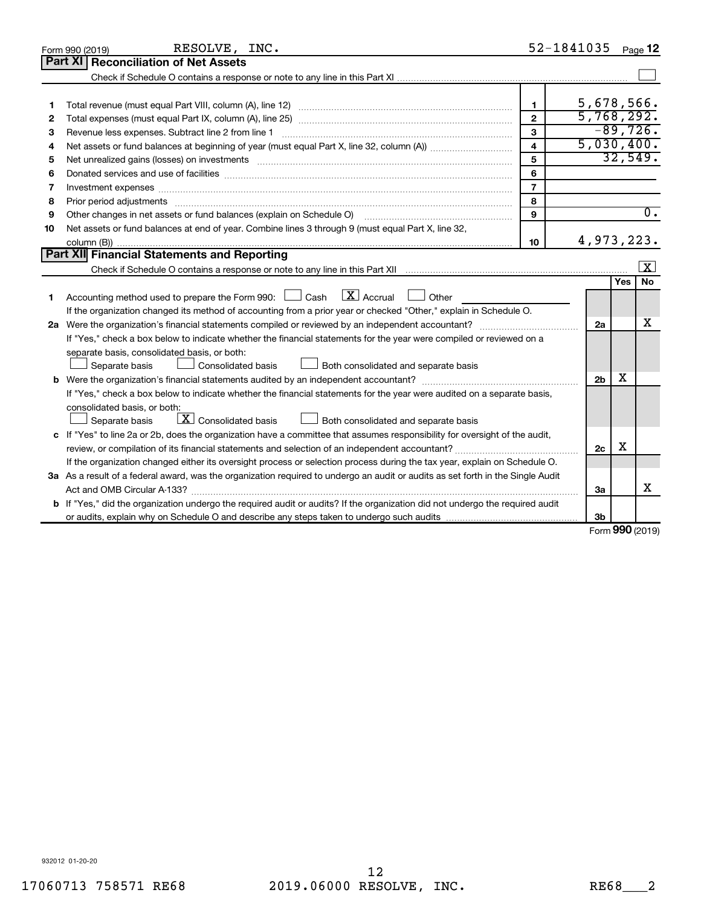Form 990 (2019) RESOLVE, INC. 52-1841035 Page 12

## Part XI Reconciliation of Net Assets

Check if Schedule O contains a response or note to any line in this Part XI ☐

| | | | |
|---|---|---|---|
| 1 | Total revenue (must equal Part VIII, column (A), line 12) | 1 | 5,678,566. |
| 2 | Total expenses (must equal Part IX, column (A), line 25) | 2 | 5,768,292. |
| 3 | Revenue less expenses. Subtract line 2 from line 1 | 3 | -89,726. |
| 4 | Net assets or fund balances at beginning of year (must equal Part X, line 32, column (A)) | 4 | 5,030,400. |
| 5 | Net unrealized gains (losses) on investments | 5 | 32,549. |
| 6 | Donated services and use of facilities | 6 | |
| 7 | Investment expenses | 7 | |
| 8 | Prior period adjustments | 8 | |
| 9 | Other changes in net assets or fund balances (explain on Schedule O) | 9 | 0. |
| 10 | Net assets or fund balances at end of year. Combine lines 3 through 9 (must equal Part X, line 32, column (B)) | 10 | 4,973,223. |

## Part XII Financial Statements and Reporting

Check if Schedule O contains a response or note to any line in this Part XII ☒

| | | | Yes | No |
|---|---|---|---|---|
| 1 | Accounting method used to prepare the Form 990: ☐ Cash ☒ Accrual ☐ Other<br>If the organization changed its method of accounting from a prior year or checked "Other," explain in Schedule O. | | | |
| 2a | Were the organization's financial statements compiled or reviewed by an independent accountant?<br>If "Yes," check a box below to indicate whether the financial statements for the year were compiled or reviewed on a separate basis, consolidated basis, or both:<br>☐ Separate basis ☐ Consolidated basis ☐ Both consolidated and separate basis | 2a | | X |
| b | Were the organization's financial statements audited by an independent accountant?<br>If "Yes," check a box below to indicate whether the financial statements for the year were audited on a separate basis, consolidated basis, or both:<br>☐ Separate basis ☒ Consolidated basis ☐ Both consolidated and separate basis | 2b | X | |
| c | If "Yes" to line 2a or 2b, does the organization have a committee that assumes responsibility for oversight of the audit, review, or compilation of its financial statements and selection of an independent accountant?<br>If the organization changed either its oversight process or selection process during the tax year, explain on Schedule O. | 2c | X | |
| 3a | As a result of a federal award, was the organization required to undergo an audit or audits as set forth in the Single Audit Act and OMB Circular A-133? | 3a | | X |
| b | If "Yes," did the organization undergo the required audit or audits? If the organization did not undergo the required audit or audits, explain why on Schedule O and describe any steps taken to undergo such audits | 3b | | |

Form 990 (2019)

932012 01-20-20

17060713 758571 RE68 2019.06000 RESOLVE, INC. RE68___2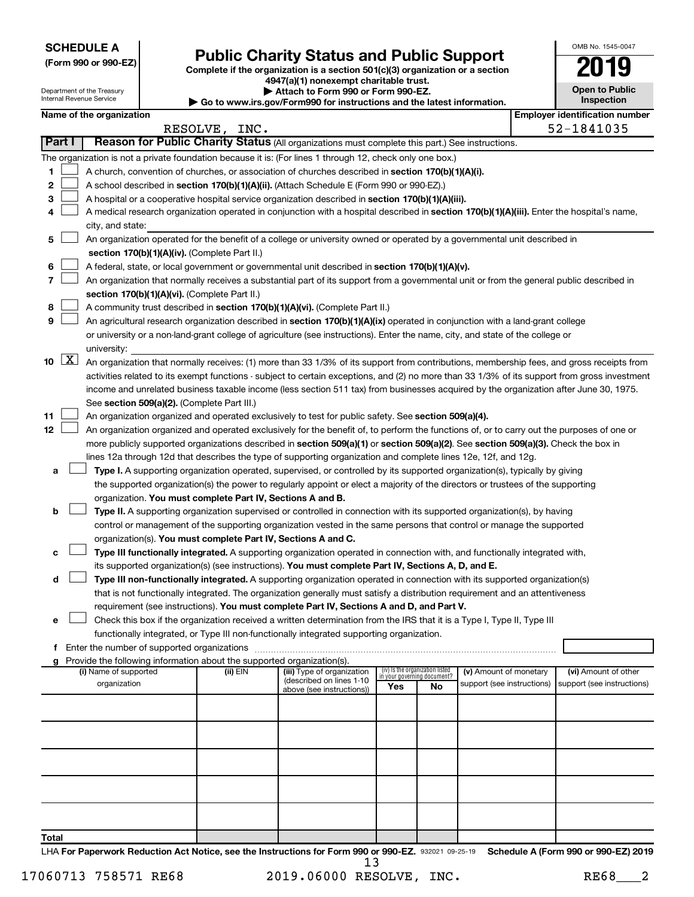**SCHEDULE A**
**(Form 990 or 990-EZ)**

Department of the Treasury
Internal Revenue Service

# Public Charity Status and Public Support

**Complete if the organization is a section 501(c)(3) organization or a section 4947(a)(1) nonexempt charitable trust.**
**▶ Attach to Form 990 or Form 990-EZ.**
**▶ Go to www.irs.gov/Form990 for instructions and the latest information.**

OMB No. 1545-0047

**2019**

**Open to Public Inspection**

**Name of the organization**: RESOLVE, INC.
**Employer identification number**: 52-1841035

**Part I** **Reason for Public Charity Status** (All organizations must complete this part.) See instructions.

The organization is not a private foundation because it is: (For lines 1 through 12, check only one box.)

1 ☐ A church, convention of churches, or association of churches described in **section 170(b)(1)(A)(i).**

2 ☐ A school described in **section 170(b)(1)(A)(ii).** (Attach Schedule E (Form 990 or 990-EZ).)

3 ☐ A hospital or a cooperative hospital service organization described in **section 170(b)(1)(A)(iii).**

4 ☐ A medical research organization operated in conjunction with a hospital described in **section 170(b)(1)(A)(iii).** Enter the hospital's name, city, and state:

5 ☐ An organization operated for the benefit of a college or university owned or operated by a governmental unit described in **section 170(b)(1)(A)(iv).** (Complete Part II.)

6 ☐ A federal, state, or local government or governmental unit described in **section 170(b)(1)(A)(v).**

7 ☐ An organization that normally receives a substantial part of its support from a governmental unit or from the general public described in **section 170(b)(1)(A)(vi).** (Complete Part II.)

8 ☐ A community trust described in **section 170(b)(1)(A)(vi).** (Complete Part II.)

9 ☐ An agricultural research organization described in **section 170(b)(1)(A)(ix)** operated in conjunction with a land-grant college or university or a non-land-grant college of agriculture (see instructions). Enter the name, city, and state of the college or university:

10 ☒ An organization that normally receives: (1) more than 33 1/3% of its support from contributions, membership fees, and gross receipts from activities related to its exempt functions - subject to certain exceptions, and (2) no more than 33 1/3% of its support from gross investment income and unrelated business taxable income (less section 511 tax) from businesses acquired by the organization after June 30, 1975. See **section 509(a)(2).** (Complete Part III.)

11 ☐ An organization organized and operated exclusively to test for public safety. See **section 509(a)(4).**

12 ☐ An organization organized and operated exclusively for the benefit of, to perform the functions of, or to carry out the purposes of one or more publicly supported organizations described in **section 509(a)(1)** or **section 509(a)(2)**. See **section 509(a)(3).** Check the box in lines 12a through 12d that describes the type of supporting organization and complete lines 12e, 12f, and 12g.

a ☐ **Type I.** A supporting organization operated, supervised, or controlled by its supported organization(s), typically by giving the supported organization(s) the power to regularly appoint or elect a majority of the directors or trustees of the supporting organization. **You must complete Part IV, Sections A and B.**

b ☐ **Type II.** A supporting organization supervised or controlled in connection with its supported organization(s), by having control or management of the supporting organization vested in the same persons that control or manage the supported organization(s). **You must complete Part IV, Sections A and C.**

c ☐ **Type III functionally integrated.** A supporting organization operated in connection with, and functionally integrated with, its supported organization(s) (see instructions). **You must complete Part IV, Sections A, D, and E.**

d ☐ **Type III non-functionally integrated.** A supporting organization operated in connection with its supported organization(s) that is not functionally integrated. The organization generally must satisfy a distribution requirement and an attentiveness requirement (see instructions). **You must complete Part IV, Sections A and D, and Part V.**

e ☐ Check this box if the organization received a written determination from the IRS that it is a Type I, Type II, Type III functionally integrated, or Type III non-functionally integrated supporting organization.

f Enter the number of supported organizations

g Provide the following information about the supported organization(s).

| (i) Name of supported organization | (ii) EIN | (iii) Type of organization (described on lines 1-10 above (see instructions)) | (iv) Is the organization listed in your governing document? Yes | No | (v) Amount of monetary support (see instructions) | (vi) Amount of other support (see instructions) |
|---|---|---|---|---|---|---|
| | | | | | | |
| | | | | | | |
| | | | | | | |
| | | | | | | |
| | | | | | | |
| **Total** | | | | | | |

LHA **For Paperwork Reduction Act Notice, see the Instructions for Form 990 or 990-EZ.** 932021 09-25-19 **Schedule A (Form 990 or 990-EZ) 2019**

17060713 758571 RE68 2019.06000 RESOLVE, INC. RE68___2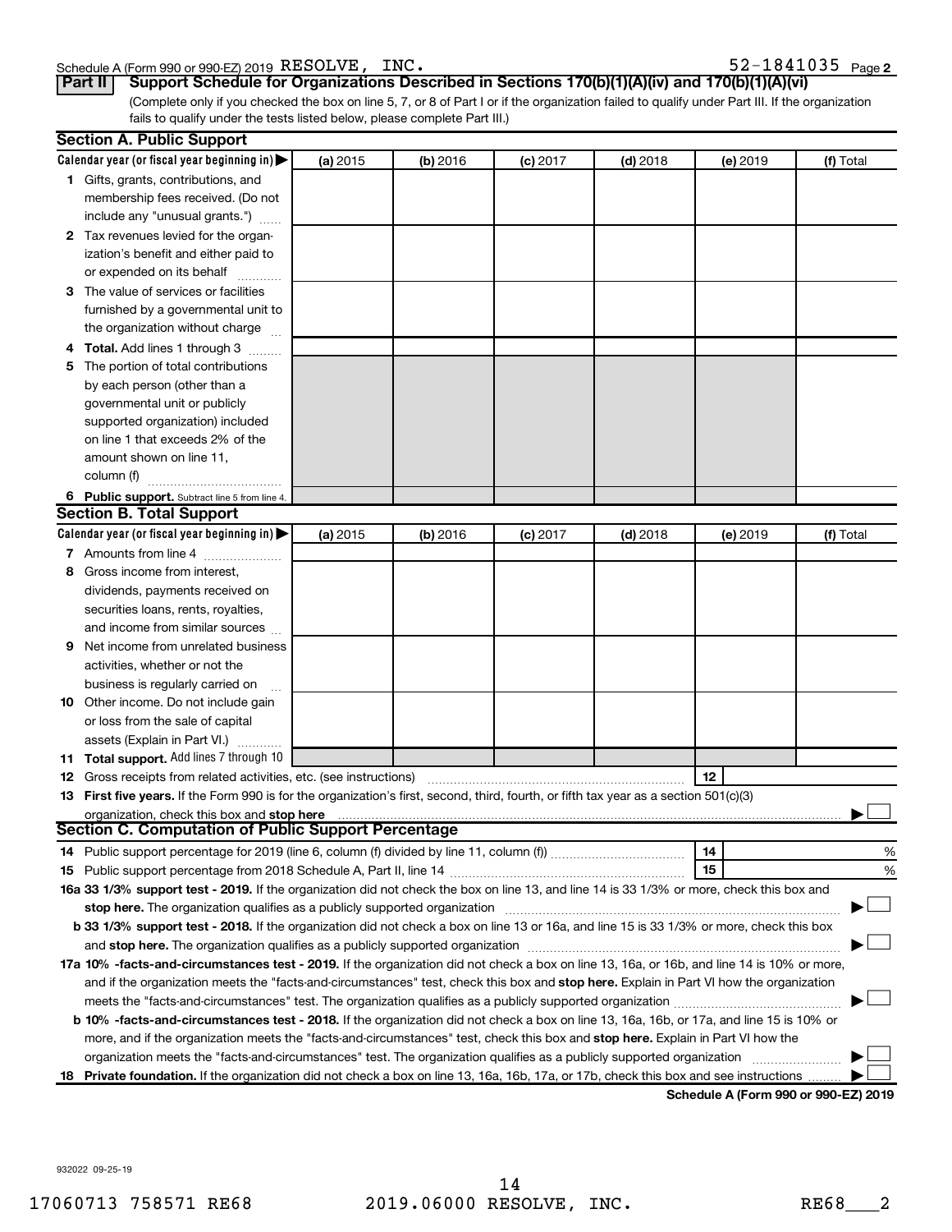Schedule A (Form 990 or 990-EZ) 2019 RESOLVE, INC. 52-1841035 Page **2**

**Part II** **Support Schedule for Organizations Described in Sections 170(b)(1)(A)(iv) and 170(b)(1)(A)(vi)**

(Complete only if you checked the box on line 5, 7, or 8 of Part I or if the organization failed to qualify under Part III. If the organization fails to qualify under the tests listed below, please complete Part III.)

## Section A. Public Support

| Calendar year (or fiscal year beginning in) ▶ | (a) 2015 | (b) 2016 | (c) 2017 | (d) 2018 | (e) 2019 | (f) Total |
|---|---|---|---|---|---|---|
| **1** Gifts, grants, contributions, and membership fees received. (Do not include any "unusual grants.") | | | | | | |
| **2** Tax revenues levied for the organization's benefit and either paid to or expended on its behalf | | | | | | |
| **3** The value of services or facilities furnished by a governmental unit to the organization without charge | | | | | | |
| **4** **Total.** Add lines 1 through 3 | | | | | | |
| **5** The portion of total contributions by each person (other than a governmental unit or publicly supported organization) included on line 1 that exceeds 2% of the amount shown on line 11, column (f) | | | | | | |
| **6** **Public support.** Subtract line 5 from line 4. | | | | | | |

## Section B. Total Support

| Calendar year (or fiscal year beginning in) ▶ | (a) 2015 | (b) 2016 | (c) 2017 | (d) 2018 | (e) 2019 | (f) Total |
|---|---|---|---|---|---|---|
| **7** Amounts from line 4 | | | | | | |
| **8** Gross income from interest, dividends, payments received on securities loans, rents, royalties, and income from similar sources | | | | | | |
| **9** Net income from unrelated business activities, whether or not the business is regularly carried on | | | | | | |
| **10** Other income. Do not include gain or loss from the sale of capital assets (Explain in Part VI.) | | | | | | |
| **11** **Total support.** Add lines 7 through 10 | | | | | | |

**12** Gross receipts from related activities, etc. (see instructions) **12**

**13** **First five years.** If the Form 990 is for the organization's first, second, third, fourth, or fifth tax year as a section 501(c)(3) organization, check this box and **stop here** ▶ ☐

## Section C. Computation of Public Support Percentage

**14** Public support percentage for 2019 (line 6, column (f) divided by line 11, column (f)) **14** %

**15** Public support percentage from 2018 Schedule A, Part II, line 14 **15** %

**16a** **33 1/3% support test - 2019.** If the organization did not check the box on line 13, and line 14 is 33 1/3% or more, check this box and **stop here.** The organization qualifies as a publicly supported organization ▶ ☐

**b** **33 1/3% support test - 2018.** If the organization did not check a box on line 13 or 16a, and line 15 is 33 1/3% or more, check this box and **stop here.** The organization qualifies as a publicly supported organization ▶ ☐

**17a** **10% -facts-and-circumstances test - 2019.** If the organization did not check a box on line 13, 16a, or 16b, and line 14 is 10% or more, and if the organization meets the "facts-and-circumstances" test, check this box and **stop here.** Explain in Part VI how the organization meets the "facts-and-circumstances" test. The organization qualifies as a publicly supported organization ▶ ☐

**b** **10% -facts-and-circumstances test - 2018.** If the organization did not check a box on line 13, 16a, 16b, or 17a, and line 15 is 10% or more, and if the organization meets the "facts-and-circumstances" test, check this box and **stop here.** Explain in Part VI how the organization meets the "facts-and-circumstances" test. The organization qualifies as a publicly supported organization ▶ ☐

**18** **Private foundation.** If the organization did not check a box on line 13, 16a, 16b, 17a, or 17b, check this box and see instructions ▶ ☐

**Schedule A (Form 990 or 990-EZ) 2019**

932022 09-25-19

17060713 758571 RE68 2019.06000 RESOLVE, INC. RE68___2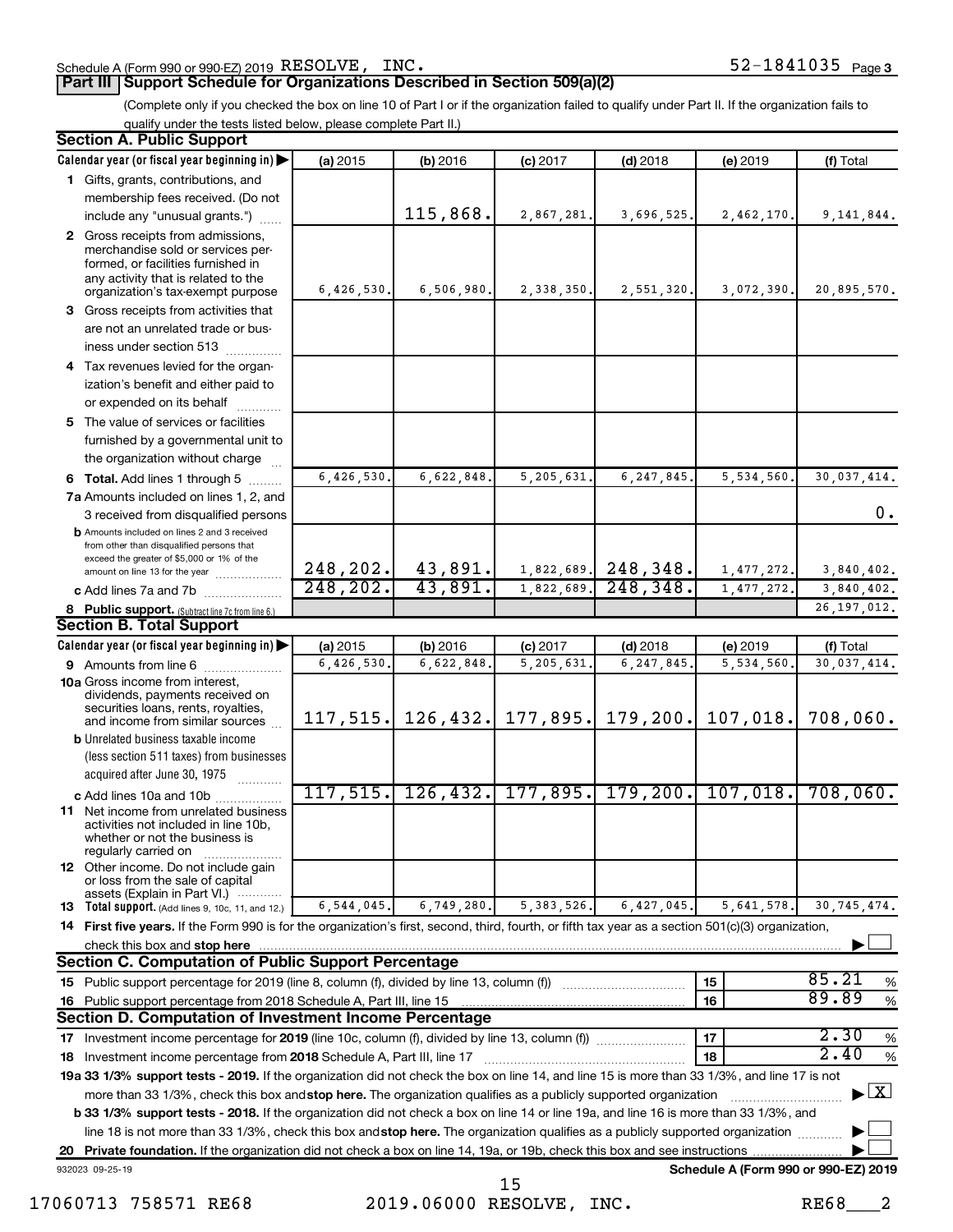Schedule A (Form 990 or 990-EZ) 2019 RESOLVE, INC. 52-1841035 Page 3

## Part III Support Schedule for Organizations Described in Section 509(a)(2)

(Complete only if you checked the box on line 10 of Part I or if the organization failed to qualify under Part II. If the organization fails to qualify under the tests listed below, please complete Part II.)

### Section A. Public Support

| Calendar year (or fiscal year beginning in) | (a) 2015 | (b) 2016 | (c) 2017 | (d) 2018 | (e) 2019 | (f) Total |
|---|---|---|---|---|---|---|
| 1 Gifts, grants, contributions, and membership fees received. (Do not include any "unusual grants.") | | 115,868. | 2,867,281. | 3,696,525. | 2,462,170. | 9,141,844. |
| 2 Gross receipts from admissions, merchandise sold or services performed, or facilities furnished in any activity that is related to the organization's tax-exempt purpose | 6,426,530. | 6,506,980. | 2,338,350. | 2,551,320. | 3,072,390. | 20,895,570. |
| 3 Gross receipts from activities that are not an unrelated trade or business under section 513 | | | | | | |
| 4 Tax revenues levied for the organization's benefit and either paid to or expended on its behalf | | | | | | |
| 5 The value of services or facilities furnished by a governmental unit to the organization without charge | | | | | | |
| 6 Total. Add lines 1 through 5 | 6,426,530. | 6,622,848. | 5,205,631. | 6,247,845. | 5,534,560. | 30,037,414. |
| 7a Amounts included on lines 1, 2, and 3 received from disqualified persons | | | | | | 0. |
| b Amounts included on lines 2 and 3 received from other than disqualified persons that exceed the greater of \$5,000 or 1% of the amount on line 13 for the year | 248,202. | 43,891. | 1,822,689. | 248,348. | 1,477,272. | 3,840,402. |
| c Add lines 7a and 7b | 248,202. | 43,891. | 1,822,689. | 248,348. | 1,477,272. | 3,840,402. |
| 8 Public support. (Subtract line 7c from line 6.) | | | | | | 26,197,012. |

### Section B. Total Support

| Calendar year (or fiscal year beginning in) | (a) 2015 | (b) 2016 | (c) 2017 | (d) 2018 | (e) 2019 | (f) Total |
|---|---|---|---|---|---|---|
| 9 Amounts from line 6 | 6,426,530. | 6,622,848. | 5,205,631. | 6,247,845. | 5,534,560. | 30,037,414. |
| 10a Gross income from interest, dividends, payments received on securities loans, rents, royalties, and income from similar sources | 117,515. | 126,432. | 177,895. | 179,200. | 107,018. | 708,060. |
| b Unrelated business taxable income (less section 511 taxes) from businesses acquired after June 30, 1975 | | | | | | |
| c Add lines 10a and 10b | 117,515. | 126,432. | 177,895. | 179,200. | 107,018. | 708,060. |
| 11 Net income from unrelated business activities not included in line 10b, whether or not the business is regularly carried on | | | | | | |
| 12 Other income. Do not include gain or loss from the sale of capital assets (Explain in Part VI.) | | | | | | |
| 13 Total support. (Add lines 9, 10c, 11, and 12.) | 6,544,045. | 6,749,280. | 5,383,526. | 6,427,045. | 5,641,578. | 30,745,474. |

14 First five years. If the Form 990 is for the organization's first, second, third, fourth, or fifth tax year as a section 501(c)(3) organization, check this box and stop here ☐

### Section C. Computation of Public Support Percentage

| | | | |
|---|---|---|---|
| 15 Public support percentage for 2019 (line 8, column (f), divided by line 13, column (f)) | 15 | 85.21 | % |
| 16 Public support percentage from 2018 Schedule A, Part III, line 15 | 16 | 89.89 | % |

### Section D. Computation of Investment Income Percentage

| | | | |
|---|---|---|---|
| 17 Investment income percentage for 2019 (line 10c, column (f), divided by line 13, column (f)) | 17 | 2.30 | % |
| 18 Investment income percentage from 2018 Schedule A, Part III, line 17 | 18 | 2.40 | % |

19a 33 1/3% support tests - 2019. If the organization did not check the box on line 14, and line 15 is more than 33 1/3%, and line 17 is not more than 33 1/3%, check this box and stop here. The organization qualifies as a publicly supported organization ☒

b 33 1/3% support tests - 2018. If the organization did not check a box on line 14 or line 19a, and line 16 is more than 33 1/3%, and line 18 is not more than 33 1/3%, check this box and stop here. The organization qualifies as a publicly supported organization ☐

20 Private foundation. If the organization did not check a box on line 14, 19a, or 19b, check this box and see instructions ☐

932023 09-25-19 Schedule A (Form 990 or 990-EZ) 2019

17060713 758571 RE68 2019.06000 RESOLVE, INC. RE68___2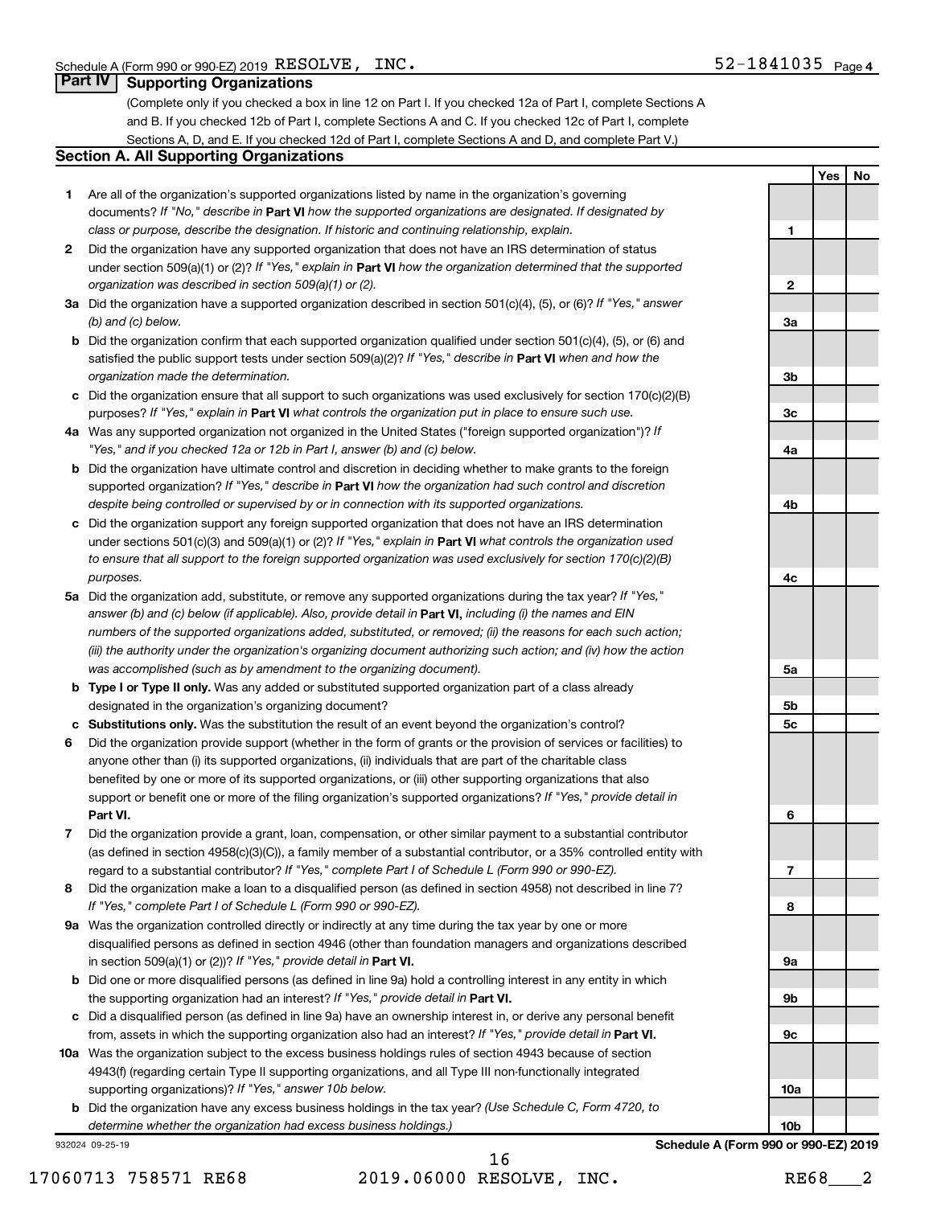Schedule A (Form 990 or 990-EZ) 2019 RESOLVE, INC. 52-1841035 Page 4

## Part IV Supporting Organizations

(Complete only if you checked a box in line 12 on Part I. If you checked 12a of Part I, complete Sections A and B. If you checked 12b of Part I, complete Sections A and C. If you checked 12c of Part I, complete Sections A, D, and E. If you checked 12d of Part I, complete Sections A and D, and complete Part V.)

### Section A. All Supporting Organizations

| | | | Yes | No |
|---|---|---|---|---|
| **1** | Are all of the organization's supported organizations listed by name in the organization's governing documents? *If "No," describe in* **Part VI** *how the supported organizations are designated. If designated by class or purpose, describe the designation. If historic and continuing relationship, explain.* | 1 | | |
| **2** | Did the organization have any supported organization that does not have an IRS determination of status under section 509(a)(1) or (2)? *If "Yes," explain in* **Part VI** *how the organization determined that the supported organization was described in section 509(a)(1) or (2).* | 2 | | |
| **3a** | Did the organization have a supported organization described in section 501(c)(4), (5), or (6)? *If "Yes," answer (b) and (c) below.* | 3a | | |
| **b** | Did the organization confirm that each supported organization qualified under section 501(c)(4), (5), or (6) and satisfied the public support tests under section 509(a)(2)? *If "Yes," describe in* **Part VI** *when and how the organization made the determination.* | 3b | | |
| **c** | Did the organization ensure that all support to such organizations was used exclusively for section 170(c)(2)(B) purposes? *If "Yes," explain in* **Part VI** *what controls the organization put in place to ensure such use.* | 3c | | |
| **4a** | Was any supported organization not organized in the United States ("foreign supported organization")? *If "Yes," and if you checked 12a or 12b in Part I, answer (b) and (c) below.* | 4a | | |
| **b** | Did the organization have ultimate control and discretion in deciding whether to make grants to the foreign supported organization? *If "Yes," describe in* **Part VI** *how the organization had such control and discretion despite being controlled or supervised by or in connection with its supported organizations.* | 4b | | |
| **c** | Did the organization support any foreign supported organization that does not have an IRS determination under sections 501(c)(3) and 509(a)(1) or (2)? *If "Yes," explain in* **Part VI** *what controls the organization used to ensure that all support to the foreign supported organization was used exclusively for section 170(c)(2)(B) purposes.* | 4c | | |
| **5a** | Did the organization add, substitute, or remove any supported organizations during the tax year? *If "Yes," answer (b) and (c) below (if applicable). Also, provide detail in* **Part VI,** *including (i) the names and EIN numbers of the supported organizations added, substituted, or removed; (ii) the reasons for each such action; (iii) the authority under the organization's organizing document authorizing such action; and (iv) how the action was accomplished (such as by amendment to the organizing document).* | 5a | | |
| **b** | **Type I or Type II only.** Was any added or substituted supported organization part of a class already designated in the organization's organizing document? | 5b | | |
| **c** | **Substitutions only.** Was the substitution the result of an event beyond the organization's control? | 5c | | |
| **6** | Did the organization provide support (whether in the form of grants or the provision of services or facilities) to anyone other than (i) its supported organizations, (ii) individuals that are part of the charitable class benefited by one or more of its supported organizations, or (iii) other supporting organizations that also support or benefit one or more of the filing organization's supported organizations? *If "Yes," provide detail in* **Part VI.** | 6 | | |
| **7** | Did the organization provide a grant, loan, compensation, or other similar payment to a substantial contributor (as defined in section 4958(c)(3)(C)), a family member of a substantial contributor, or a 35% controlled entity with regard to a substantial contributor? *If "Yes," complete Part I of Schedule L (Form 990 or 990-EZ).* | 7 | | |
| **8** | Did the organization make a loan to a disqualified person (as defined in section 4958) not described in line 7? *If "Yes," complete Part I of Schedule L (Form 990 or 990-EZ).* | 8 | | |
| **9a** | Was the organization controlled directly or indirectly at any time during the tax year by one or more disqualified persons as defined in section 4946 (other than foundation managers and organizations described in section 509(a)(1) or (2))? *If "Yes," provide detail in* **Part VI.** | 9a | | |
| **b** | Did one or more disqualified persons (as defined in line 9a) hold a controlling interest in any entity in which the supporting organization had an interest? *If "Yes," provide detail in* **Part VI.** | 9b | | |
| **c** | Did a disqualified person (as defined in line 9a) have an ownership interest in, or derive any personal benefit from, assets in which the supporting organization also had an interest? *If "Yes," provide detail in* **Part VI.** | 9c | | |
| **10a** | Was the organization subject to the excess business holdings rules of section 4943 because of section 4943(f) (regarding certain Type II supporting organizations, and all Type III non-functionally integrated supporting organizations)? *If "Yes," answer 10b below.* | 10a | | |
| **b** | Did the organization have any excess business holdings in the tax year? *(Use Schedule C, Form 4720, to determine whether the organization had excess business holdings.)* | 10b | | |

932024 09-25-19 **Schedule A (Form 990 or 990-EZ) 2019**

17060713 758571 RE68 2019.06000 RESOLVE, INC. RE68___2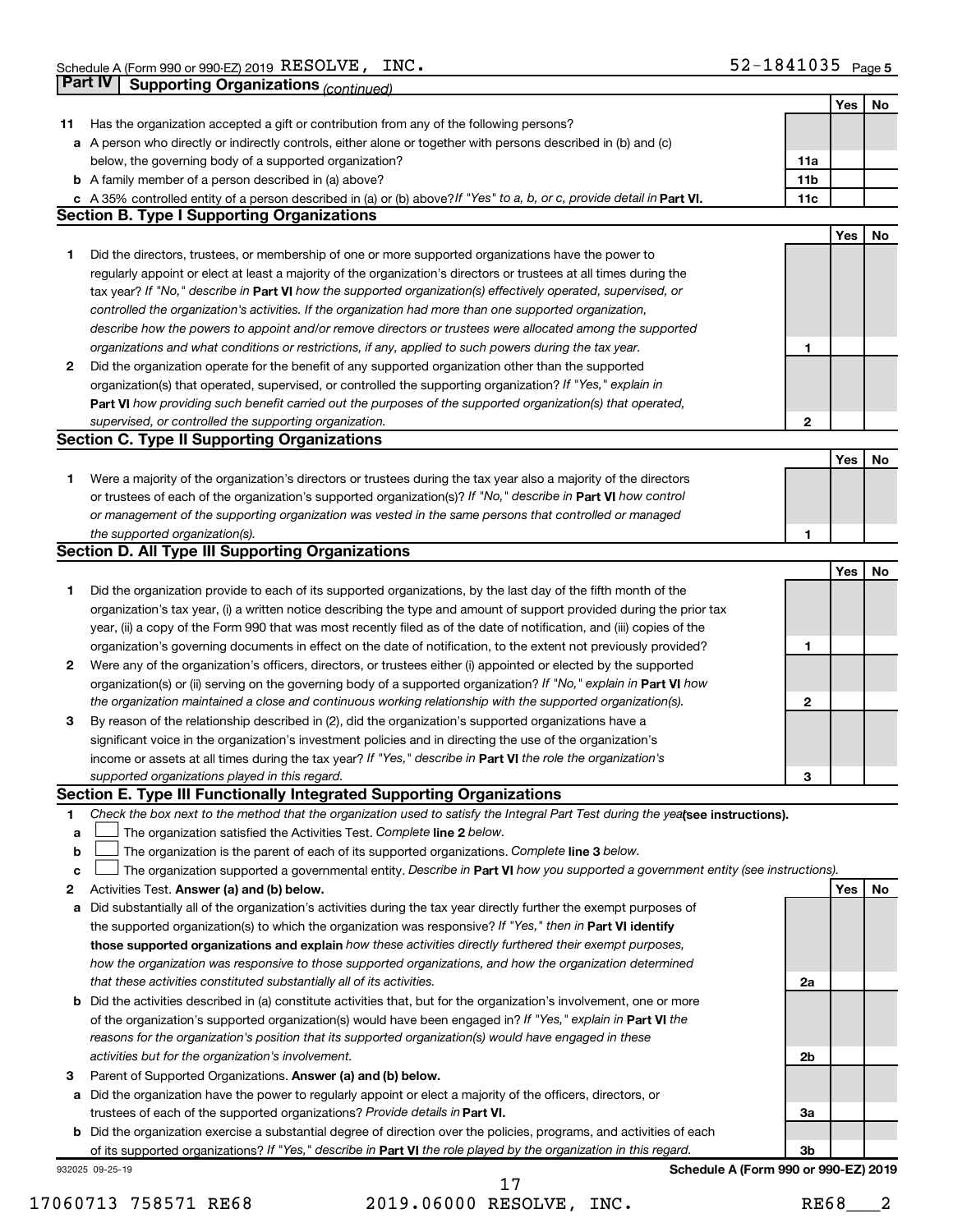Schedule A (Form 990 or 990-EZ) 2019 RESOLVE, INC. 52-1841035 Page 5

## Part IV Supporting Organizations *(continued)*

| | | | Yes | No |
|---|---|---|---|---|
| **11** | Has the organization accepted a gift or contribution from any of the following persons? | | | |
| **a** | A person who directly or indirectly controls, either alone or together with persons described in (b) and (c) below, the governing body of a supported organization? | 11a | | |
| **b** | A family member of a person described in (a) above? | 11b | | |
| **c** | A 35% controlled entity of a person described in (a) or (b) above? *If "Yes" to a, b, or c, provide detail in* **Part VI.** | 11c | | |

### Section B. Type I Supporting Organizations

| | | | Yes | No |
|---|---|---|---|---|
| **1** | Did the directors, trustees, or membership of one or more supported organizations have the power to regularly appoint or elect at least a majority of the organization's directors or trustees at all times during the tax year? *If "No," describe in* **Part VI** *how the supported organization(s) effectively operated, supervised, or controlled the organization's activities. If the organization had more than one supported organization, describe how the powers to appoint and/or remove directors or trustees were allocated among the supported organizations and what conditions or restrictions, if any, applied to such powers during the tax year.* | 1 | | |
| **2** | Did the organization operate for the benefit of any supported organization other than the supported organization(s) that operated, supervised, or controlled the supporting organization? *If "Yes," explain in* **Part VI** *how providing such benefit carried out the purposes of the supported organization(s) that operated, supervised, or controlled the supporting organization.* | 2 | | |

### Section C. Type II Supporting Organizations

| | | | Yes | No |
|---|---|---|---|---|
| **1** | Were a majority of the organization's directors or trustees during the tax year also a majority of the directors or trustees of each of the organization's supported organization(s)? *If "No," describe in* **Part VI** *how control or management of the supporting organization was vested in the same persons that controlled or managed the supported organization(s).* | 1 | | |

### Section D. All Type III Supporting Organizations

| | | | Yes | No |
|---|---|---|---|---|
| **1** | Did the organization provide to each of its supported organizations, by the last day of the fifth month of the organization's tax year, (i) a written notice describing the type and amount of support provided during the prior tax year, (ii) a copy of the Form 990 that was most recently filed as of the date of notification, and (iii) copies of the organization's governing documents in effect on the date of notification, to the extent not previously provided? | 1 | | |
| **2** | Were any of the organization's officers, directors, or trustees either (i) appointed or elected by the supported organization(s) or (ii) serving on the governing body of a supported organization? *If "No," explain in* **Part VI** *how the organization maintained a close and continuous working relationship with the supported organization(s).* | 2 | | |
| **3** | By reason of the relationship described in (2), did the organization's supported organizations have a significant voice in the organization's investment policies and in directing the use of the organization's income or assets at all times during the tax year? *If "Yes," describe in* **Part VI** *the role the organization's supported organizations played in this regard.* | 3 | | |

### Section E. Type III Functionally Integrated Supporting Organizations

**1** *Check the box next to the method that the organization used to satisfy the Integral Part Test during the year* **(see instructions).**

- **a** ☐ The organization satisfied the Activities Test. *Complete* **line 2** *below.*
- **b** ☐ The organization is the parent of each of its supported organizations. *Complete* **line 3** *below.*
- **c** ☐ The organization supported a governmental entity. *Describe in* **Part VI** *how you supported a government entity (see instructions).*

| | | | Yes | No |
|---|---|---|---|---|
| **2** | Activities Test. **Answer (a) and (b) below.** | | | |
| **a** | Did substantially all of the organization's activities during the tax year directly further the exempt purposes of the supported organization(s) to which the organization was responsive? *If "Yes," then in* **Part VI identify those supported organizations and explain** *how these activities directly furthered their exempt purposes, how the organization was responsive to those supported organizations, and how the organization determined that these activities constituted substantially all of its activities.* | 2a | | |
| **b** | Did the activities described in (a) constitute activities that, but for the organization's involvement, one or more of the organization's supported organization(s) would have been engaged in? *If "Yes," explain in* **Part VI** *the reasons for the organization's position that its supported organization(s) would have engaged in these activities but for the organization's involvement.* | 2b | | |
| **3** | Parent of Supported Organizations. **Answer (a) and (b) below.** | | | |
| **a** | Did the organization have the power to regularly appoint or elect a majority of the officers, directors, or trustees of each of the supported organizations? *Provide details in* **Part VI.** | 3a | | |
| **b** | Did the organization exercise a substantial degree of direction over the policies, programs, and activities of each of its supported organizations? *If "Yes," describe in* **Part VI** *the role played by the organization in this regard.* | 3b | | |

932025 09-25-19 **Schedule A (Form 990 or 990-EZ) 2019**

17060713 758571 RE68 2019.06000 RESOLVE, INC. RE68___2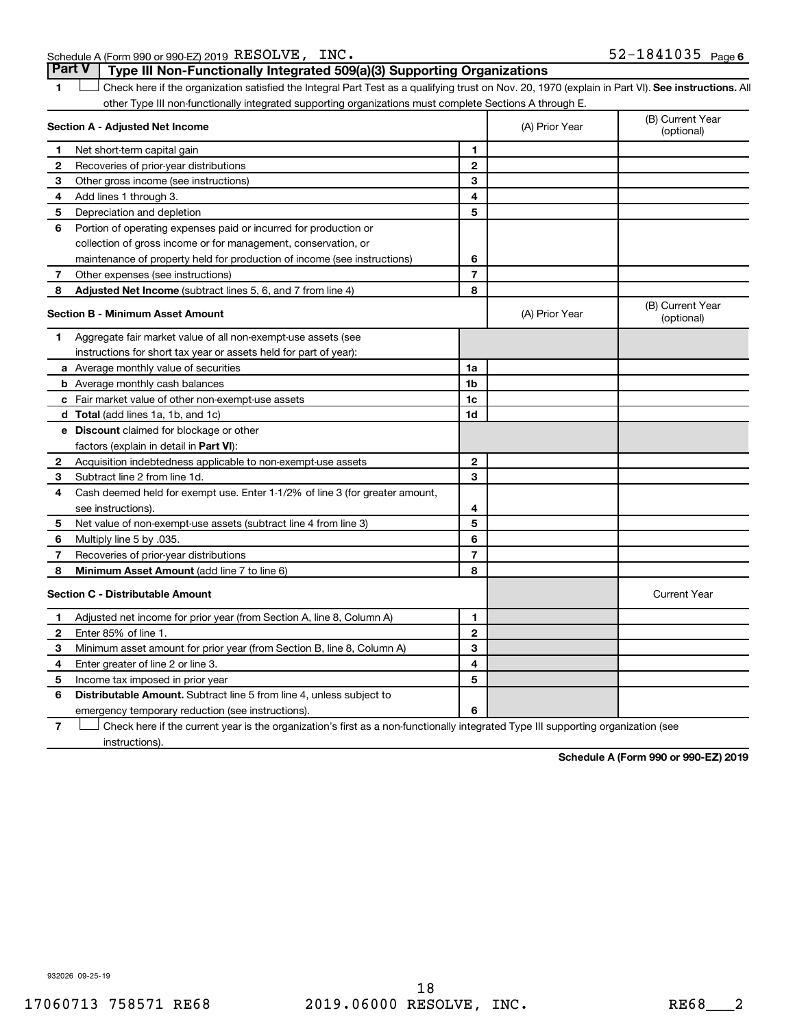Schedule A (Form 990 or 990-EZ) 2019 RESOLVE, INC. 52-1841035 Page 6

## Part V Type III Non-Functionally Integrated 509(a)(3) Supporting Organizations

**1** ☐ Check here if the organization satisfied the Integral Part Test as a qualifying trust on Nov. 20, 1970 (explain in Part VI). **See instructions.** All other Type III non-functionally integrated supporting organizations must complete Sections A through E.

| **Section A - Adjusted Net Income** | | | (A) Prior Year | (B) Current Year (optional) |
|---|---|---|---|---|
| 1 | Net short-term capital gain | 1 | | |
| 2 | Recoveries of prior-year distributions | 2 | | |
| 3 | Other gross income (see instructions) | 3 | | |
| 4 | Add lines 1 through 3. | 4 | | |
| 5 | Depreciation and depletion | 5 | | |
| 6 | Portion of operating expenses paid or incurred for production or collection of gross income or for management, conservation, or maintenance of property held for production of income (see instructions) | 6 | | |
| 7 | Other expenses (see instructions) | 7 | | |
| 8 | **Adjusted Net Income** (subtract lines 5, 6, and 7 from line 4) | 8 | | |

| **Section B - Minimum Asset Amount** | | | (A) Prior Year | (B) Current Year (optional) |
|---|---|---|---|---|
| 1 | Aggregate fair market value of all non-exempt-use assets (see instructions for short tax year or assets held for part of year): | | | |
| a | Average monthly value of securities | 1a | | |
| b | Average monthly cash balances | 1b | | |
| c | Fair market value of other non-exempt-use assets | 1c | | |
| d | **Total** (add lines 1a, 1b, and 1c) | 1d | | |
| e | **Discount** claimed for blockage or other factors (explain in detail in **Part VI**): | | | |
| 2 | Acquisition indebtedness applicable to non-exempt-use assets | 2 | | |
| 3 | Subtract line 2 from line 1d. | 3 | | |
| 4 | Cash deemed held for exempt use. Enter 1-1/2% of line 3 (for greater amount, see instructions). | 4 | | |
| 5 | Net value of non-exempt-use assets (subtract line 4 from line 3) | 5 | | |
| 6 | Multiply line 5 by .035. | 6 | | |
| 7 | Recoveries of prior-year distributions | 7 | | |
| 8 | **Minimum Asset Amount** (add line 7 to line 6) | 8 | | |

| **Section C - Distributable Amount** | | | | Current Year |
|---|---|---|---|---|
| 1 | Adjusted net income for prior year (from Section A, line 8, Column A) | 1 | | |
| 2 | Enter 85% of line 1. | 2 | | |
| 3 | Minimum asset amount for prior year (from Section B, line 8, Column A) | 3 | | |
| 4 | Enter greater of line 2 or line 3. | 4 | | |
| 5 | Income tax imposed in prior year | 5 | | |
| 6 | **Distributable Amount.** Subtract line 5 from line 4, unless subject to emergency temporary reduction (see instructions). | 6 | | |

**7** ☐ Check here if the current year is the organization's first as a non-functionally integrated Type III supporting organization (see instructions).

**Schedule A (Form 990 or 990-EZ) 2019**

932026 09-25-19

17060713 758571 RE68 2019.06000 RESOLVE, INC. RE68___2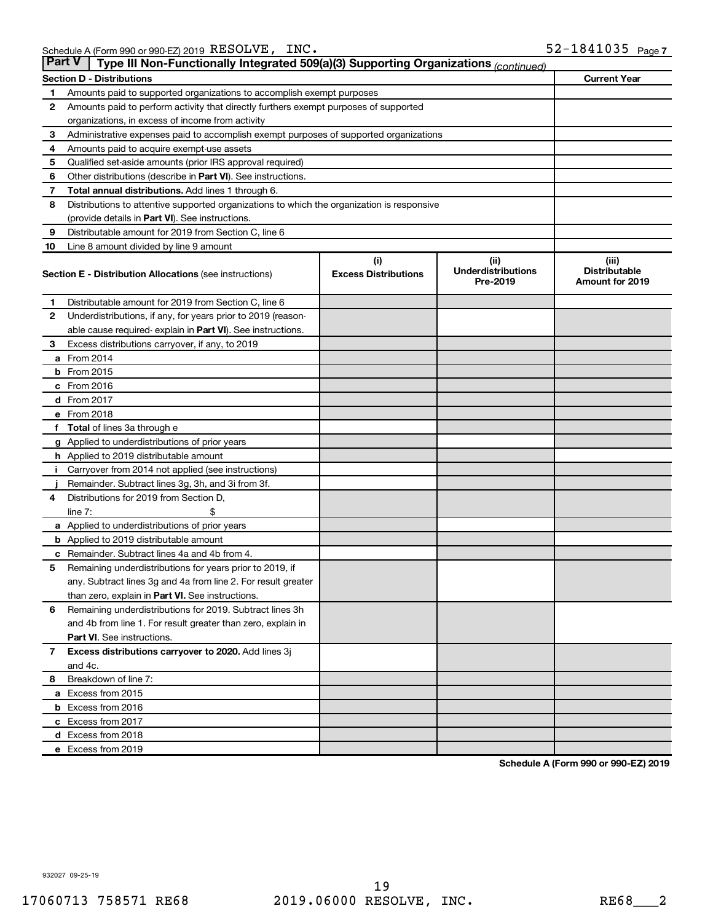Schedule A (Form 990 or 990-EZ) 2019 RESOLVE, INC. 52-1841035 Page 7

## Part V | Type III Non-Functionally Integrated 509(a)(3) Supporting Organizations *(continued)*

| Section D - Distributions | | Current Year |
|---|---|---|
| 1 | Amounts paid to supported organizations to accomplish exempt purposes | |
| 2 | Amounts paid to perform activity that directly furthers exempt purposes of supported organizations, in excess of income from activity | |
| 3 | Administrative expenses paid to accomplish exempt purposes of supported organizations | |
| 4 | Amounts paid to acquire exempt-use assets | |
| 5 | Qualified set-aside amounts (prior IRS approval required) | |
| 6 | Other distributions (describe in **Part VI**). See instructions. | |
| 7 | **Total annual distributions.** Add lines 1 through 6. | |
| 8 | Distributions to attentive supported organizations to which the organization is responsive (provide details in **Part VI**). See instructions. | |
| 9 | Distributable amount for 2019 from Section C, line 6 | |
| 10 | Line 8 amount divided by line 9 amount | |

| | Section E - Distribution Allocations (see instructions) | (i) Excess Distributions | (ii) Underdistributions Pre-2019 | (iii) Distributable Amount for 2019 |
|---|---|---|---|---|
| 1 | Distributable amount for 2019 from Section C, line 6 | | | |
| 2 | Underdistributions, if any, for years prior to 2019 (reasonable cause required- explain in **Part VI**). See instructions. | | | |
| 3 | Excess distributions carryover, if any, to 2019 | | | |
| a | From 2014 | | | |
| b | From 2015 | | | |
| c | From 2016 | | | |
| d | From 2017 | | | |
| e | From 2018 | | | |
| f | **Total** of lines 3a through e | | | |
| g | Applied to underdistributions of prior years | | | |
| h | Applied to 2019 distributable amount | | | |
| i | Carryover from 2014 not applied (see instructions) | | | |
| j | Remainder. Subtract lines 3g, 3h, and 3i from 3f. | | | |
| 4 | Distributions for 2019 from Section D, line 7: $ | | | |
| a | Applied to underdistributions of prior years | | | |
| b | Applied to 2019 distributable amount | | | |
| c | Remainder. Subtract lines 4a and 4b from 4. | | | |
| 5 | Remaining underdistributions for years prior to 2019, if any. Subtract lines 3g and 4a from line 2. For result greater than zero, explain in **Part VI.** See instructions. | | | |
| 6 | Remaining underdistributions for 2019. Subtract lines 3h and 4b from line 1. For result greater than zero, explain in **Part VI**. See instructions. | | | |
| 7 | **Excess distributions carryover to 2020.** Add lines 3j and 4c. | | | |
| 8 | Breakdown of line 7: | | | |
| a | Excess from 2015 | | | |
| b | Excess from 2016 | | | |
| c | Excess from 2017 | | | |
| d | Excess from 2018 | | | |
| e | Excess from 2019 | | | |

**Schedule A (Form 990 or 990-EZ) 2019**

932027 09-25-19

17060713 758571 RE68 2019.06000 RESOLVE, INC. RE68___2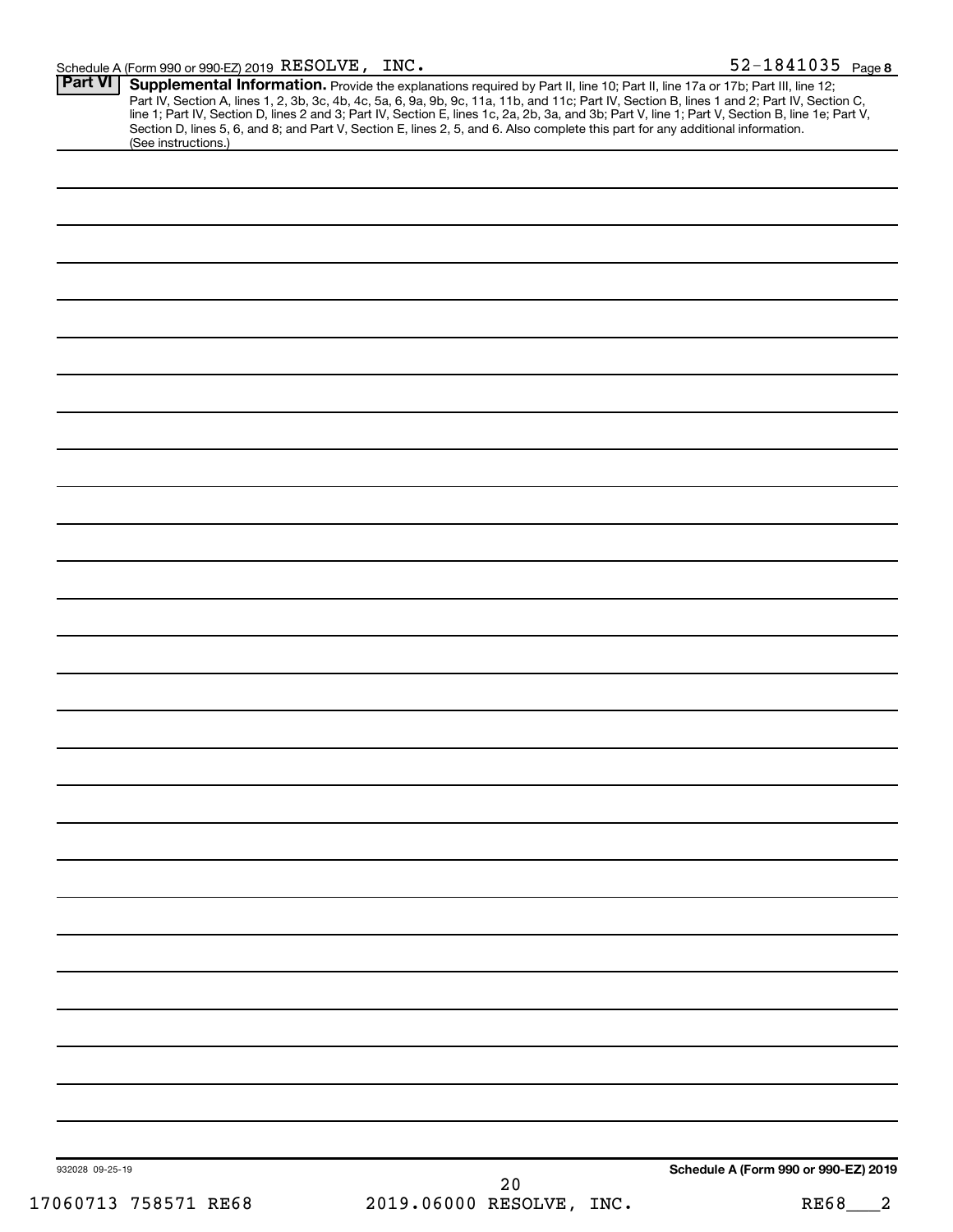Schedule A (Form 990 or 990-EZ) 2019 RESOLVE, INC. 52-1841035 Page 8

**Part VI** **Supplemental Information.** Provide the explanations required by Part II, line 10; Part II, line 17a or 17b; Part III, line 12; Part IV, Section A, lines 1, 2, 3b, 3c, 4b, 4c, 5a, 6, 9a, 9b, 9c, 11a, 11b, and 11c; Part IV, Section B, lines 1 and 2; Part IV, Section C, line 1; Part IV, Section D, lines 2 and 3; Part IV, Section E, lines 1c, 2a, 2b, 3a, and 3b; Part V, line 1; Part V, Section B, line 1e; Part V, Section D, lines 5, 6, and 8; and Part V, Section E, lines 2, 5, and 6. Also complete this part for any additional information. (See instructions.)

932028 09-25-19

**Schedule A (Form 990 or 990-EZ) 2019**

17060713 758571 RE68 2019.06000 RESOLVE, INC. RE68___2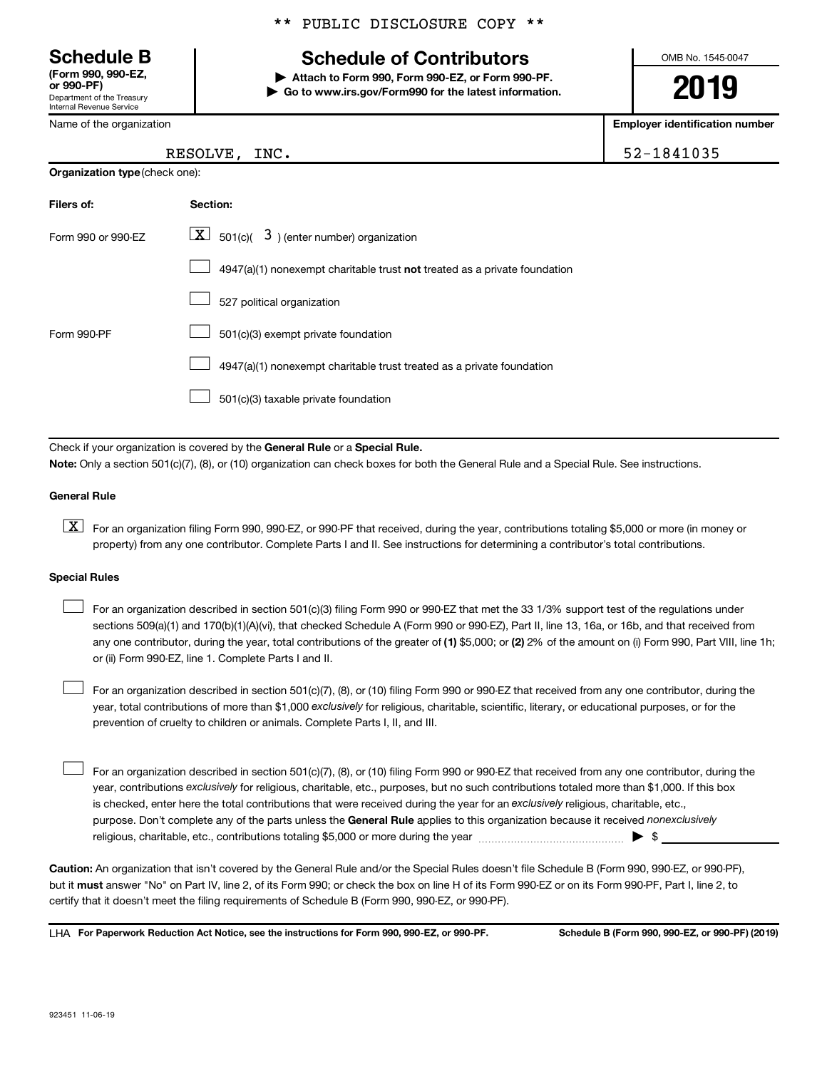\*\* PUBLIC DISCLOSURE COPY \*\*

# Schedule B

**(Form 990, 990-EZ, or 990-PF)**
Department of the Treasury
Internal Revenue Service

## Schedule of Contributors

▶ **Attach to Form 990, Form 990-EZ, or Form 990-PF.**
▶ **Go to www.irs.gov/Form990 for the latest information.**

OMB No. 1545-0047

**2019**

| Name of the organization | Employer identification number |
|---|---|
| RESOLVE, INC. | 52-1841035 |

**Organization type** (check one):

| Filers of: | Section: |
|---|---|
| Form 990 or 990-EZ | [X] 501(c)( 3 ) (enter number) organization |
| | [ ] 4947(a)(1) nonexempt charitable trust **not** treated as a private foundation |
| | [ ] 527 political organization |
| Form 990-PF | [ ] 501(c)(3) exempt private foundation |
| | [ ] 4947(a)(1) nonexempt charitable trust treated as a private foundation |
| | [ ] 501(c)(3) taxable private foundation |

Check if your organization is covered by the **General Rule** or a **Special Rule.**

**Note:** Only a section 501(c)(7), (8), or (10) organization can check boxes for both the General Rule and a Special Rule. See instructions.

**General Rule**

[X] For an organization filing Form 990, 990-EZ, or 990-PF that received, during the year, contributions totaling $5,000 or more (in money or property) from any one contributor. Complete Parts I and II. See instructions for determining a contributor's total contributions.

**Special Rules**

[ ] For an organization described in section 501(c)(3) filing Form 990 or 990-EZ that met the 33 1/3% support test of the regulations under sections 509(a)(1) and 170(b)(1)(A)(vi), that checked Schedule A (Form 990 or 990-EZ), Part II, line 13, 16a, or 16b, and that received from any one contributor, during the year, total contributions of the greater of **(1)** $5,000; or **(2)** 2% of the amount on (i) Form 990, Part VIII, line 1h; or (ii) Form 990-EZ, line 1. Complete Parts I and II.

[ ] For an organization described in section 501(c)(7), (8), or (10) filing Form 990 or 990-EZ that received from any one contributor, during the year, total contributions of more than $1,000 *exclusively* for religious, charitable, scientific, literary, or educational purposes, or for the prevention of cruelty to children or animals. Complete Parts I, II, and III.

[ ] For an organization described in section 501(c)(7), (8), or (10) filing Form 990 or 990-EZ that received from any one contributor, during the year, contributions *exclusively* for religious, charitable, etc., purposes, but no such contributions totaled more than $1,000. If this box is checked, enter here the total contributions that were received during the year for an *exclusively* religious, charitable, etc., purpose. Don't complete any of the parts unless the **General Rule** applies to this organization because it received *nonexclusively* religious, charitable, etc., contributions totaling $5,000 or more during the year ▶ $ ____________

**Caution:** An organization that isn't covered by the General Rule and/or the Special Rules doesn't file Schedule B (Form 990, 990-EZ, or 990-PF), but it **must** answer "No" on Part IV, line 2, of its Form 990; or check the box on line H of its Form 990-EZ or on its Form 990-PF, Part I, line 2, to certify that it doesn't meet the filing requirements of Schedule B (Form 990, 990-EZ, or 990-PF).

LHA **For Paperwork Reduction Act Notice, see the instructions for Form 990, 990-EZ, or 990-PF.** **Schedule B (Form 990, 990-EZ, or 990-PF) (2019)**

923451 11-06-19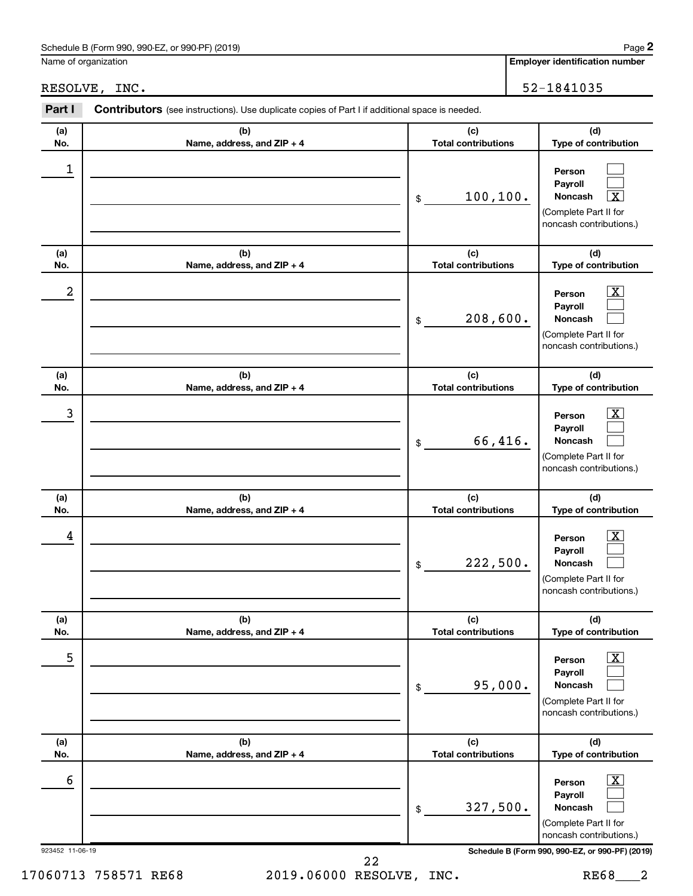Schedule B (Form 990, 990-EZ, or 990-PF) (2019) Page **2**

Name of organization: RESOLVE, INC.

**Employer identification number**: 52-1841035

**Part I** **Contributors** (see instructions). Use duplicate copies of Part I if additional space is needed.

| (a) No. | (b) Name, address, and ZIP + 4 | (c) Total contributions | (d) Type of contribution |
|---|---|---|---|
| 1 | | $ 100,100. | Person [ ] Payroll [ ] Noncash [X] (Complete Part II for noncash contributions.) |
| 2 | | $ 208,600. | Person [X] Payroll [ ] Noncash [ ] (Complete Part II for noncash contributions.) |
| 3 | | $ 66,416. | Person [X] Payroll [ ] Noncash [ ] (Complete Part II for noncash contributions.) |
| 4 | | $ 222,500. | Person [X] Payroll [ ] Noncash [ ] (Complete Part II for noncash contributions.) |
| 5 | | $ 95,000. | Person [X] Payroll [ ] Noncash [ ] (Complete Part II for noncash contributions.) |
| 6 | | $ 327,500. | Person [X] Payroll [ ] Noncash [ ] (Complete Part II for noncash contributions.) |

923452 11-06-19

**Schedule B (Form 990, 990-EZ, or 990-PF) (2019)**

17060713 758571 RE68 2019.06000 RESOLVE, INC. RE68___2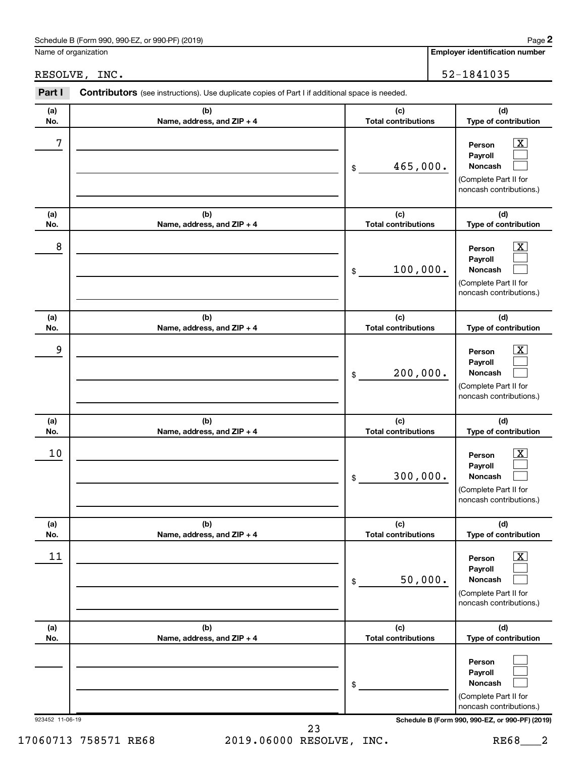Schedule B (Form 990, 990-EZ, or 990-PF) (2019)

Name of organization: RESOLVE, INC.

**Employer identification number:** 52-1841035

**Part I** **Contributors** (see instructions). Use duplicate copies of Part I if additional space is needed.

| (a) No. | (b) Name, address, and ZIP + 4 | (c) Total contributions | (d) Type of contribution |
|---|---|---|---|
| 7 | | $ 465,000. | Person [X] Payroll [ ] Noncash [ ] (Complete Part II for noncash contributions.) |
| 8 | | $ 100,000. | Person [X] Payroll [ ] Noncash [ ] (Complete Part II for noncash contributions.) |
| 9 | | $ 200,000. | Person [X] Payroll [ ] Noncash [ ] (Complete Part II for noncash contributions.) |
| 10 | | $ 300,000. | Person [X] Payroll [ ] Noncash [ ] (Complete Part II for noncash contributions.) |
| 11 | | $ 50,000. | Person [X] Payroll [ ] Noncash [ ] (Complete Part II for noncash contributions.) |
| | | $ | Person [ ] Payroll [ ] Noncash [ ] (Complete Part II for noncash contributions.) |

923452 11-06-19

Schedule B (Form 990, 990-EZ, or 990-PF) (2019)

17060713 758571 RE68 2019.06000 RESOLVE, INC. RE68___2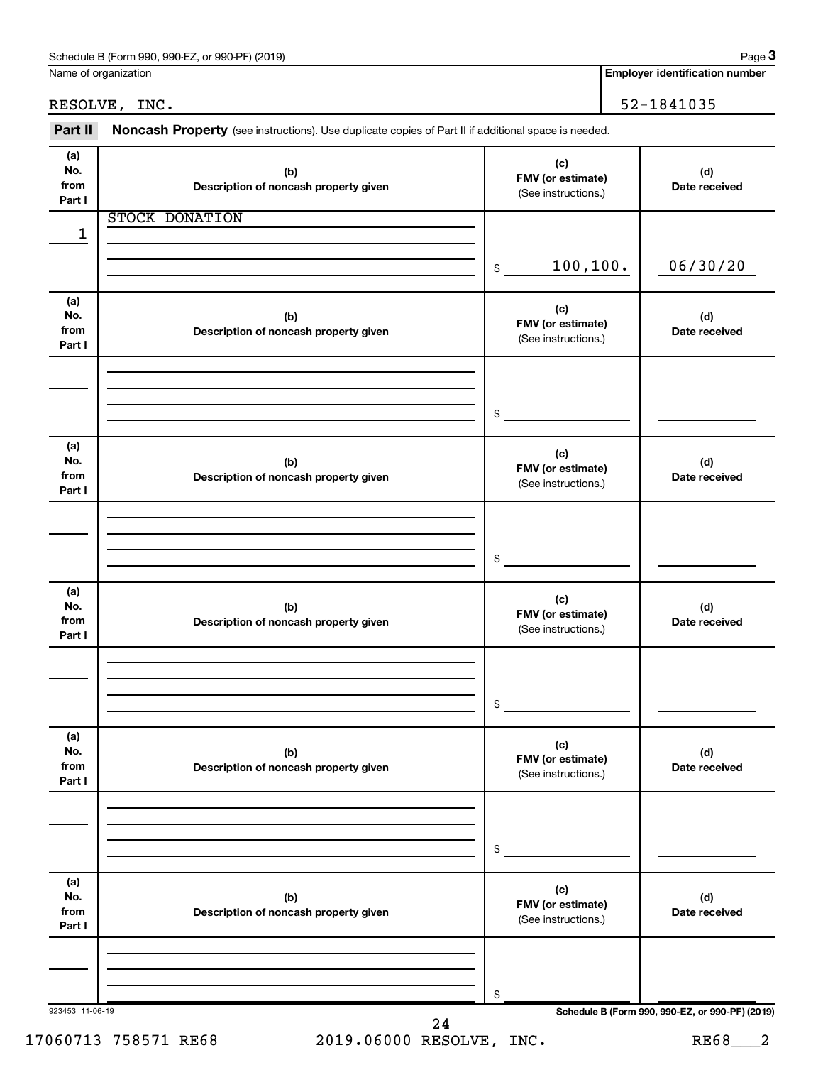Schedule B (Form 990, 990-EZ, or 990-PF) (2019)

| Name of organization | Employer identification number |
|---|---|
| RESOLVE, INC. | 52-1841035 |

**Part II** **Noncash Property** (see instructions). Use duplicate copies of Part II if additional space is needed.

| (a) No. from Part I | (b) Description of noncash property given | (c) FMV (or estimate) (See instructions.) | (d) Date received |
|---|---|---|---|
| 1 | STOCK DONATION | $ 100,100. | 06/30/20 |
| | | $ | |
| | | $ | |
| | | $ | |
| | | $ | |
| | | $ | |

923453 11-06-19

Schedule B (Form 990, 990-EZ, or 990-PF) (2019)

17060713 758571 RE68 2019.06000 RESOLVE, INC. RE68___2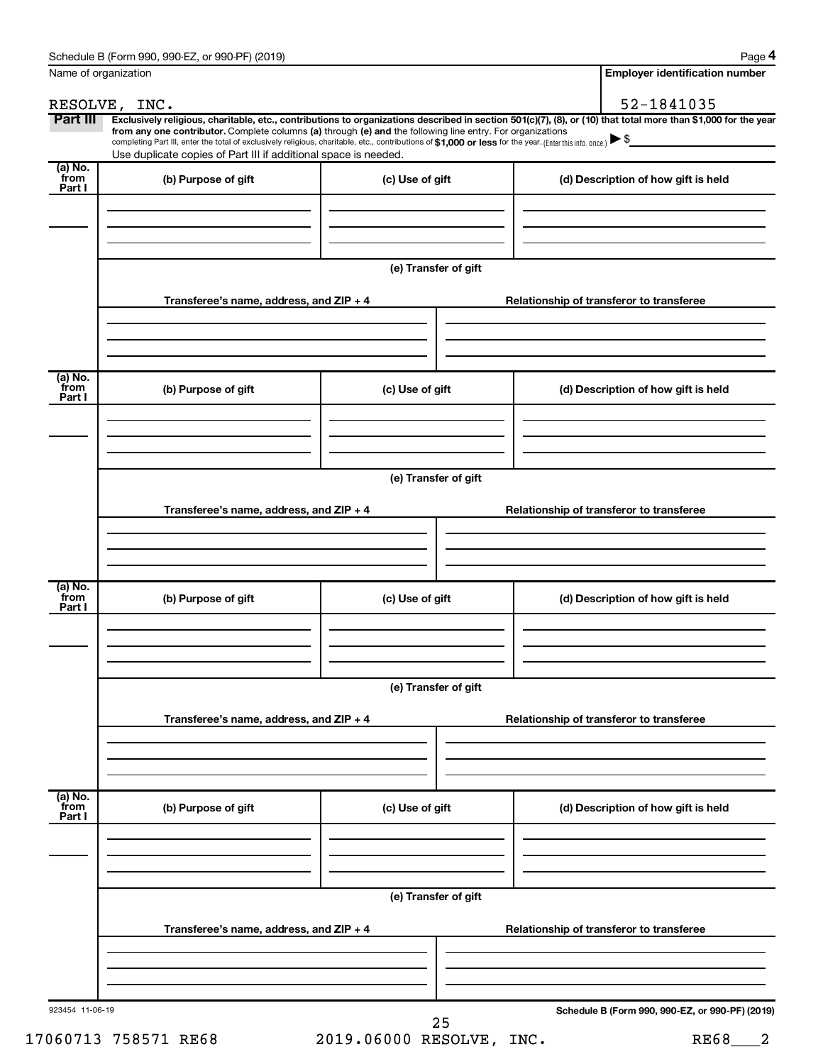Schedule B (Form 990, 990-EZ, or 990-PF) (2019) Page **4**

| Name of organization | Employer identification number |
|---|---|
| RESOLVE, INC. | 52-1841035 |

**Part III** **Exclusively religious, charitable, etc., contributions to organizations described in section 501(c)(7), (8), or (10) that total more than $1,000 for the year from any one contributor.** Complete columns **(a)** through **(e)** and the following line entry. For organizations completing Part III, enter the total of exclusively religious, charitable, etc., contributions of **$1,000 or less** for the year. (Enter this info. once.) ▶ $

Use duplicate copies of Part III if additional space is needed.

| (a) No. from Part I | (b) Purpose of gift | (c) Use of gift | (d) Description of how gift is held |
|---|---|---|---|
| | | | |

**(e) Transfer of gift**

| Transferee's name, address, and ZIP + 4 | Relationship of transferor to transferee |
|---|---|
| | |

| (a) No. from Part I | (b) Purpose of gift | (c) Use of gift | (d) Description of how gift is held |
|---|---|---|---|
| | | | |

**(e) Transfer of gift**

| Transferee's name, address, and ZIP + 4 | Relationship of transferor to transferee |
|---|---|
| | |

| (a) No. from Part I | (b) Purpose of gift | (c) Use of gift | (d) Description of how gift is held |
|---|---|---|---|
| | | | |

**(e) Transfer of gift**

| Transferee's name, address, and ZIP + 4 | Relationship of transferor to transferee |
|---|---|
| | |

| (a) No. from Part I | (b) Purpose of gift | (c) Use of gift | (d) Description of how gift is held |
|---|---|---|---|
| | | | |

**(e) Transfer of gift**

| Transferee's name, address, and ZIP + 4 | Relationship of transferor to transferee |
|---|---|
| | |

923454 11-06-19 **Schedule B (Form 990, 990-EZ, or 990-PF) (2019)**

17060713 758571 RE68 2019.06000 RESOLVE, INC. RE68___2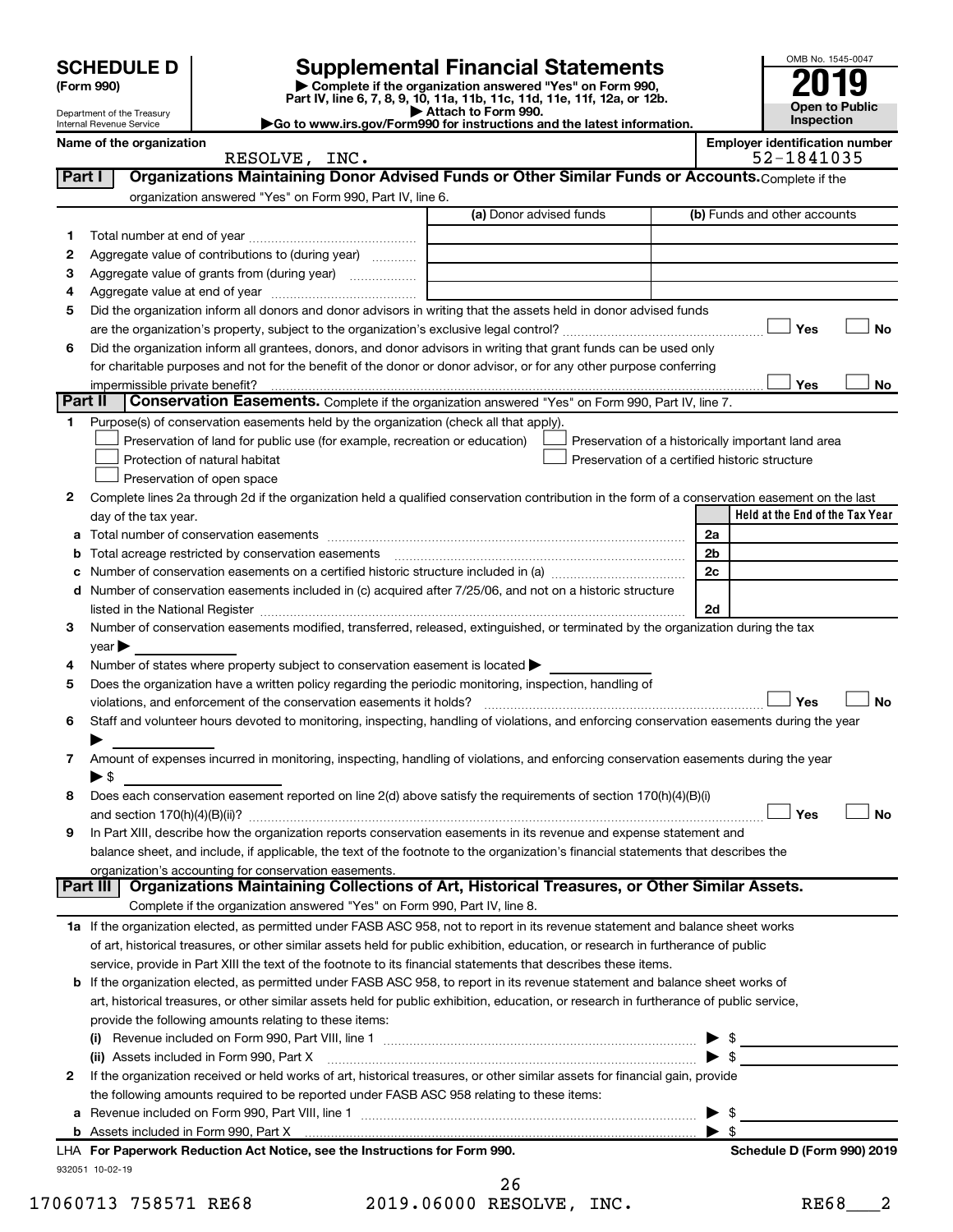# SCHEDULE D (Form 990)

Department of the Treasury
Internal Revenue Service

## Supplemental Financial Statements

▶ Complete if the organization answered "Yes" on Form 990, Part IV, line 6, 7, 8, 9, 10, 11a, 11b, 11c, 11d, 11e, 11f, 12a, or 12b.
▶ Attach to Form 990.
▶Go to www.irs.gov/Form990 for instructions and the latest information.

OMB No. 1545-0047
**2019**
**Open to Public Inspection**

**Name of the organization:** RESOLVE, INC.
**Employer identification number:** 52-1841035

### Part I — Organizations Maintaining Donor Advised Funds or Other Similar Funds or Accounts. Complete if the organization answered "Yes" on Form 990, Part IV, line 6.

| | | (a) Donor advised funds | (b) Funds and other accounts |
|---|---|---|---|
| 1 | Total number at end of year | | |
| 2 | Aggregate value of contributions to (during year) | | |
| 3 | Aggregate value of grants from (during year) | | |
| 4 | Aggregate value at end of year | | |

5 Did the organization inform all donors and donor advisors in writing that the assets held in donor advised funds are the organization's property, subject to the organization's exclusive legal control? ☐ Yes ☐ No

6 Did the organization inform all grantees, donors, and donor advisors in writing that grant funds can be used only for charitable purposes and not for the benefit of the donor or donor advisor, or for any other purpose conferring impermissible private benefit? ☐ Yes ☐ No

### Part II — Conservation Easements. Complete if the organization answered "Yes" on Form 990, Part IV, line 7.

1 Purpose(s) of conservation easements held by the organization (check all that apply).

- ☐ Preservation of land for public use (for example, recreation or education)
- ☐ Protection of natural habitat
- ☐ Preservation of open space
- ☐ Preservation of a historically important land area
- ☐ Preservation of a certified historic structure

2 Complete lines 2a through 2d if the organization held a qualified conservation contribution in the form of a conservation easement on the last day of the tax year.

| | | | Held at the End of the Tax Year |
|---|---|---|---|
| a | Total number of conservation easements | 2a | |
| b | Total acreage restricted by conservation easements | 2b | |
| c | Number of conservation easements on a certified historic structure included in (a) | 2c | |
| d | Number of conservation easements included in (c) acquired after 7/25/06, and not on a historic structure listed in the National Register | 2d | |

3 Number of conservation easements modified, transferred, released, extinguished, or terminated by the organization during the tax year ▶

4 Number of states where property subject to conservation easement is located ▶

5 Does the organization have a written policy regarding the periodic monitoring, inspection, handling of violations, and enforcement of the conservation easements it holds? ☐ Yes ☐ No

6 Staff and volunteer hours devoted to monitoring, inspecting, handling of violations, and enforcing conservation easements during the year ▶

7 Amount of expenses incurred in monitoring, inspecting, handling of violations, and enforcing conservation easements during the year ▶ $

8 Does each conservation easement reported on line 2(d) above satisfy the requirements of section 170(h)(4)(B)(i) and section 170(h)(4)(B)(ii)? ☐ Yes ☐ No

9 In Part XIII, describe how the organization reports conservation easements in its revenue and expense statement and balance sheet, and include, if applicable, the text of the footnote to the organization's financial statements that describes the organization's accounting for conservation easements.

### Part III — Organizations Maintaining Collections of Art, Historical Treasures, or Other Similar Assets. Complete if the organization answered "Yes" on Form 990, Part IV, line 8.

1a If the organization elected, as permitted under FASB ASC 958, not to report in its revenue statement and balance sheet works of art, historical treasures, or other similar assets held for public exhibition, education, or research in furtherance of public service, provide in Part XIII the text of the footnote to its financial statements that describes these items.

b If the organization elected, as permitted under FASB ASC 958, to report in its revenue statement and balance sheet works of art, historical treasures, or other similar assets held for public exhibition, education, or research in furtherance of public service, provide the following amounts relating to these items:

(i) Revenue included on Form 990, Part VIII, line 1 ▶ $

(ii) Assets included in Form 990, Part X ▶ $

2 If the organization received or held works of art, historical treasures, or other similar assets for financial gain, provide the following amounts required to be reported under FASB ASC 958 relating to these items:

a Revenue included on Form 990, Part VIII, line 1 ▶ $

b Assets included in Form 990, Part X ▶ $

LHA For Paperwork Reduction Act Notice, see the Instructions for Form 990. Schedule D (Form 990) 2019

932051 10-02-19

17060713 758571 RE68 2019.06000 RESOLVE, INC. RE68___2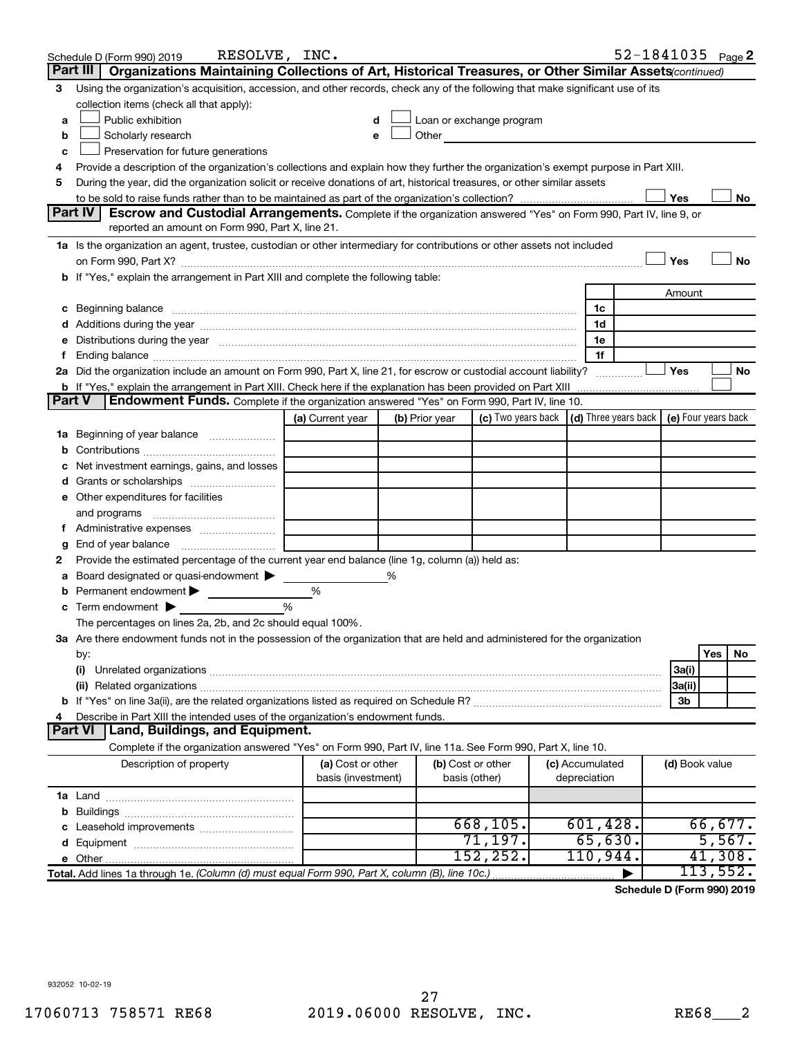Schedule D (Form 990) 2019 RESOLVE, INC. 52-1841035 Page 2

## Part III Organizations Maintaining Collections of Art, Historical Treasures, or Other Similar Assets (continued)

3 Using the organization's acquisition, accession, and other records, check any of the following that make significant use of its collection items (check all that apply):

- a ☐ Public exhibition
- b ☐ Scholarly research
- c ☐ Preservation for future generations
- d ☐ Loan or exchange program
- e ☐ Other

4 Provide a description of the organization's collections and explain how they further the organization's exempt purpose in Part XIII.

5 During the year, did the organization solicit or receive donations of art, historical treasures, or other similar assets to be sold to raise funds rather than to be maintained as part of the organization's collection? ☐ Yes ☐ No

## Part IV Escrow and Custodial Arrangements.

Complete if the organization answered "Yes" on Form 990, Part IV, line 9, or reported an amount on Form 990, Part X, line 21.

1a Is the organization an agent, trustee, custodian or other intermediary for contributions or other assets not included on Form 990, Part X? ☐ Yes ☐ No

b If "Yes," explain the arrangement in Part XIII and complete the following table:

| | | Amount |
|---|---|---|
| c Beginning balance | 1c | |
| d Additions during the year | 1d | |
| e Distributions during the year | 1e | |
| f Ending balance | 1f | |

2a Did the organization include an amount on Form 990, Part X, line 21, for escrow or custodial account liability? ☐ Yes ☐ No

b If "Yes," explain the arrangement in Part XIII. Check here if the explanation has been provided on Part XIII ☐

## Part V Endowment Funds.

Complete if the organization answered "Yes" on Form 990, Part IV, line 10.

| | (a) Current year | (b) Prior year | (c) Two years back | (d) Three years back | (e) Four years back |
|---|---|---|---|---|---|
| 1a Beginning of year balance | | | | | |
| b Contributions | | | | | |
| c Net investment earnings, gains, and losses | | | | | |
| d Grants or scholarships | | | | | |
| e Other expenditures for facilities and programs | | | | | |
| f Administrative expenses | | | | | |
| g End of year balance | | | | | |

2 Provide the estimated percentage of the current year end balance (line 1g, column (a)) held as:

- a Board designated or quasi-endowment ▶ %
- b Permanent endowment ▶ %
- c Term endowment ▶ %

The percentages on lines 2a, 2b, and 2c should equal 100%.

3a Are there endowment funds not in the possession of the organization that are held and administered for the organization by:

| | | Yes | No |
|---|---|---|---|
| (i) Unrelated organizations | 3a(i) | | |
| (ii) Related organizations | 3a(ii) | | |
| b If "Yes" on line 3a(ii), are the related organizations listed as required on Schedule R? | 3b | | |

4 Describe in Part XIII the intended uses of the organization's endowment funds.

## Part VI Land, Buildings, and Equipment.

Complete if the organization answered "Yes" on Form 990, Part IV, line 11a. See Form 990, Part X, line 10.

| Description of property | (a) Cost or other basis (investment) | (b) Cost or other basis (other) | (c) Accumulated depreciation | (d) Book value |
|---|---|---|---|---|
| 1a Land | | | | |
| b Buildings | | | | |
| c Leasehold improvements | | 668,105. | 601,428. | 66,677. |
| d Equipment | | 71,197. | 65,630. | 5,567. |
| e Other | | 152,252. | 110,944. | 41,308. |
| Total. Add lines 1a through 1e. *(Column (d) must equal Form 990, Part X, column (B), line 10c.)* | | | ▶ | 113,552. |

Schedule D (Form 990) 2019

932052 10-02-19

17060713 758571 RE68 2019.06000 RESOLVE, INC. RE68___2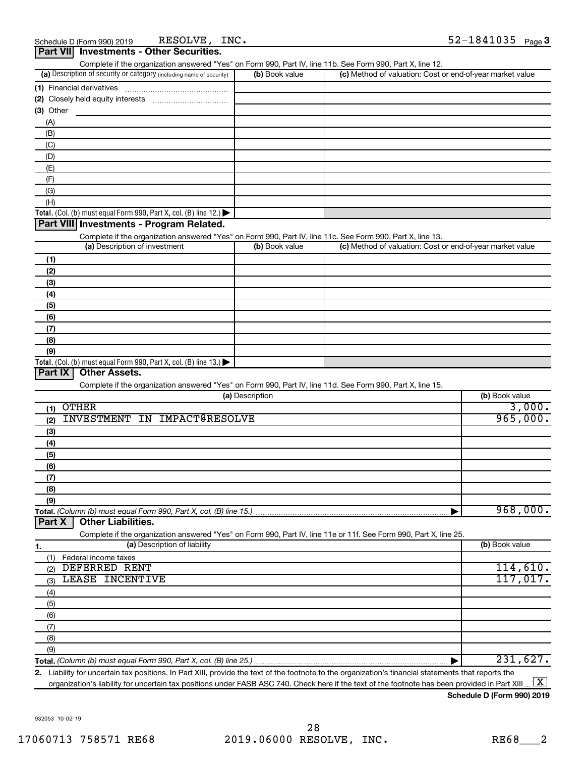Schedule D (Form 990) 2019 RESOLVE, INC. 52-1841035 Page 3

## Part VII Investments - Other Securities.

Complete if the organization answered "Yes" on Form 990, Part IV, line 11b. See Form 990, Part X, line 12.

| (a) Description of security or category (including name of security) | (b) Book value | (c) Method of valuation: Cost or end-of-year market value |
|---|---|---|
| (1) Financial derivatives | | |
| (2) Closely held equity interests | | |
| (3) Other | | |
| (A) | | |
| (B) | | |
| (C) | | |
| (D) | | |
| (E) | | |
| (F) | | |
| (G) | | |
| (H) | | |
| **Total.** (Col. (b) must equal Form 990, Part X, col. (B) line 12.) | | |

## Part VIII Investments - Program Related.

Complete if the organization answered "Yes" on Form 990, Part IV, line 11c. See Form 990, Part X, line 13.

| (a) Description of investment | (b) Book value | (c) Method of valuation: Cost or end-of-year market value |
|---|---|---|
| (1) | | |
| (2) | | |
| (3) | | |
| (4) | | |
| (5) | | |
| (6) | | |
| (7) | | |
| (8) | | |
| (9) | | |
| **Total.** (Col. (b) must equal Form 990, Part X, col. (B) line 13.) | | |

## Part IX Other Assets.

Complete if the organization answered "Yes" on Form 990, Part IV, line 11d. See Form 990, Part X, line 15.

| (a) Description | (b) Book value |
|---|---|
| (1) OTHER | 3,000. |
| (2) INVESTMENT IN IMPACT@RESOLVE | 965,000. |
| (3) | |
| (4) | |
| (5) | |
| (6) | |
| (7) | |
| (8) | |
| (9) | |
| **Total.** (Column (b) must equal Form 990, Part X, col. (B) line 15.) | 968,000. |

## Part X Other Liabilities.

Complete if the organization answered "Yes" on Form 990, Part IV, line 11e or 11f. See Form 990, Part X, line 25.

| 1. (a) Description of liability | (b) Book value |
|---|---|
| (1) Federal income taxes | |
| (2) DEFERRED RENT | 114,610. |
| (3) LEASE INCENTIVE | 117,017. |
| (4) | |
| (5) | |
| (6) | |
| (7) | |
| (8) | |
| (9) | |
| **Total.** (Column (b) must equal Form 990, Part X, col. (B) line 25.) | 231,627. |

2. Liability for uncertain tax positions. In Part XIII, provide the text of the footnote to the organization's financial statements that reports the organization's liability for uncertain tax positions under FASB ASC 740. Check here if the text of the footnote has been provided in Part XIII [X]

**Schedule D (Form 990) 2019**

932053 10-02-19

17060713 758571 RE68 2019.06000 RESOLVE, INC. RE68___2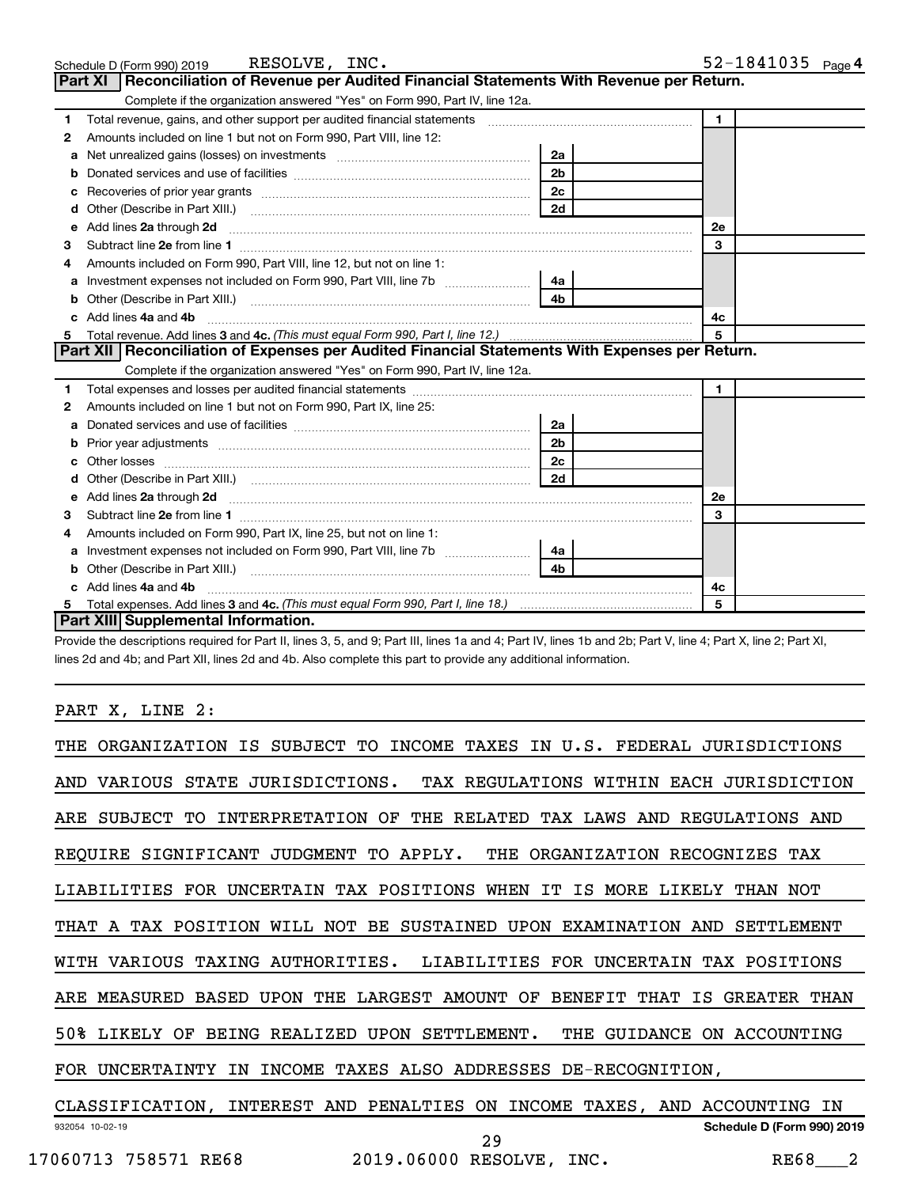Schedule D (Form 990) 2019 RESOLVE, INC. 52-1841035 Page 4

## Part XI Reconciliation of Revenue per Audited Financial Statements With Revenue per Return.

Complete if the organization answered "Yes" on Form 990, Part IV, line 12a.

| | | | | | |
|---|---|---|---|---|---|
| 1 | Total revenue, gains, and other support per audited financial statements | | | 1 | |
| 2 | Amounts included on line 1 but not on Form 990, Part VIII, line 12: | | | | |
| a | Net unrealized gains (losses) on investments | 2a | | | |
| b | Donated services and use of facilities | 2b | | | |
| c | Recoveries of prior year grants | 2c | | | |
| d | Other (Describe in Part XIII.) | 2d | | | |
| e | Add lines **2a** through **2d** | | | 2e | |
| 3 | Subtract line **2e** from line **1** | | | 3 | |
| 4 | Amounts included on Form 990, Part VIII, line 12, but not on line 1: | | | | |
| a | Investment expenses not included on Form 990, Part VIII, line 7b | 4a | | | |
| b | Other (Describe in Part XIII.) | 4b | | | |
| c | Add lines **4a** and **4b** | | | 4c | |
| 5 | Total revenue. Add lines **3** and **4c.** *(This must equal Form 990, Part I, line 12.)* | | | 5 | |

## Part XII Reconciliation of Expenses per Audited Financial Statements With Expenses per Return.

Complete if the organization answered "Yes" on Form 990, Part IV, line 12a.

| | | | | | |
|---|---|---|---|---|---|
| 1 | Total expenses and losses per audited financial statements | | | 1 | |
| 2 | Amounts included on line 1 but not on Form 990, Part IX, line 25: | | | | |
| a | Donated services and use of facilities | 2a | | | |
| b | Prior year adjustments | 2b | | | |
| c | Other losses | 2c | | | |
| d | Other (Describe in Part XIII.) | 2d | | | |
| e | Add lines **2a** through **2d** | | | 2e | |
| 3 | Subtract line **2e** from line **1** | | | 3 | |
| 4 | Amounts included on Form 990, Part IX, line 25, but not on line 1: | | | | |
| a | Investment expenses not included on Form 990, Part VIII, line 7b | 4a | | | |
| b | Other (Describe in Part XIII.) | 4b | | | |
| c | Add lines **4a** and **4b** | | | 4c | |
| 5 | Total expenses. Add lines **3** and **4c.** *(This must equal Form 990, Part I, line 18.)* | | | 5 | |

## Part XIII Supplemental Information.

Provide the descriptions required for Part II, lines 3, 5, and 9; Part III, lines 1a and 4; Part IV, lines 1b and 2b; Part V, line 4; Part X, line 2; Part XI, lines 2d and 4b; and Part XII, lines 2d and 4b. Also complete this part to provide any additional information.

PART X, LINE 2:

THE ORGANIZATION IS SUBJECT TO INCOME TAXES IN U.S. FEDERAL JURISDICTIONS AND VARIOUS STATE JURISDICTIONS. TAX REGULATIONS WITHIN EACH JURISDICTION ARE SUBJECT TO INTERPRETATION OF THE RELATED TAX LAWS AND REGULATIONS AND REQUIRE SIGNIFICANT JUDGMENT TO APPLY. THE ORGANIZATION RECOGNIZES TAX LIABILITIES FOR UNCERTAIN TAX POSITIONS WHEN IT IS MORE LIKELY THAN NOT THAT A TAX POSITION WILL NOT BE SUSTAINED UPON EXAMINATION AND SETTLEMENT WITH VARIOUS TAXING AUTHORITIES. LIABILITIES FOR UNCERTAIN TAX POSITIONS ARE MEASURED BASED UPON THE LARGEST AMOUNT OF BENEFIT THAT IS GREATER THAN 50% LIKELY OF BEING REALIZED UPON SETTLEMENT. THE GUIDANCE ON ACCOUNTING FOR UNCERTAINTY IN INCOME TAXES ALSO ADDRESSES DE-RECOGNITION, CLASSIFICATION, INTEREST AND PENALTIES ON INCOME TAXES, AND ACCOUNTING IN

932054 10-02-19 **Schedule D (Form 990) 2019**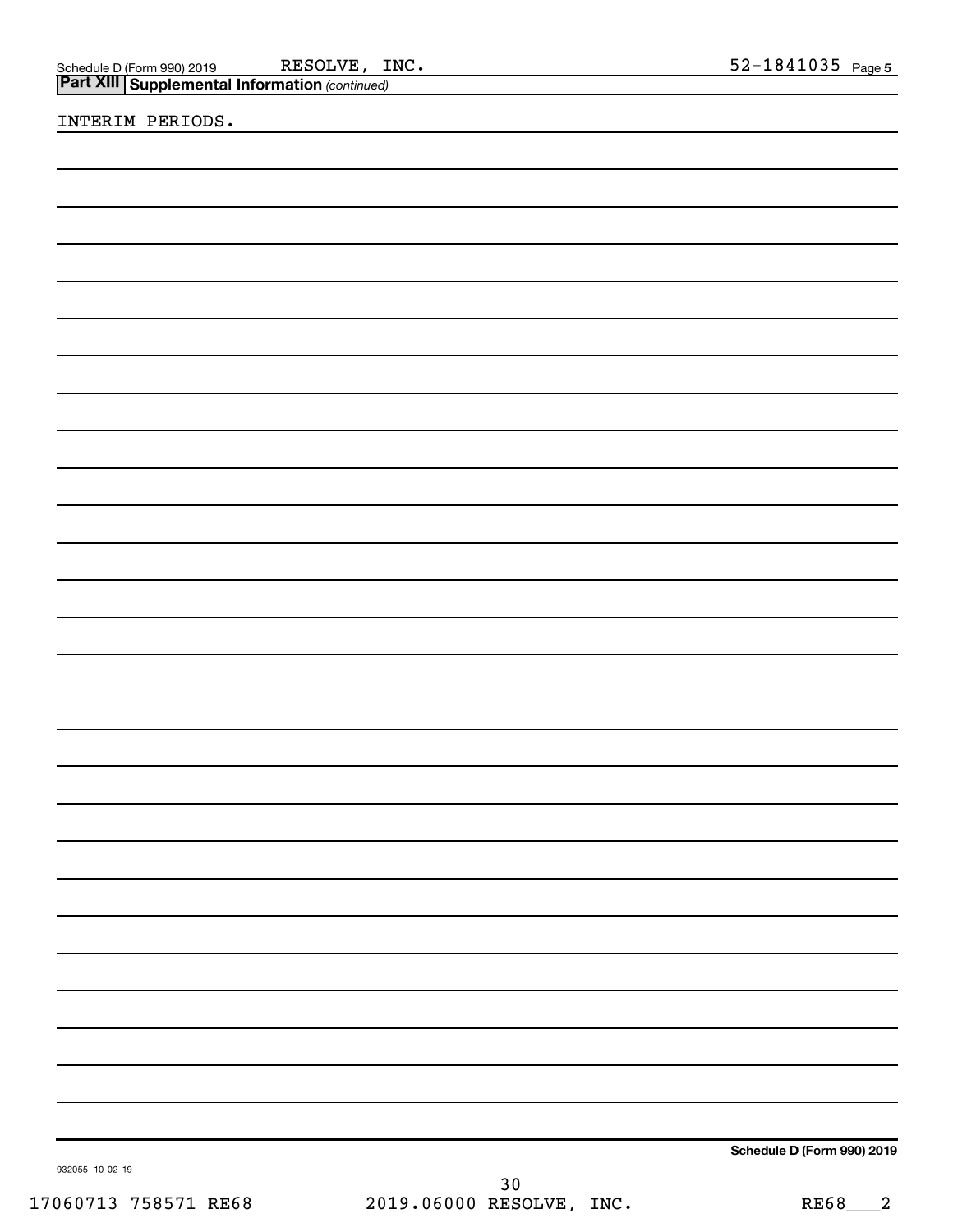Schedule D (Form 990) 2019 RESOLVE, INC. 52-1841035 Page **5**

**Part XIII Supplemental Information** *(continued)*

INTERIM PERIODS.

**Schedule D (Form 990) 2019**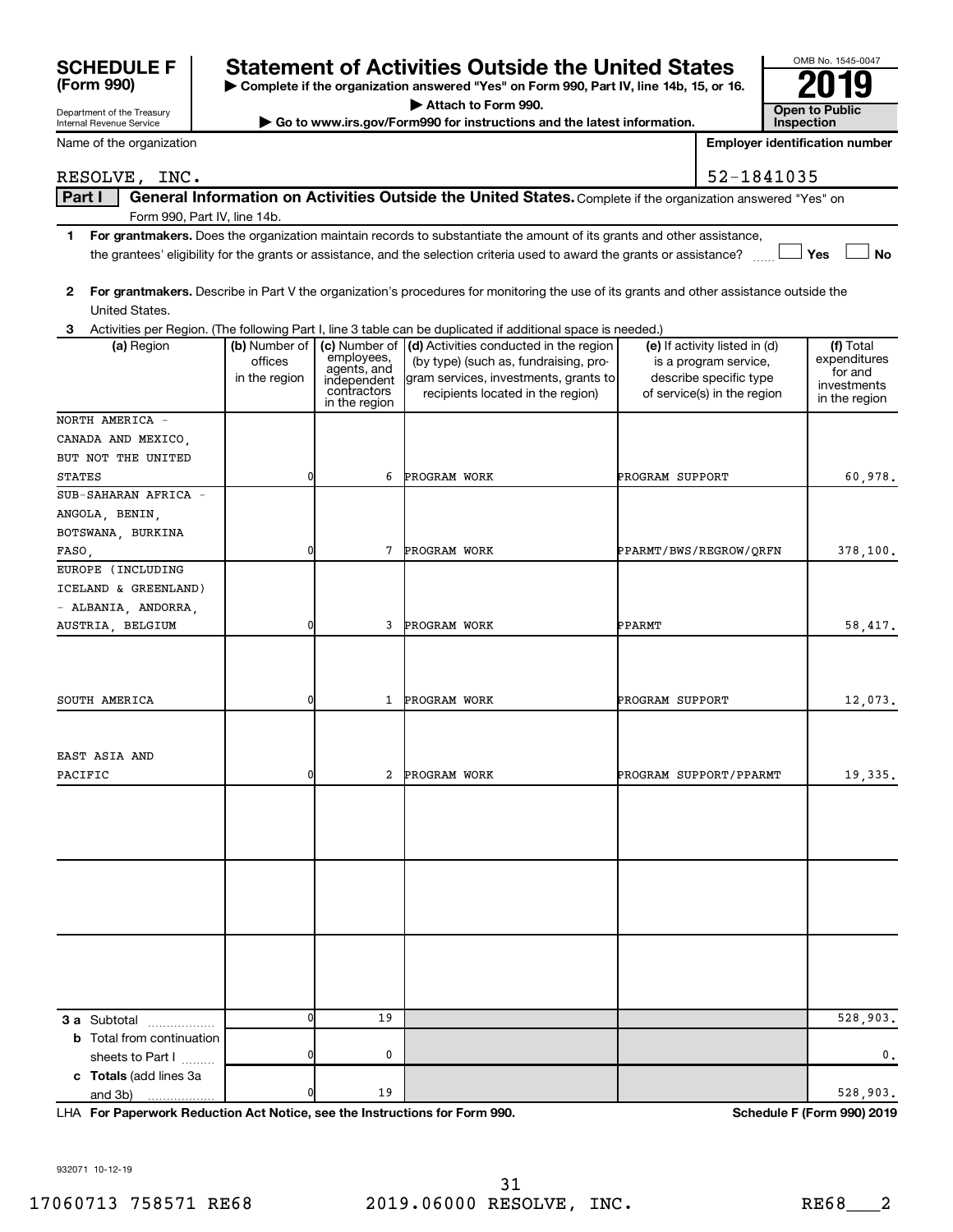# SCHEDULE F (Form 990)

Department of the Treasury
Internal Revenue Service

## Statement of Activities Outside the United States

▶ Complete if the organization answered "Yes" on Form 990, Part IV, line 14b, 15, or 16.
▶ Attach to Form 990.
▶ Go to www.irs.gov/Form990 for instructions and the latest information.

OMB No. 1545-0047
2019
Open to Public Inspection

Name of the organization: RESOLVE, INC.

Employer identification number: 52-1841035

**Part I** **General Information on Activities Outside the United States.** Complete if the organization answered "Yes" on Form 990, Part IV, line 14b.

1 **For grantmakers.** Does the organization maintain records to substantiate the amount of its grants and other assistance, the grantees' eligibility for the grants or assistance, and the selection criteria used to award the grants or assistance? ☐ Yes ☐ No

2 **For grantmakers.** Describe in Part V the organization's procedures for monitoring the use of its grants and other assistance outside the United States.

3 Activities per Region. (The following Part I, line 3 table can be duplicated if additional space is needed.)

| (a) Region | (b) Number of offices in the region | (c) Number of employees, agents, and independent contractors in the region | (d) Activities conducted in the region (by type) (such as, fundraising, program services, investments, grants to recipients located in the region) | (e) If activity listed in (d) is a program service, describe specific type of service(s) in the region | (f) Total expenditures for and investments in the region |
|---|---|---|---|---|---|
| NORTH AMERICA - CANADA AND MEXICO, BUT NOT THE UNITED STATES | 0 | 6 | PROGRAM WORK | PROGRAM SUPPORT | 60,978. |
| SUB-SAHARAN AFRICA - ANGOLA, BENIN, BOTSWANA, BURKINA FASO, | 0 | 7 | PROGRAM WORK | PPARMT/BWS/REGROW/QRFN | 378,100. |
| EUROPE (INCLUDING ICELAND & GREENLAND) - ALBANIA, ANDORRA, AUSTRIA, BELGIUM | 0 | 3 | PROGRAM WORK | PPARMT | 58,417. |
| SOUTH AMERICA | 0 | 1 | PROGRAM WORK | PROGRAM SUPPORT | 12,073. |
| EAST ASIA AND PACIFIC | 0 | 2 | PROGRAM WORK | PROGRAM SUPPORT/PPARMT | 19,335. |
| | | | | | |
| | | | | | |
| | | | | | |
| **3 a** Subtotal | 0 | 19 | | | 528,903. |
| **b** Total from continuation sheets to Part I | 0 | 0 | | | 0. |
| **c Totals** (add lines 3a and 3b) | 0 | 19 | | | 528,903. |

LHA **For Paperwork Reduction Act Notice, see the Instructions for Form 990.** **Schedule F (Form 990) 2019**

932071 10-12-19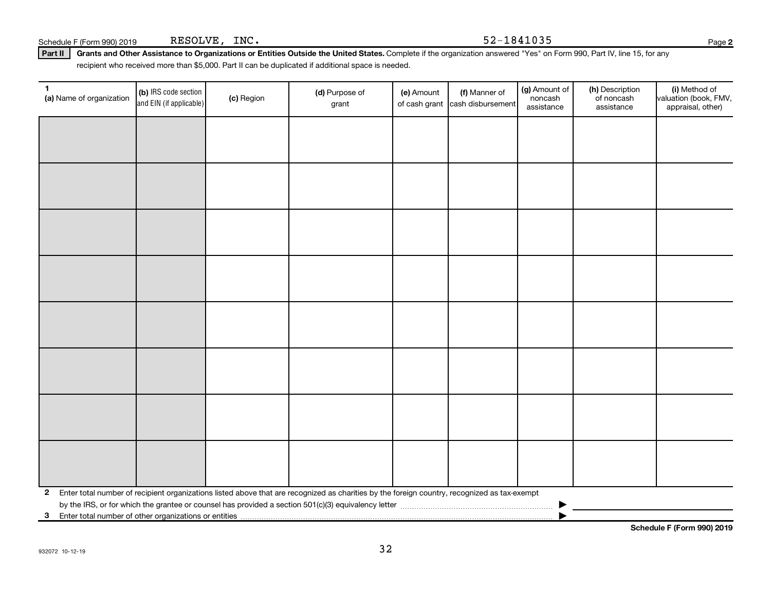Schedule F (Form 990) 2019 RESOLVE, INC. 52-1841035 Page 2

**Part II** **Grants and Other Assistance to Organizations or Entities Outside the United States.** Complete if the organization answered "Yes" on Form 990, Part IV, line 15, for any recipient who received more than $5,000. Part II can be duplicated if additional space is needed.

| 1 (a) Name of organization | (b) IRS code section and EIN (if applicable) | (c) Region | (d) Purpose of grant | (e) Amount of cash grant | (f) Manner of cash disbursement | (g) Amount of noncash assistance | (h) Description of noncash assistance | (i) Method of valuation (book, FMV, appraisal, other) |
|---|---|---|---|---|---|---|---|---|
| | | | | | | | | |
| | | | | | | | | |
| | | | | | | | | |
| | | | | | | | | |
| | | | | | | | | |
| | | | | | | | | |
| | | | | | | | | |
| | | | | | | | | |

**2** Enter total number of recipient organizations listed above that are recognized as charities by the foreign country, recognized as tax-exempt by the IRS, or for which the grantee or counsel has provided a section 501(c)(3) equivalency letter ▶

**3** Enter total number of other organizations or entities ▶

**Schedule F (Form 990) 2019**

932072 10-12-19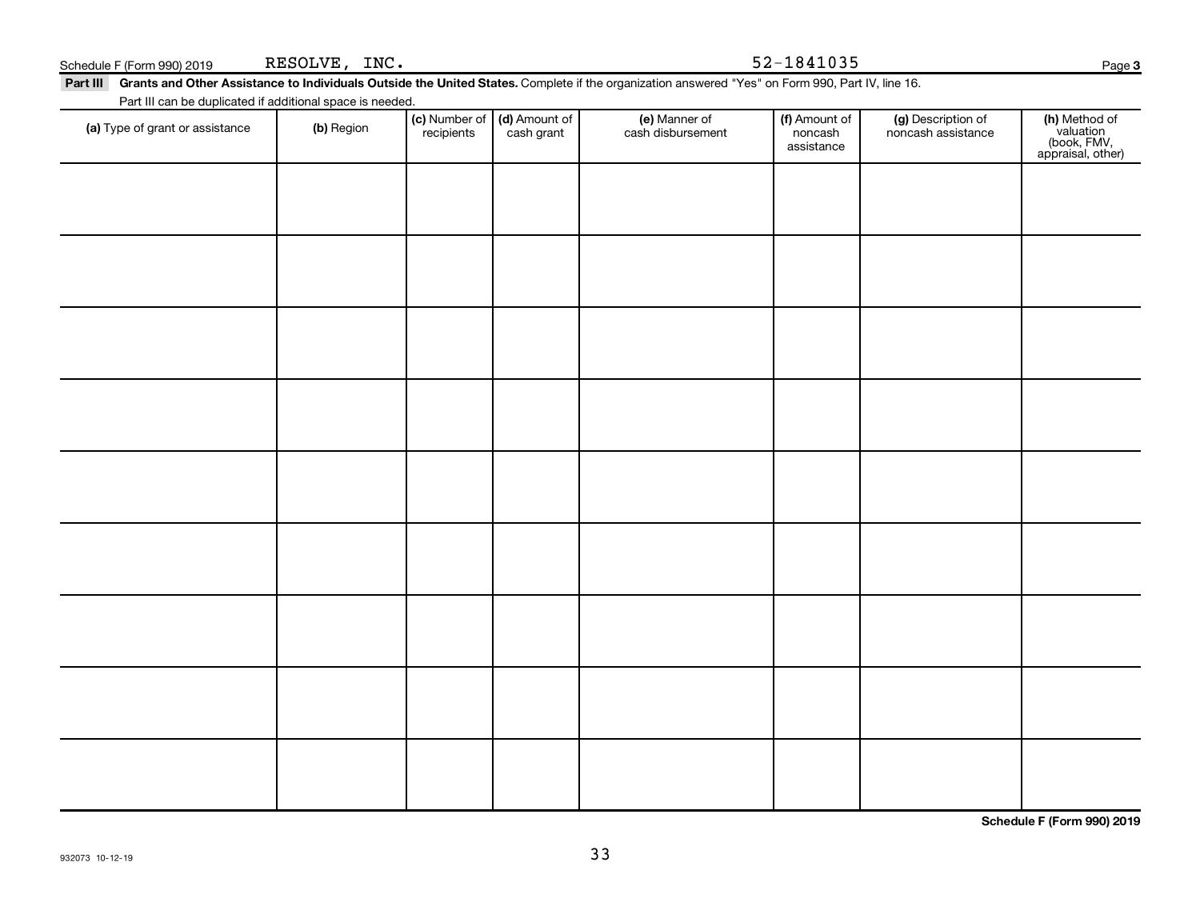Schedule F (Form 990) 2019 RESOLVE, INC. 52-1841035 Page 3

**Part III** **Grants and Other Assistance to Individuals Outside the United States.** Complete if the organization answered "Yes" on Form 990, Part IV, line 16.

Part III can be duplicated if additional space is needed.

| **(a)** Type of grant or assistance | **(b)** Region | **(c)** Number of recipients | **(d)** Amount of cash grant | **(e)** Manner of cash disbursement | **(f)** Amount of noncash assistance | **(g)** Description of noncash assistance | **(h)** Method of valuation (book, FMV, appraisal, other) |
|---|---|---|---|---|---|---|---|
| | | | | | | | |
| | | | | | | | |
| | | | | | | | |
| | | | | | | | |
| | | | | | | | |
| | | | | | | | |
| | | | | | | | |
| | | | | | | | |
| | | | | | | | |

**Schedule F (Form 990) 2019**

932073 10-12-19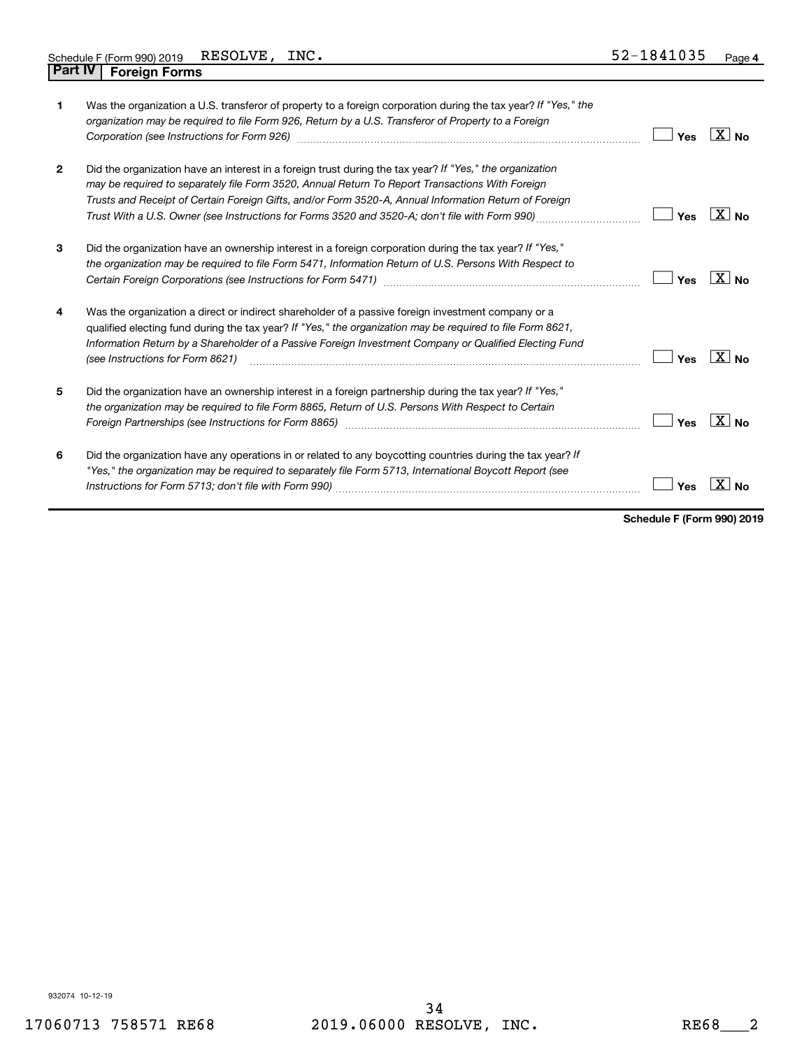Schedule F (Form 990) 2019 RESOLVE, INC. 52-1841035

## Part IV Foreign Forms

| | | | |
|---|---|---|---|
| 1 | Was the organization a U.S. transferor of property to a foreign corporation during the tax year? *If "Yes," the organization may be required to file Form 926, Return by a U.S. Transferor of Property to a Foreign Corporation (see Instructions for Form 926)* | ☐ Yes | [X] No |
| 2 | Did the organization have an interest in a foreign trust during the tax year? *If "Yes," the organization may be required to separately file Form 3520, Annual Return To Report Transactions With Foreign Trusts and Receipt of Certain Foreign Gifts, and/or Form 3520-A, Annual Information Return of Foreign Trust With a U.S. Owner (see Instructions for Forms 3520 and 3520-A; don't file with Form 990)* | ☐ Yes | [X] No |
| 3 | Did the organization have an ownership interest in a foreign corporation during the tax year? *If "Yes," the organization may be required to file Form 5471, Information Return of U.S. Persons With Respect to Certain Foreign Corporations (see Instructions for Form 5471)* | ☐ Yes | [X] No |
| 4 | Was the organization a direct or indirect shareholder of a passive foreign investment company or a qualified electing fund during the tax year? *If "Yes," the organization may be required to file Form 8621, Information Return by a Shareholder of a Passive Foreign Investment Company or Qualified Electing Fund (see Instructions for Form 8621)* | ☐ Yes | [X] No |
| 5 | Did the organization have an ownership interest in a foreign partnership during the tax year? *If "Yes," the organization may be required to file Form 8865, Return of U.S. Persons With Respect to Certain Foreign Partnerships (see Instructions for Form 8865)* | ☐ Yes | [X] No |
| 6 | Did the organization have any operations in or related to any boycotting countries during the tax year? *If "Yes," the organization may be required to separately file Form 5713, International Boycott Report (see Instructions for Form 5713; don't file with Form 990)* | ☐ Yes | [X] No |

**Schedule F (Form 990) 2019**

932074 10-12-19

17060713 758571 RE68 2019.06000 RESOLVE, INC. RE68___2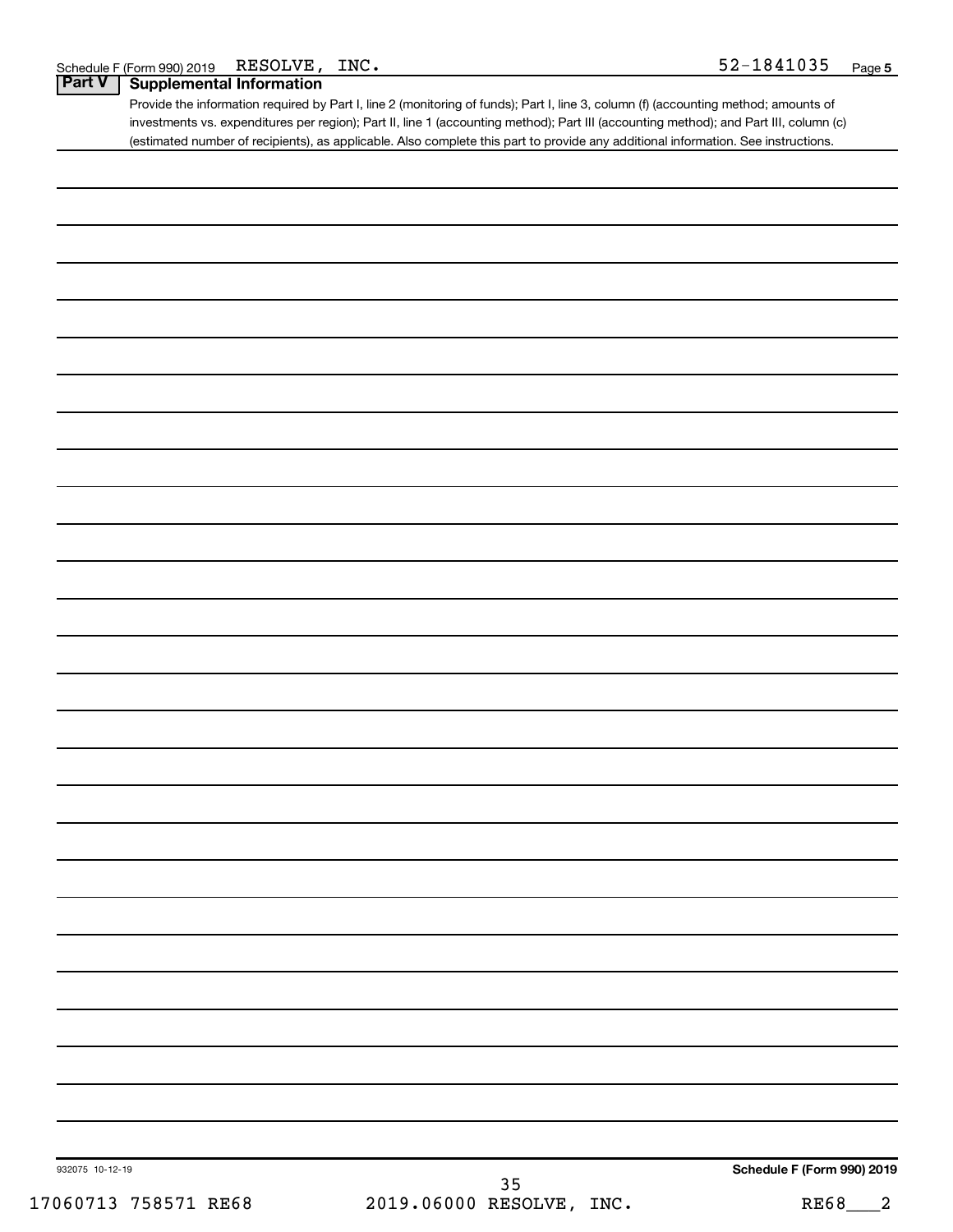Schedule F (Form 990) 2019 RESOLVE, INC. 52-1841035 Page **5**

## Part V Supplemental Information

Provide the information required by Part I, line 2 (monitoring of funds); Part I, line 3, column (f) (accounting method; amounts of investments vs. expenditures per region); Part II, line 1 (accounting method); Part III (accounting method); and Part III, column (c) (estimated number of recipients), as applicable. Also complete this part to provide any additional information. See instructions.

932075 10-12-19 **Schedule F (Form 990) 2019**

17060713 758571 RE68 2019.06000 RESOLVE, INC. RE68\_\_\_2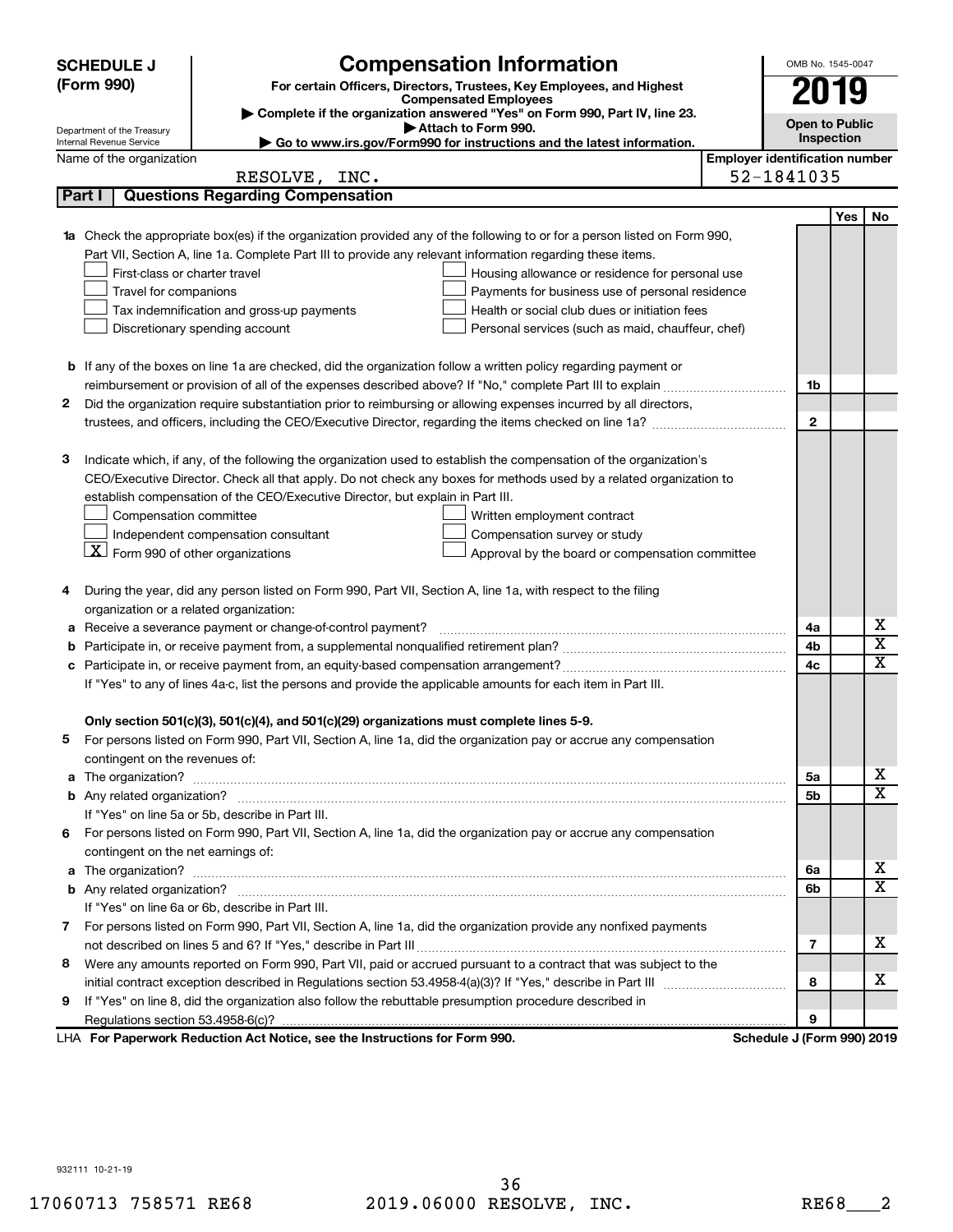**SCHEDULE J (Form 990)**

# Compensation Information

**For certain Officers, Directors, Trustees, Key Employees, and Highest Compensated Employees**

▶ Complete if the organization answered "Yes" on Form 990, Part IV, line 23.
▶ Attach to Form 990.
▶ Go to www.irs.gov/Form990 for instructions and the latest information.

Department of the Treasury
Internal Revenue Service

OMB No. 1545-0047

**2019**

**Open to Public Inspection**

Name of the organization: RESOLVE, INC.

Employer identification number: 52-1841035

## Part I | Questions Regarding Compensation

| | | | Yes | No |
|---|---|---|---|---|
| **1a** | Check the appropriate box(es) if the organization provided any of the following to or for a person listed on Form 990, Part VII, Section A, line 1a. Complete Part III to provide any relevant information regarding these items.<br>☐ First-class or charter travel ☐ Housing allowance or residence for personal use<br>☐ Travel for companions ☐ Payments for business use of personal residence<br>☐ Tax indemnification and gross-up payments ☐ Health or social club dues or initiation fees<br>☐ Discretionary spending account ☐ Personal services (such as maid, chauffeur, chef) | | | |
| **b** | If any of the boxes on line 1a are checked, did the organization follow a written policy regarding payment or reimbursement or provision of all of the expenses described above? If "No," complete Part III to explain | 1b | | |
| **2** | Did the organization require substantiation prior to reimbursing or allowing expenses incurred by all directors, trustees, and officers, including the CEO/Executive Director, regarding the items checked on line 1a? | 2 | | |
| **3** | Indicate which, if any, of the following the organization used to establish the compensation of the organization's CEO/Executive Director. Check all that apply. Do not check any boxes for methods used by a related organization to establish compensation of the CEO/Executive Director, but explain in Part III.<br>☐ Compensation committee ☐ Written employment contract<br>☐ Independent compensation consultant ☐ Compensation survey or study<br>☒ Form 990 of other organizations ☐ Approval by the board or compensation committee | | | |
| **4** | During the year, did any person listed on Form 990, Part VII, Section A, line 1a, with respect to the filing organization or a related organization: | | | |
| **a** | Receive a severance payment or change-of-control payment? | 4a | | X |
| **b** | Participate in, or receive payment from, a supplemental nonqualified retirement plan? | 4b | | X |
| **c** | Participate in, or receive payment from, an equity-based compensation arrangement? | 4c | | X |
| | If "Yes" to any of lines 4a-c, list the persons and provide the applicable amounts for each item in Part III. | | | |
| | **Only section 501(c)(3), 501(c)(4), and 501(c)(29) organizations must complete lines 5-9.** | | | |
| **5** | For persons listed on Form 990, Part VII, Section A, line 1a, did the organization pay or accrue any compensation contingent on the revenues of: | | | |
| **a** | The organization? | 5a | | X |
| **b** | Any related organization? | 5b | | X |
| | If "Yes" on line 5a or 5b, describe in Part III. | | | |
| **6** | For persons listed on Form 990, Part VII, Section A, line 1a, did the organization pay or accrue any compensation contingent on the net earnings of: | | | |
| **a** | The organization? | 6a | | X |
| **b** | Any related organization? | 6b | | X |
| | If "Yes" on line 6a or 6b, describe in Part III. | | | |
| **7** | For persons listed on Form 990, Part VII, Section A, line 1a, did the organization provide any nonfixed payments not described on lines 5 and 6? If "Yes," describe in Part III | 7 | | X |
| **8** | Were any amounts reported on Form 990, Part VII, paid or accrued pursuant to a contract that was subject to the initial contract exception described in Regulations section 53.4958-4(a)(3)? If "Yes," describe in Part III | 8 | | X |
| **9** | If "Yes" on line 8, did the organization also follow the rebuttable presumption procedure described in Regulations section 53.4958-6(c)? | 9 | | |

LHA **For Paperwork Reduction Act Notice, see the Instructions for Form 990.** **Schedule J (Form 990) 2019**

932111 10-21-19

17060713 758571 RE68 2019.06000 RESOLVE, INC. RE68___2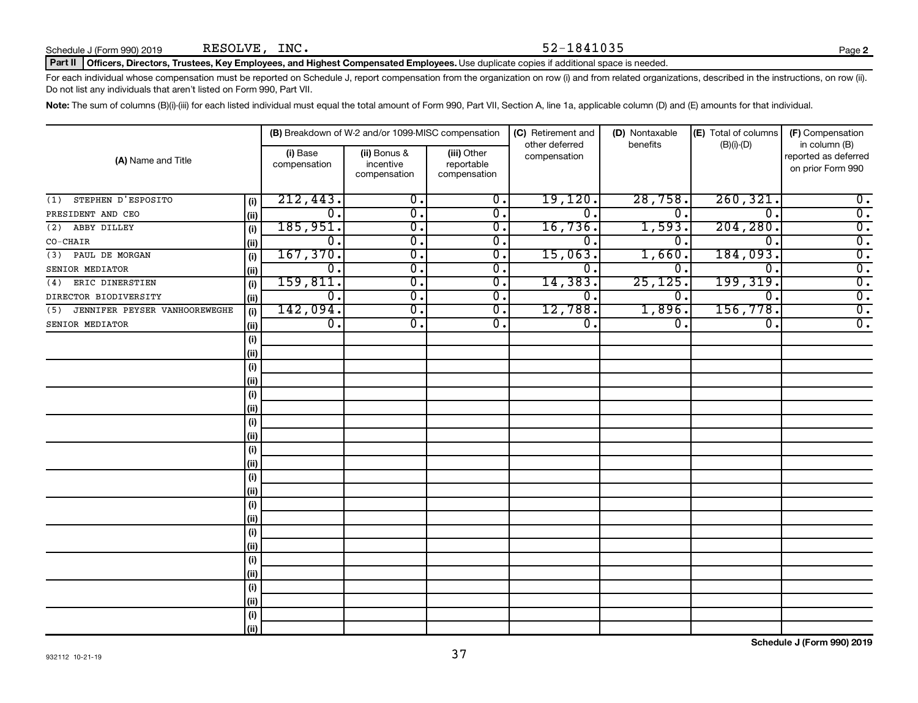Schedule J (Form 990) 2019 RESOLVE, INC. 52-1841035 Page **2**

**Part II** **Officers, Directors, Trustees, Key Employees, and Highest Compensated Employees.** Use duplicate copies if additional space is needed.

For each individual whose compensation must be reported on Schedule J, report compensation from the organization on row (i) and from related organizations, described in the instructions, on row (ii). Do not list any individuals that aren't listed on Form 990, Part VII.

**Note:** The sum of columns (B)(i)-(iii) for each listed individual must equal the total amount of Form 990, Part VII, Section A, line 1a, applicable column (D) and (E) amounts for that individual.

| (A) Name and Title | | (B) Breakdown of W-2 and/or 1099-MISC compensation | | | (C) Retirement and other deferred compensation | (D) Nontaxable benefits | (E) Total of columns (B)(i)-(D) | (F) Compensation in column (B) reported as deferred on prior Form 990 |
|---|---|---|---|---|---|---|---|---|
| | | (i) Base compensation | (ii) Bonus & incentive compensation | (iii) Other reportable compensation | | | | |
| (1) STEPHEN D'ESPOSITO | (i) | 212,443. | 0. | 0. | 19,120. | 28,758. | 260,321. | 0. |
| PRESIDENT AND CEO | (ii) | 0. | 0. | 0. | 0. | 0. | 0. | 0. |
| (2) ABBY DILLEY | (i) | 185,951. | 0. | 0. | 16,736. | 1,593. | 204,280. | 0. |
| CO-CHAIR | (ii) | 0. | 0. | 0. | 0. | 0. | 0. | 0. |
| (3) PAUL DE MORGAN | (i) | 167,370. | 0. | 0. | 15,063. | 1,660. | 184,093. | 0. |
| SENIOR MEDIATOR | (ii) | 0. | 0. | 0. | 0. | 0. | 0. | 0. |
| (4) ERIC DINERSTIEN | (i) | 159,811. | 0. | 0. | 14,383. | 25,125. | 199,319. | 0. |
| DIRECTOR BIODIVERSITY | (ii) | 0. | 0. | 0. | 0. | 0. | 0. | 0. |
| (5) JENNIFER PEYSER VANHOOREWEGHE | (i) | 142,094. | 0. | 0. | 12,788. | 1,896. | 156,778. | 0. |
| SENIOR MEDIATOR | (ii) | 0. | 0. | 0. | 0. | 0. | 0. | 0. |
| | (i) | | | | | | | |
| | (ii) | | | | | | | |
| | (i) | | | | | | | |
| | (ii) | | | | | | | |
| | (i) | | | | | | | |
| | (ii) | | | | | | | |
| | (i) | | | | | | | |
| | (ii) | | | | | | | |
| | (i) | | | | | | | |
| | (ii) | | | | | | | |
| | (i) | | | | | | | |
| | (ii) | | | | | | | |
| | (i) | | | | | | | |
| | (ii) | | | | | | | |
| | (i) | | | | | | | |
| | (ii) | | | | | | | |
| | (i) | | | | | | | |
| | (ii) | | | | | | | |
| | (i) | | | | | | | |
| | (ii) | | | | | | | |
| | (i) | | | | | | | |
| | (ii) | | | | | | | |

932112 10-21-19

**Schedule J (Form 990) 2019**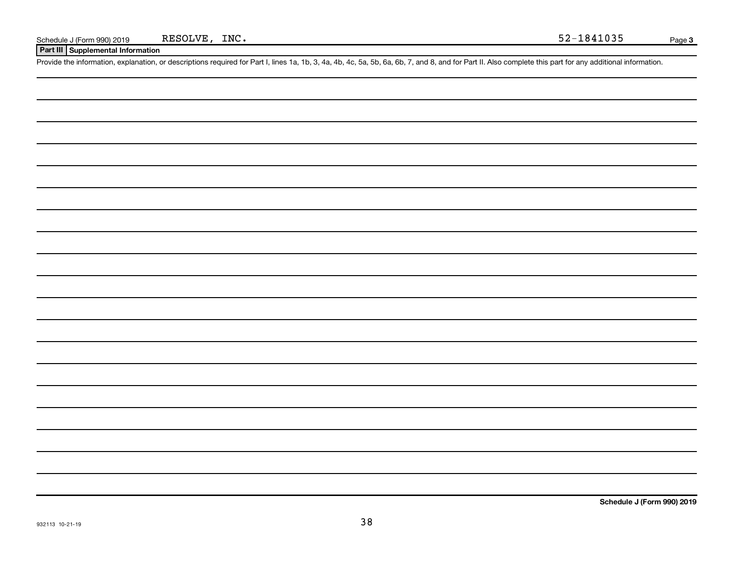Schedule J (Form 990) 2019 RESOLVE, INC. 52-1841035 Page 3

## Part III Supplemental Information

Provide the information, explanation, or descriptions required for Part I, lines 1a, 1b, 3, 4a, 4b, 4c, 5a, 5b, 6a, 6b, 7, and 8, and for Part II. Also complete this part for any additional information.

**Schedule J (Form 990) 2019**

932113 10-21-19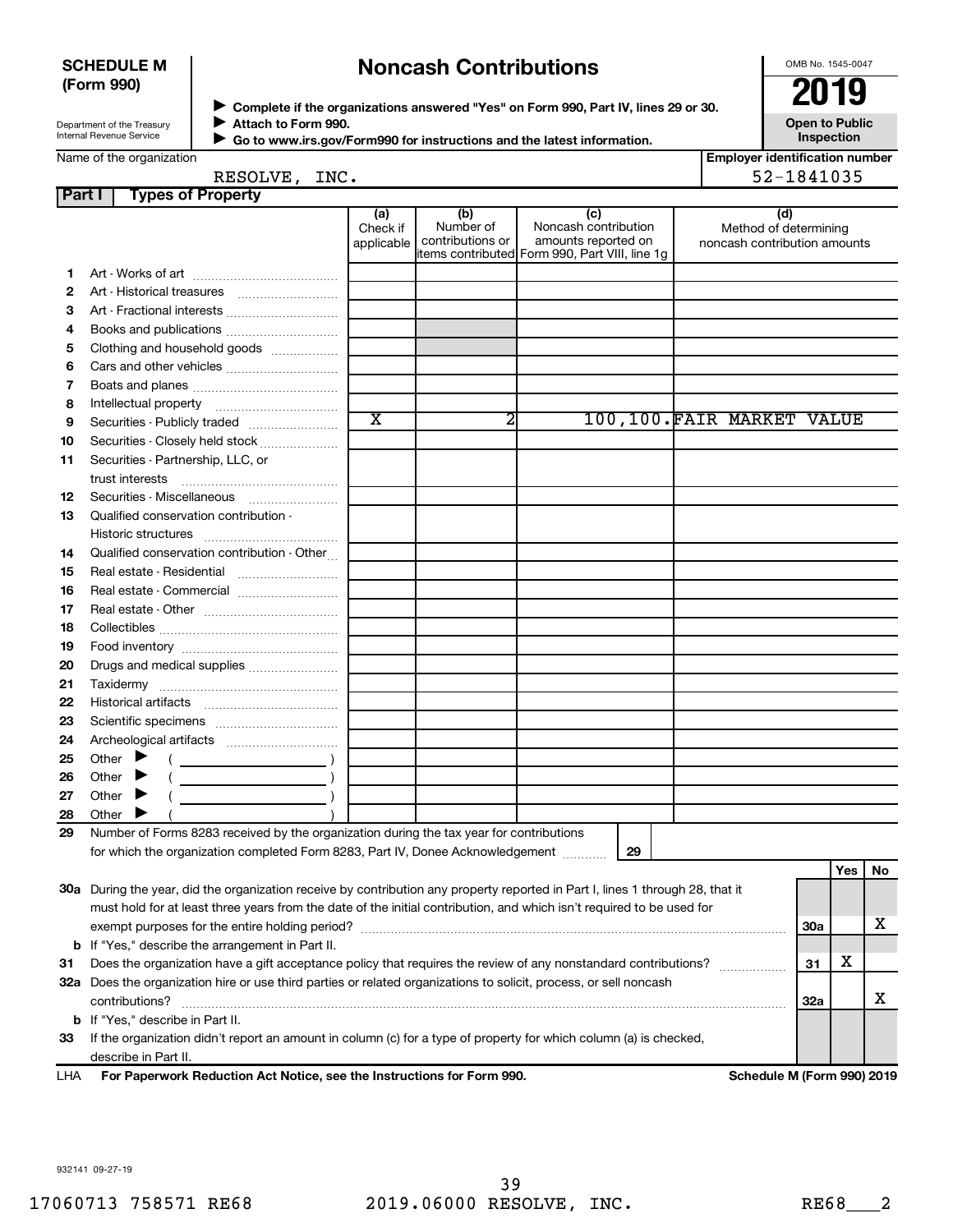**SCHEDULE M (Form 990)**

Department of the Treasury
Internal Revenue Service

# Noncash Contributions

▶ Complete if the organizations answered "Yes" on Form 990, Part IV, lines 29 or 30.
▶ Attach to Form 990.
▶ Go to www.irs.gov/Form990 for instructions and the latest information.

OMB No. 1545-0047

**2019**

**Open to Public Inspection**

Name of the organization: RESOLVE, INC.

Employer identification number: 52-1841035

## Part I Types of Property

| | | (a) Check if applicable | (b) Number of contributions or items contributed | (c) Noncash contribution amounts reported on Form 990, Part VIII, line 1g | (d) Method of determining noncash contribution amounts |
|---|---|---|---|---|---|
| 1 | Art - Works of art | | | | |
| 2 | Art - Historical treasures | | | | |
| 3 | Art - Fractional interests | | | | |
| 4 | Books and publications | | | | |
| 5 | Clothing and household goods | | | | |
| 6 | Cars and other vehicles | | | | |
| 7 | Boats and planes | | | | |
| 8 | Intellectual property | | | | |
| 9 | Securities - Publicly traded | X | 2 | 100,100. | FAIR MARKET VALUE |
| 10 | Securities - Closely held stock | | | | |
| 11 | Securities - Partnership, LLC, or trust interests | | | | |
| 12 | Securities - Miscellaneous | | | | |
| 13 | Qualified conservation contribution - Historic structures | | | | |
| 14 | Qualified conservation contribution - Other | | | | |
| 15 | Real estate - Residential | | | | |
| 16 | Real estate - Commercial | | | | |
| 17 | Real estate - Other | | | | |
| 18 | Collectibles | | | | |
| 19 | Food inventory | | | | |
| 20 | Drugs and medical supplies | | | | |
| 21 | Taxidermy | | | | |
| 22 | Historical artifacts | | | | |
| 23 | Scientific specimens | | | | |
| 24 | Archeological artifacts | | | | |
| 25 | Other ▶ ( ) | | | | |
| 26 | Other ▶ ( ) | | | | |
| 27 | Other ▶ ( ) | | | | |
| 28 | Other ▶ ( ) | | | | |

29 Number of Forms 8283 received by the organization during the tax year for contributions for which the organization completed Form 8283, Part IV, Donee Acknowledgement ..... 29

| | | | Yes | No |
|---|---|---|---|---|
| 30a | During the year, did the organization receive by contribution any property reported in Part I, lines 1 through 28, that it must hold for at least three years from the date of the initial contribution, and which isn't required to be used for exempt purposes for the entire holding period? | 30a | | X |
| b | If "Yes," describe the arrangement in Part II. | | | |
| 31 | Does the organization have a gift acceptance policy that requires the review of any nonstandard contributions? | 31 | X | |
| 32a | Does the organization hire or use third parties or related organizations to solicit, process, or sell noncash contributions? | 32a | | X |
| b | If "Yes," describe in Part II. | | | |
| 33 | If the organization didn't report an amount in column (c) for a type of property for which column (a) is checked, describe in Part II. | | | |

LHA **For Paperwork Reduction Act Notice, see the Instructions for Form 990.** **Schedule M (Form 990) 2019**

932141 09-27-19

17060713 758571 RE68 2019.06000 RESOLVE, INC. RE68___2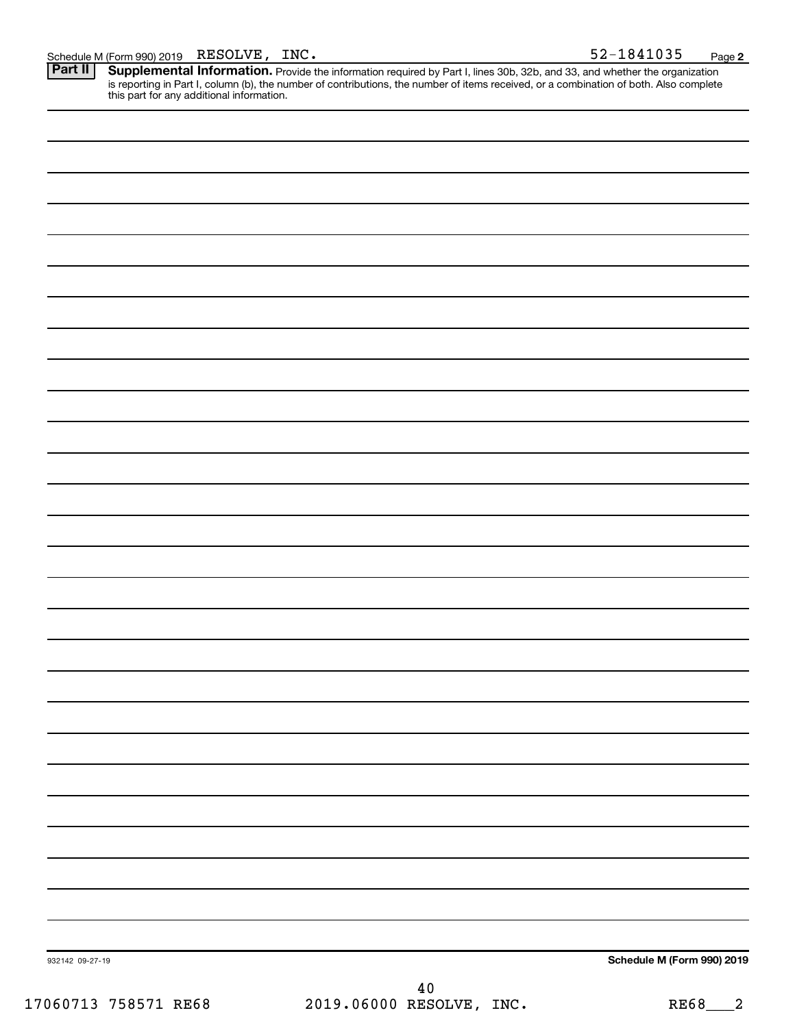Schedule M (Form 990) 2019 RESOLVE, INC. 52-1841035 Page **2**

**Part II** **Supplemental Information.** Provide the information required by Part I, lines 30b, 32b, and 33, and whether the organization is reporting in Part I, column (b), the number of contributions, the number of items received, or a combination of both. Also complete this part for any additional information.

932142 09-27-19 **Schedule M (Form 990) 2019**

17060713 758571 RE68 2019.06000 RESOLVE, INC. RE68___2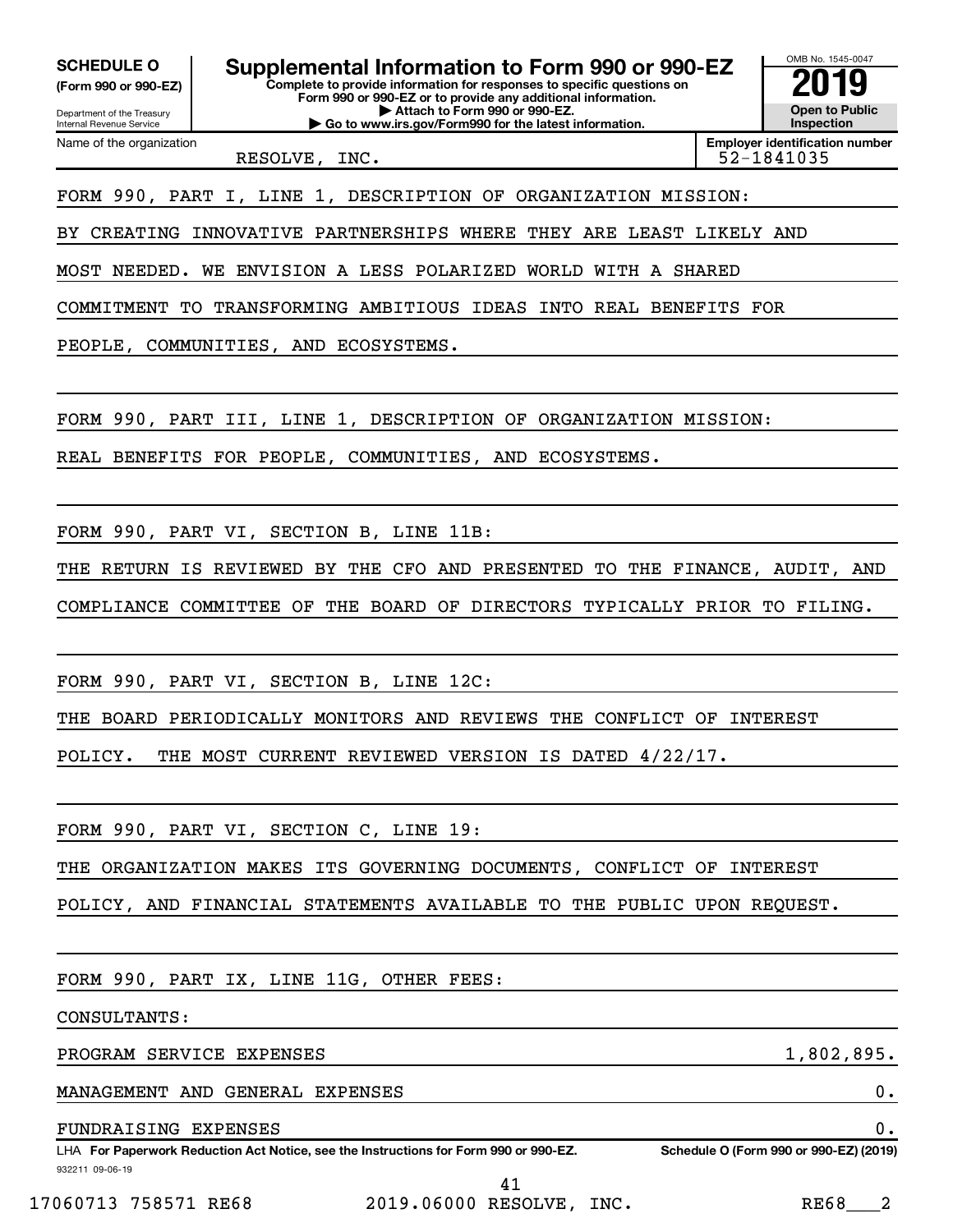**SCHEDULE O (Form 990 or 990-EZ)**

Department of the Treasury
Internal Revenue Service

# Supplemental Information to Form 990 or 990-EZ

**Complete to provide information for responses to specific questions on Form 990 or 990-EZ or to provide any additional information.**
**▶ Attach to Form 990 or 990-EZ.**
**▶ Go to www.irs.gov/Form990 for the latest information.**

OMB No. 1545-0047

**2019**

**Open to Public Inspection**

Name of the organization: RESOLVE, INC.

**Employer identification number:** 52-1841035

FORM 990, PART I, LINE 1, DESCRIPTION OF ORGANIZATION MISSION:

BY CREATING INNOVATIVE PARTNERSHIPS WHERE THEY ARE LEAST LIKELY AND MOST NEEDED. WE ENVISION A LESS POLARIZED WORLD WITH A SHARED COMMITMENT TO TRANSFORMING AMBITIOUS IDEAS INTO REAL BENEFITS FOR PEOPLE, COMMUNITIES, AND ECOSYSTEMS.

FORM 990, PART III, LINE 1, DESCRIPTION OF ORGANIZATION MISSION:

REAL BENEFITS FOR PEOPLE, COMMUNITIES, AND ECOSYSTEMS.

FORM 990, PART VI, SECTION B, LINE 11B:

THE RETURN IS REVIEWED BY THE CFO AND PRESENTED TO THE FINANCE, AUDIT, AND COMPLIANCE COMMITTEE OF THE BOARD OF DIRECTORS TYPICALLY PRIOR TO FILING.

FORM 990, PART VI, SECTION B, LINE 12C:

THE BOARD PERIODICALLY MONITORS AND REVIEWS THE CONFLICT OF INTEREST POLICY. THE MOST CURRENT REVIEWED VERSION IS DATED 4/22/17.

FORM 990, PART VI, SECTION C, LINE 19:

THE ORGANIZATION MAKES ITS GOVERNING DOCUMENTS, CONFLICT OF INTEREST POLICY, AND FINANCIAL STATEMENTS AVAILABLE TO THE PUBLIC UPON REQUEST.

FORM 990, PART IX, LINE 11G, OTHER FEES:

CONSULTANTS:

| | |
|---|---|
| PROGRAM SERVICE EXPENSES | 1,802,895. |
| MANAGEMENT AND GENERAL EXPENSES | 0. |
| FUNDRAISING EXPENSES | 0. |

LHA **For Paperwork Reduction Act Notice, see the Instructions for Form 990 or 990-EZ.** **Schedule O (Form 990 or 990-EZ) (2019)**

932211 09-06-19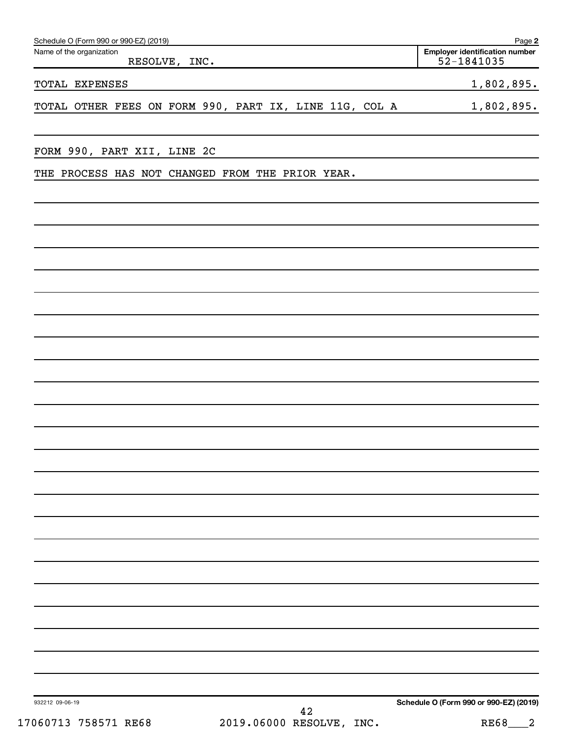Schedule O (Form 990 or 990-EZ) (2019) Page **2**

| Name of the organization | Employer identification number |
|---|---|
| RESOLVE, INC. | 52-1841035 |

| | |
|---|---|
| TOTAL EXPENSES | 1,802,895. |
| TOTAL OTHER FEES ON FORM 990, PART IX, LINE 11G, COL A | 1,802,895. |

FORM 990, PART XII, LINE 2C

THE PROCESS HAS NOT CHANGED FROM THE PRIOR YEAR.

932212 09-06-19

**Schedule O (Form 990 or 990-EZ) (2019)**

17060713 758571 RE68 2019.06000 RESOLVE, INC. RE68___2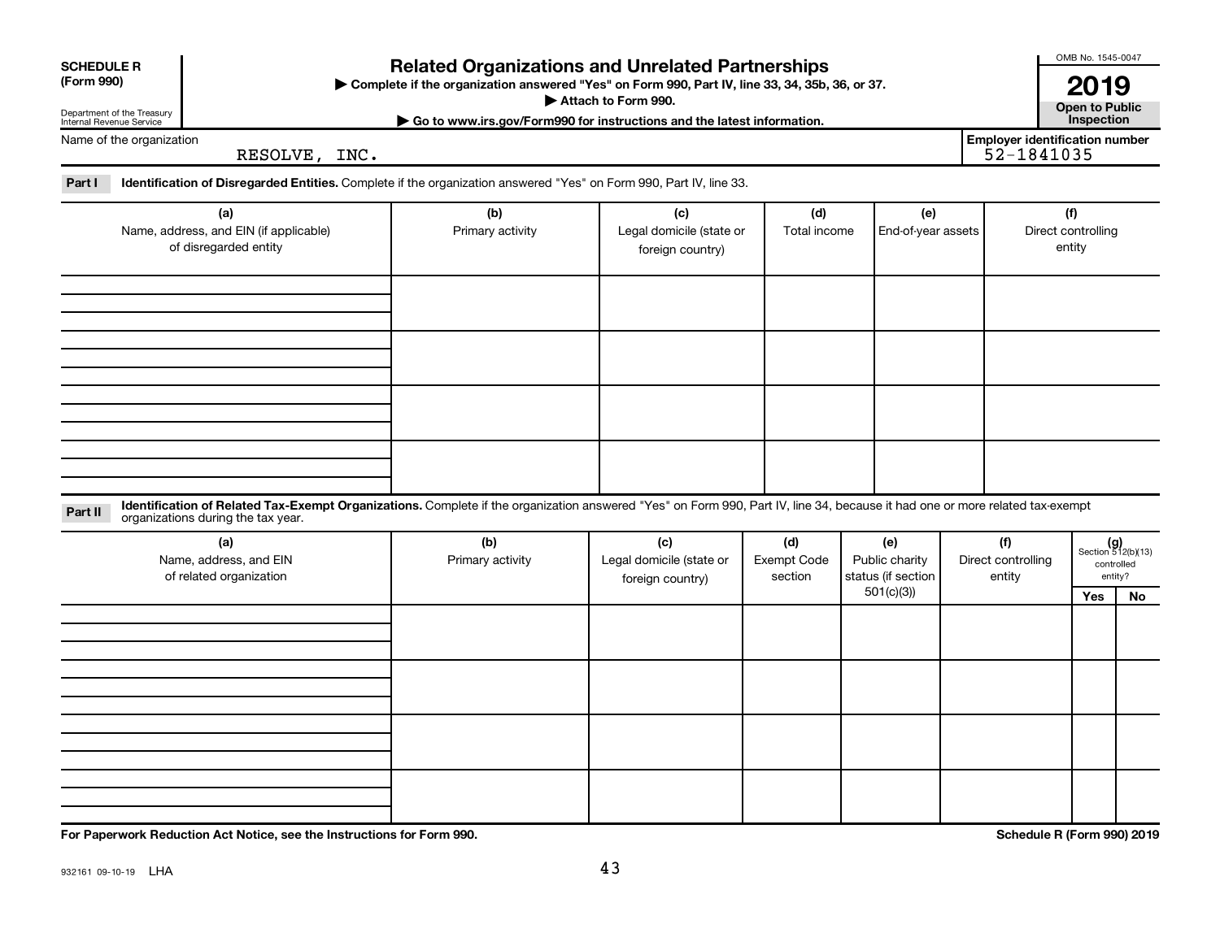**SCHEDULE R (Form 990)**

Department of the Treasury Internal Revenue Service

# Related Organizations and Unrelated Partnerships

**▶ Complete if the organization answered "Yes" on Form 990, Part IV, line 33, 34, 35b, 36, or 37.**

**▶ Attach to Form 990.**

**▶ Go to www.irs.gov/Form990 for instructions and the latest information.**

OMB No. 1545-0047

**2019**

**Open to Public Inspection**

Name of the organization: RESOLVE, INC.

**Employer identification number** 52-1841035

**Part I** **Identification of Disregarded Entities.** Complete if the organization answered "Yes" on Form 990, Part IV, line 33.

| (a) Name, address, and EIN (if applicable) of disregarded entity | (b) Primary activity | (c) Legal domicile (state or foreign country) | (d) Total income | (e) End-of-year assets | (f) Direct controlling entity |
|---|---|---|---|---|---|
| | | | | | |
| | | | | | |
| | | | | | |
| | | | | | |

**Part II** **Identification of Related Tax-Exempt Organizations.** Complete if the organization answered "Yes" on Form 990, Part IV, line 34, because it had one or more related tax-exempt organizations during the tax year.

| (a) Name, address, and EIN of related organization | (b) Primary activity | (c) Legal domicile (state or foreign country) | (d) Exempt Code section | (e) Public charity status (if section 501(c)(3)) | (f) Direct controlling entity | (g) Section 512(b)(13) controlled entity? Yes | No |
|---|---|---|---|---|---|---|---|
| | | | | | | | |
| | | | | | | | |
| | | | | | | | |
| | | | | | | | |

**For Paperwork Reduction Act Notice, see the Instructions for Form 990.**

**Schedule R (Form 990) 2019**

932161 09-10-19 LHA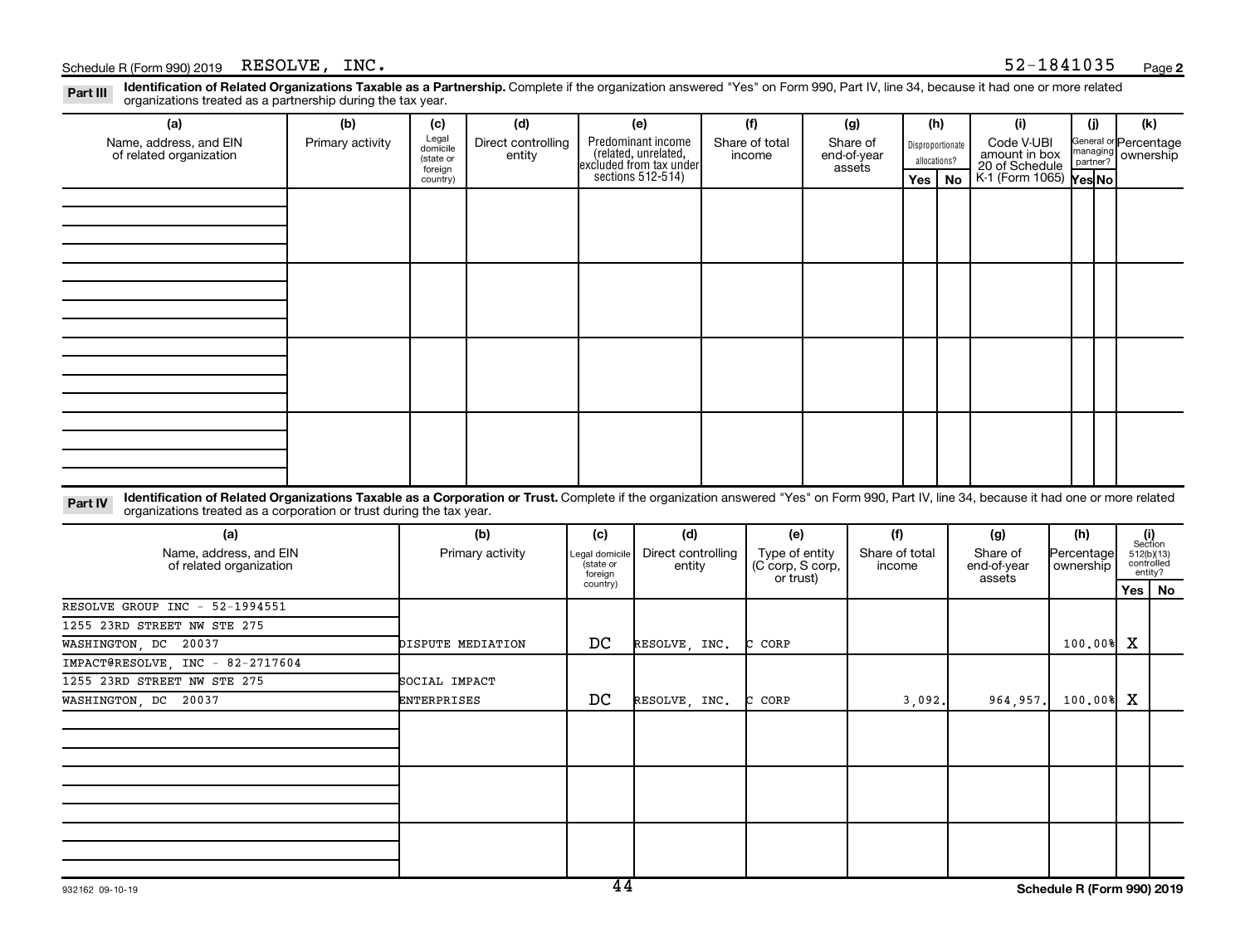Schedule R (Form 990) 2019 RESOLVE, INC. 52-1841035 Page **2**

**Part III** **Identification of Related Organizations Taxable as a Partnership.** Complete if the organization answered "Yes" on Form 990, Part IV, line 34, because it had one or more related organizations treated as a partnership during the tax year.

| (a) Name, address, and EIN of related organization | (b) Primary activity | (c) Legal domicile (state or foreign country) | (d) Direct controlling entity | (e) Predominant income (related, unrelated, excluded from tax under sections 512-514) | (f) Share of total income | (g) Share of end-of-year assets | (h) Disproportionate allocations? Yes | (h) No | (i) Code V-UBI amount in box 20 of Schedule K-1 (Form 1065) | (j) General or managing partner? Yes | (j) No | (k) Percentage ownership |
|---|---|---|---|---|---|---|---|---|---|---|---|---|
| | | | | | | | | | | | | |
| | | | | | | | | | | | | |
| | | | | | | | | | | | | |
| | | | | | | | | | | | | |

**Part IV** **Identification of Related Organizations Taxable as a Corporation or Trust.** Complete if the organization answered "Yes" on Form 990, Part IV, line 34, because it had one or more related organizations treated as a corporation or trust during the tax year.

| (a) Name, address, and EIN of related organization | (b) Primary activity | (c) Legal domicile (state or foreign country) | (d) Direct controlling entity | (e) Type of entity (C corp, S corp, or trust) | (f) Share of total income | (g) Share of end-of-year assets | (h) Percentage ownership | (i) Section 512(b)(13) controlled entity? Yes | (i) No |
|---|---|---|---|---|---|---|---|---|---|
| RESOLVE GROUP INC - 52-1994551<br>1255 23RD STREET NW STE 275<br>WASHINGTON, DC 20037 | DISPUTE MEDIATION | DC | RESOLVE, INC. | C CORP | | | 100.00% | X | |
| IMPACT@RESOLVE, INC - 82-2717604<br>1255 23RD STREET NW STE 275<br>WASHINGTON, DC 20037 | SOCIAL IMPACT ENTERPRISES | DC | RESOLVE, INC. | C CORP | 3,092. | 964,957. | 100.00% | X | |
| | | | | | | | | | |
| | | | | | | | | | |
| | | | | | | | | | |

932162 09-10-19 **Schedule R (Form 990) 2019**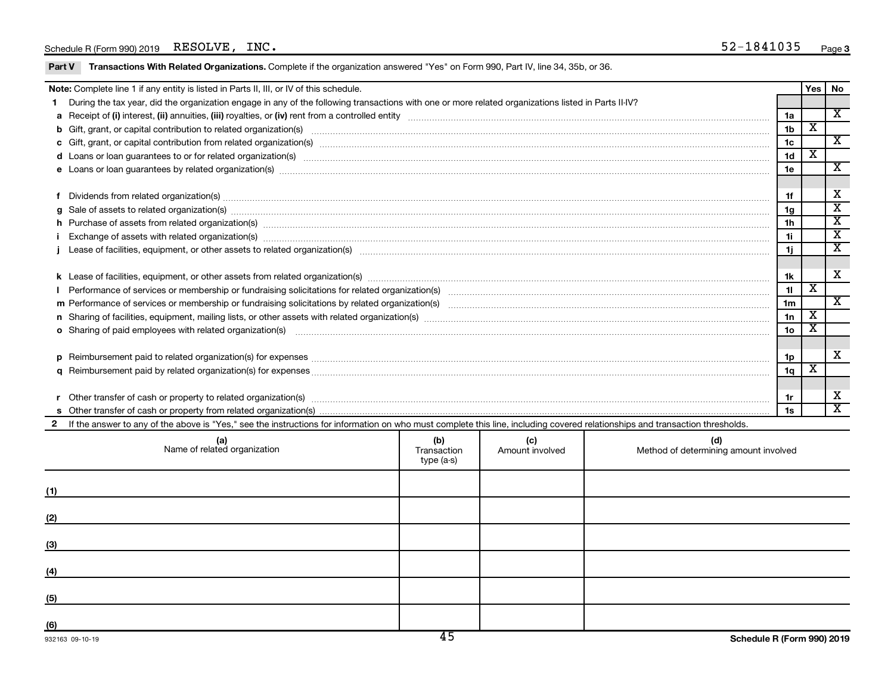Schedule R (Form 990) 2019 RESOLVE, INC. 52-1841035

**Part V Transactions With Related Organizations.** Complete if the organization answered "Yes" on Form 990, Part IV, line 34, 35b, or 36.

| **Note:** Complete line 1 if any entity is listed in Parts II, III, or IV of this schedule. | | Yes | No |
|---|---|---|---|
| **1** During the tax year, did the organization engage in any of the following transactions with one or more related organizations listed in Parts II-IV? | | | |
| **a** Receipt of **(i)** interest, **(ii)** annuities, **(iii)** royalties, or **(iv)** rent from a controlled entity | 1a | | X |
| **b** Gift, grant, or capital contribution to related organization(s) | 1b | X | |
| **c** Gift, grant, or capital contribution from related organization(s) | 1c | | X |
| **d** Loans or loan guarantees to or for related organization(s) | 1d | X | |
| **e** Loans or loan guarantees by related organization(s) | 1e | | X |
| **f** Dividends from related organization(s) | 1f | | X |
| **g** Sale of assets to related organization(s) | 1g | | X |
| **h** Purchase of assets from related organization(s) | 1h | | X |
| **i** Exchange of assets with related organization(s) | 1i | | X |
| **j** Lease of facilities, equipment, or other assets to related organization(s) | 1j | | X |
| **k** Lease of facilities, equipment, or other assets from related organization(s) | 1k | | X |
| **l** Performance of services or membership or fundraising solicitations for related organization(s) | 1l | X | |
| **m** Performance of services or membership or fundraising solicitations by related organization(s) | 1m | | X |
| **n** Sharing of facilities, equipment, mailing lists, or other assets with related organization(s) | 1n | X | |
| **o** Sharing of paid employees with related organization(s) | 1o | X | |
| **p** Reimbursement paid to related organization(s) for expenses | 1p | | X |
| **q** Reimbursement paid by related organization(s) for expenses | 1q | X | |
| **r** Other transfer of cash or property to related organization(s) | 1r | | X |
| **s** Other transfer of cash or property from related organization(s) | 1s | | X |

**2** If the answer to any of the above is "Yes," see the instructions for information on who must complete this line, including covered relationships and transaction thresholds.

| | (a) Name of related organization | (b) Transaction type (a-s) | (c) Amount involved | (d) Method of determining amount involved |
|---|---|---|---|---|
| (1) | | | | |
| (2) | | | | |
| (3) | | | | |
| (4) | | | | |
| (5) | | | | |
| (6) | | | | |

932163 09-10-19 **Schedule R (Form 990) 2019**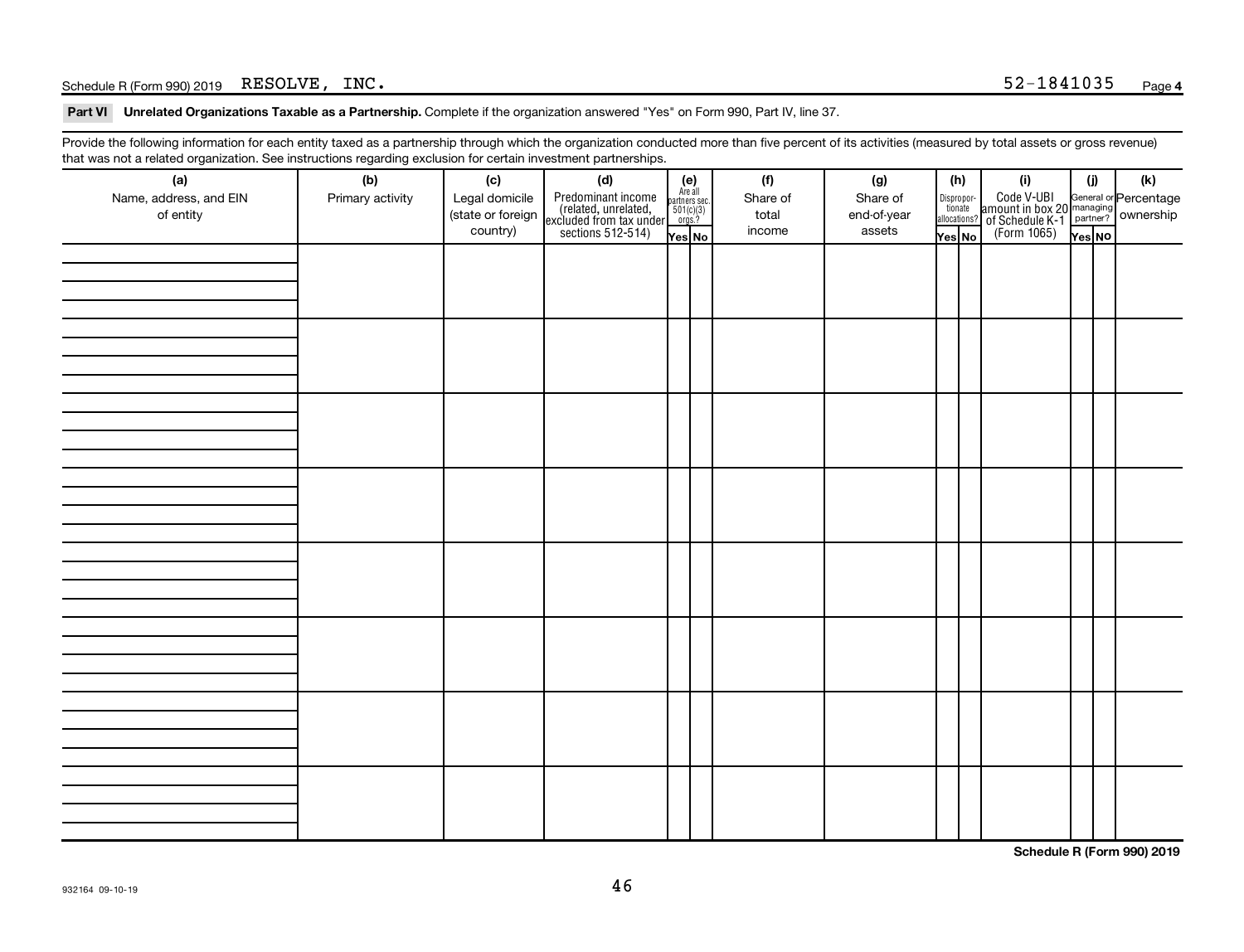Schedule R (Form 990) 2019 RESOLVE, INC. 52-1841035 Page 4

**Part VI Unrelated Organizations Taxable as a Partnership.** Complete if the organization answered "Yes" on Form 990, Part IV, line 37.

Provide the following information for each entity taxed as a partnership through which the organization conducted more than five percent of its activities (measured by total assets or gross revenue) that was not a related organization. See instructions regarding exclusion for certain investment partnerships.

| (a) Name, address, and EIN of entity | (b) Primary activity | (c) Legal domicile (state or foreign country) | (d) Predominant income (related, unrelated, excluded from tax under sections 512-514) | (e) Are all partners sec. 501(c)(3) orgs.? | | (f) Share of total income | (g) Share of end-of-year assets | (h) Disproportionate allocations? | | (i) Code V-UBI amount in box 20 of Schedule K-1 (Form 1065) | (j) General or managing partner? | | (k) Percentage ownership |
|---|---|---|---|---|---|---|---|---|---|---|---|---|---|
| | | | | Yes | No | | | Yes | No | | Yes | No | |
| | | | | | | | | | | | | | |
| | | | | | | | | | | | | | |
| | | | | | | | | | | | | | |
| | | | | | | | | | | | | | |
| | | | | | | | | | | | | | |
| | | | | | | | | | | | | | |
| | | | | | | | | | | | | | |
| | | | | | | | | | | | | | |

**Schedule R (Form 990) 2019**

932164 09-10-19